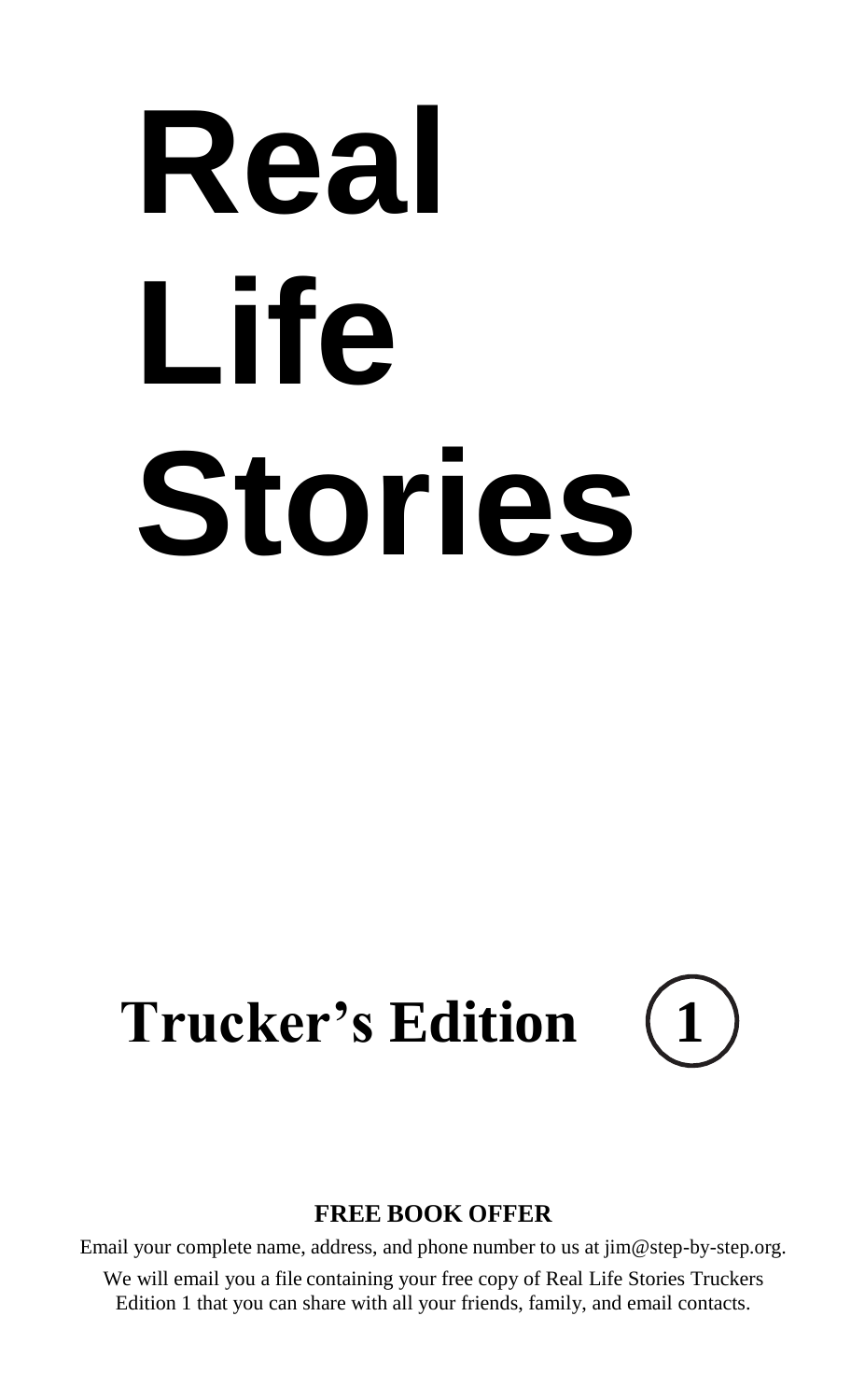# Real Life Stories

## Trucker's Edition 1

**FREE BOOK OFFER**

Email your complete name, address, and phone number to us at jim@step-by-step.org.

We will email you a file containing your free copy of Real Life Stories Truckers Edition 1 that you can share with all your friends, family, and email contacts.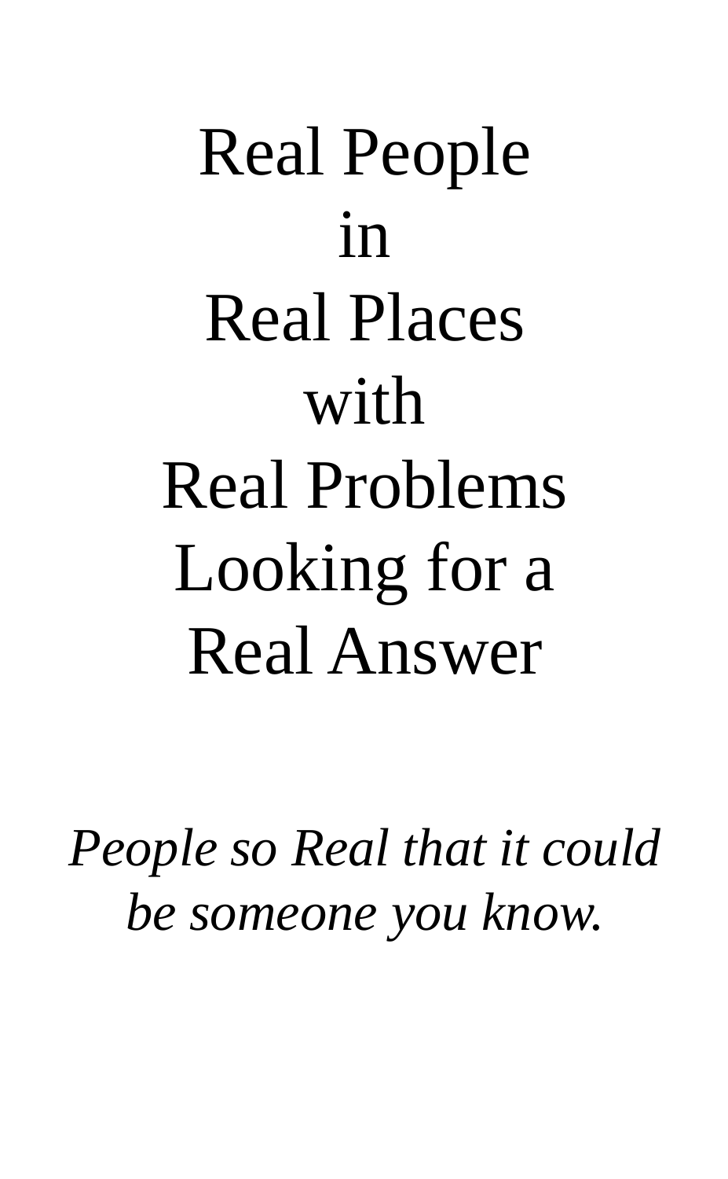Real People
in
Real Places
with
Real Problems
Looking for a
Real Answer

*People so Real that it could be someone you know.*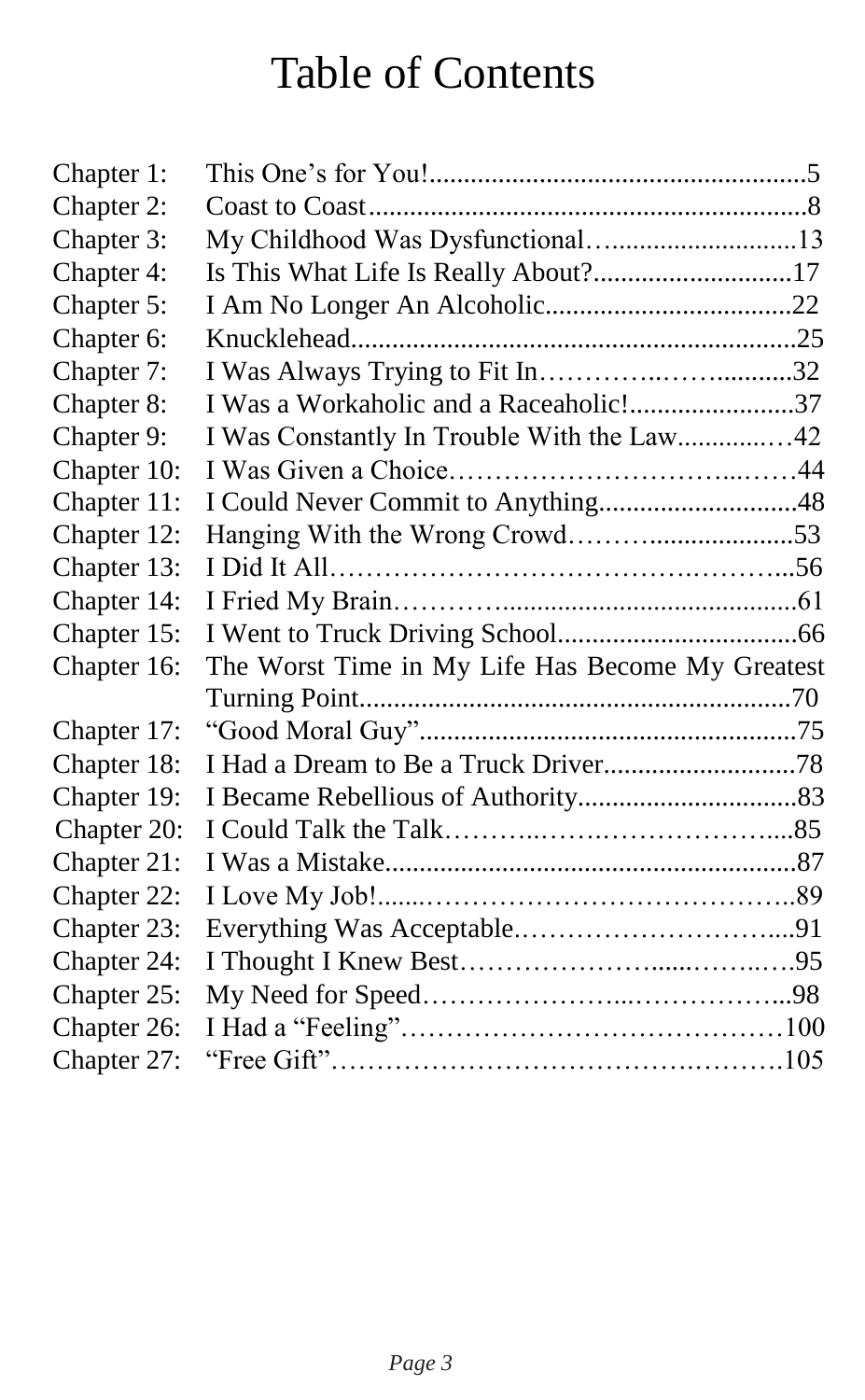# Table of Contents

| | | |
|---|---|---|
| Chapter 1: | This One's for You! | 5 |
| Chapter 2: | Coast to Coast | 8 |
| Chapter 3: | My Childhood Was Dysfunctional | 13 |
| Chapter 4: | Is This What Life Is Really About? | 17 |
| Chapter 5: | I Am No Longer An Alcoholic | 22 |
| Chapter 6: | Knucklehead | 25 |
| Chapter 7: | I Was Always Trying to Fit In | 32 |
| Chapter 8: | I Was a Workaholic and a Raceaholic! | 37 |
| Chapter 9: | I Was Constantly In Trouble With the Law | 42 |
| Chapter 10: | I Was Given a Choice | 44 |
| Chapter 11: | I Could Never Commit to Anything | 48 |
| Chapter 12: | Hanging With the Wrong Crowd | 53 |
| Chapter 13: | I Did It All | 56 |
| Chapter 14: | I Fried My Brain | 61 |
| Chapter 15: | I Went to Truck Driving School | 66 |
| Chapter 16: | The Worst Time in My Life Has Become My Greatest Turning Point | 70 |
| Chapter 17: | "Good Moral Guy" | 75 |
| Chapter 18: | I Had a Dream to Be a Truck Driver | 78 |
| Chapter 19: | I Became Rebellious of Authority | 83 |
| Chapter 20: | I Could Talk the Talk | 85 |
| Chapter 21: | I Was a Mistake | 87 |
| Chapter 22: | I Love My Job! | 89 |
| Chapter 23: | Everything Was Acceptable | 91 |
| Chapter 24: | I Thought I Knew Best | 95 |
| Chapter 25: | My Need for Speed | 98 |
| Chapter 26: | I Had a "Feeling" | 100 |
| Chapter 27: | "Free Gift" | 105 |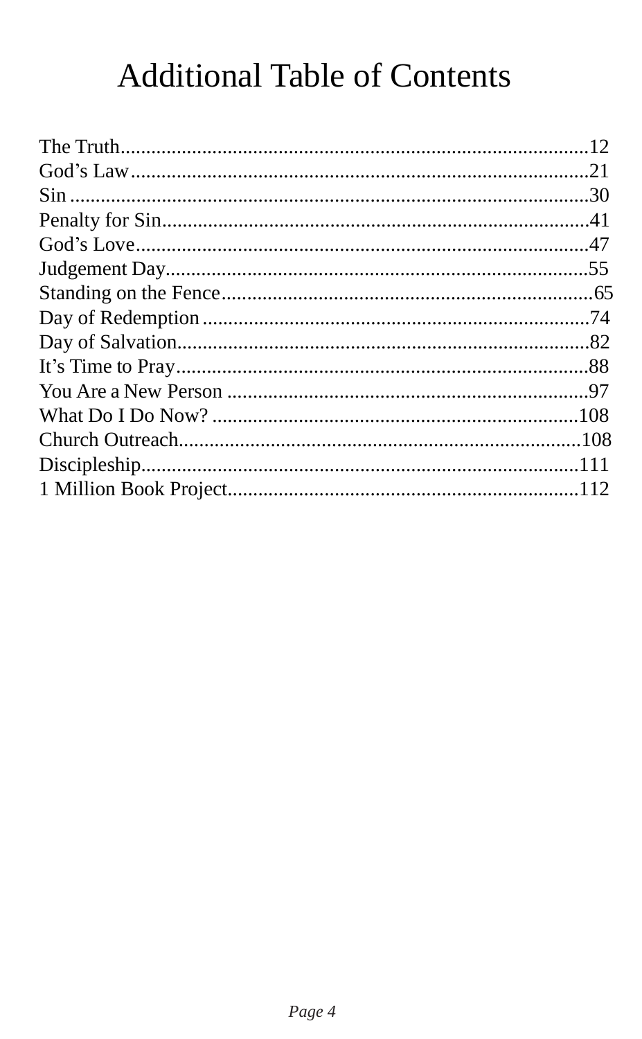# Additional Table of Contents

The Truth............................................................................................12
God's Law...........................................................................................21
Sin ......................................................................................................30
Penalty for Sin....................................................................................41
God's Love..........................................................................................47
Judgement Day...................................................................................55
Standing on the Fence.........................................................................65
Day of Redemption.............................................................................74
Day of Salvation.................................................................................82
It's Time to Pray.................................................................................88
You Are a New Person .......................................................................97
What Do I Do Now? .........................................................................108
Church Outreach...............................................................................108
Discipleship.......................................................................................111
1 Million Book Project.....................................................................112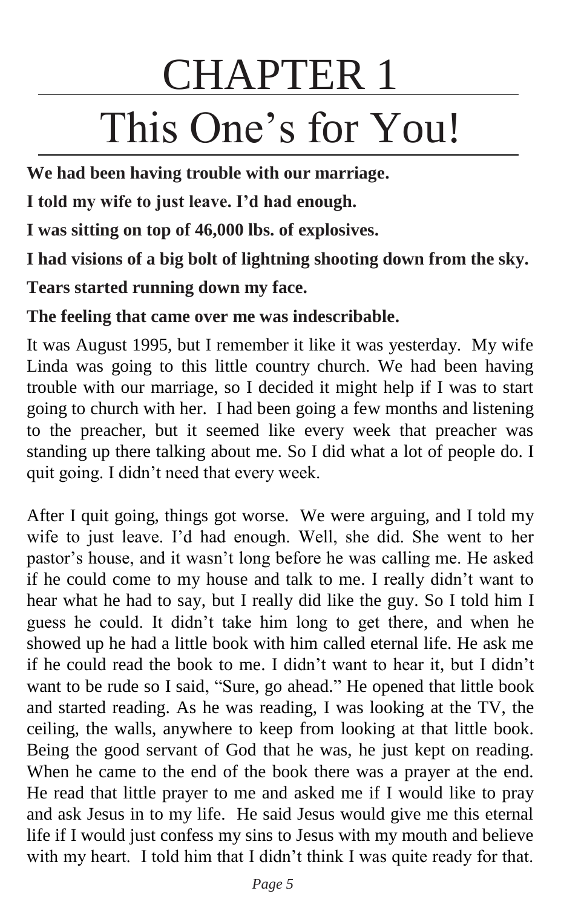# CHAPTER 1

# This One's for You!

**We had been having trouble with our marriage.**

**I told my wife to just leave. I'd had enough.**

**I was sitting on top of 46,000 lbs. of explosives.**

**I had visions of a big bolt of lightning shooting down from the sky.**

**Tears started running down my face.**

**The feeling that came over me was indescribable.**

It was August 1995, but I remember it like it was yesterday. My wife Linda was going to this little country church. We had been having trouble with our marriage, so I decided it might help if I was to start going to church with her. I had been going a few months and listening to the preacher, but it seemed like every week that preacher was standing up there talking about me. So I did what a lot of people do. I quit going. I didn't need that every week.

After I quit going, things got worse. We were arguing, and I told my wife to just leave. I'd had enough. Well, she did. She went to her pastor's house, and it wasn't long before he was calling me. He asked if he could come to my house and talk to me. I really didn't want to hear what he had to say, but I really did like the guy. So I told him I guess he could. It didn't take him long to get there, and when he showed up he had a little book with him called eternal life. He ask me if he could read the book to me. I didn't want to hear it, but I didn't want to be rude so I said, "Sure, go ahead." He opened that little book and started reading. As he was reading, I was looking at the TV, the ceiling, the walls, anywhere to keep from looking at that little book. Being the good servant of God that he was, he just kept on reading. When he came to the end of the book there was a prayer at the end. He read that little prayer to me and asked me if I would like to pray and ask Jesus in to my life. He said Jesus would give me this eternal life if I would just confess my sins to Jesus with my mouth and believe with my heart. I told him that I didn't think I was quite ready for that.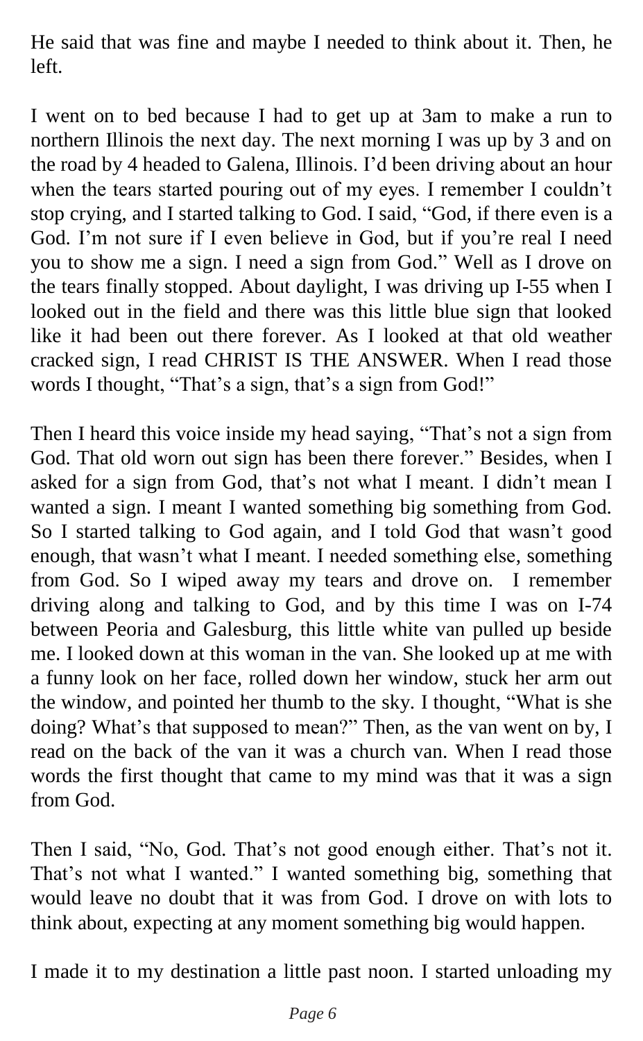He said that was fine and maybe I needed to think about it. Then, he left.

I went on to bed because I had to get up at 3am to make a run to northern Illinois the next day. The next morning I was up by 3 and on the road by 4 headed to Galena, Illinois. I'd been driving about an hour when the tears started pouring out of my eyes. I remember I couldn't stop crying, and I started talking to God. I said, "God, if there even is a God. I'm not sure if I even believe in God, but if you're real I need you to show me a sign. I need a sign from God." Well as I drove on the tears finally stopped. About daylight, I was driving up I-55 when I looked out in the field and there was this little blue sign that looked like it had been out there forever. As I looked at that old weather cracked sign, I read CHRIST IS THE ANSWER. When I read those words I thought, "That's a sign, that's a sign from God!"

Then I heard this voice inside my head saying, "That's not a sign from God. That old worn out sign has been there forever." Besides, when I asked for a sign from God, that's not what I meant. I didn't mean I wanted a sign. I meant I wanted something big something from God. So I started talking to God again, and I told God that wasn't good enough, that wasn't what I meant. I needed something else, something from God. So I wiped away my tears and drove on. I remember driving along and talking to God, and by this time I was on I-74 between Peoria and Galesburg, this little white van pulled up beside me. I looked down at this woman in the van. She looked up at me with a funny look on her face, rolled down her window, stuck her arm out the window, and pointed her thumb to the sky. I thought, "What is she doing? What's that supposed to mean?" Then, as the van went on by, I read on the back of the van it was a church van. When I read those words the first thought that came to my mind was that it was a sign from God.

Then I said, "No, God. That's not good enough either. That's not it. That's not what I wanted." I wanted something big, something that would leave no doubt that it was from God. I drove on with lots to think about, expecting at any moment something big would happen.

I made it to my destination a little past noon. I started unloading my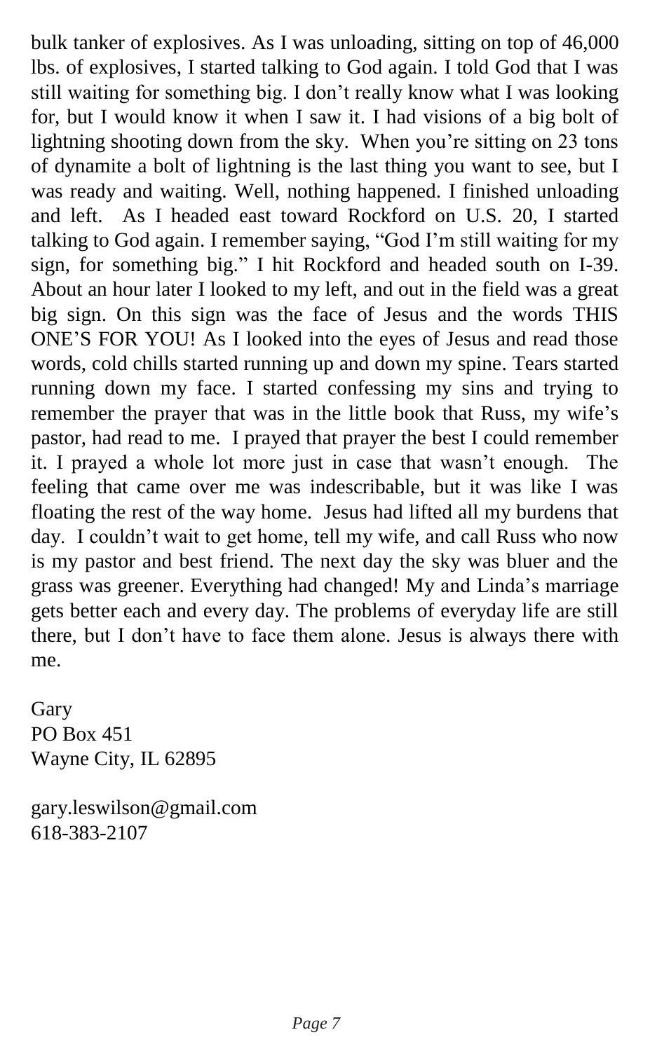bulk tanker of explosives. As I was unloading, sitting on top of 46,000 lbs. of explosives, I started talking to God again. I told God that I was still waiting for something big. I don't really know what I was looking for, but I would know it when I saw it. I had visions of a big bolt of lightning shooting down from the sky. When you're sitting on 23 tons of dynamite a bolt of lightning is the last thing you want to see, but I was ready and waiting. Well, nothing happened. I finished unloading and left. As I headed east toward Rockford on U.S. 20, I started talking to God again. I remember saying, "God I'm still waiting for my sign, for something big." I hit Rockford and headed south on I-39. About an hour later I looked to my left, and out in the field was a great big sign. On this sign was the face of Jesus and the words THIS ONE'S FOR YOU! As I looked into the eyes of Jesus and read those words, cold chills started running up and down my spine. Tears started running down my face. I started confessing my sins and trying to remember the prayer that was in the little book that Russ, my wife's pastor, had read to me. I prayed that prayer the best I could remember it. I prayed a whole lot more just in case that wasn't enough. The feeling that came over me was indescribable, but it was like I was floating the rest of the way home. Jesus had lifted all my burdens that day. I couldn't wait to get home, tell my wife, and call Russ who now is my pastor and best friend. The next day the sky was bluer and the grass was greener. Everything had changed! My and Linda's marriage gets better each and every day. The problems of everyday life are still there, but I don't have to face them alone. Jesus is always there with me.

Gary  
PO Box 451  
Wayne City, IL 62895

gary.leswilson@gmail.com  
618-383-2107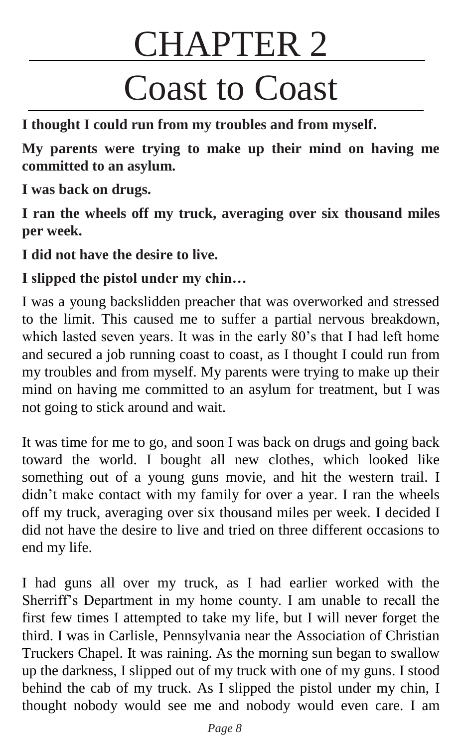# CHAPTER 2

# Coast to Coast

**I thought I could run from my troubles and from myself.**

**My parents were trying to make up their mind on having me committed to an asylum.**

**I was back on drugs.**

**I ran the wheels off my truck, averaging over six thousand miles per week.**

**I did not have the desire to live.**

**I slipped the pistol under my chin…**

I was a young backslidden preacher that was overworked and stressed to the limit. This caused me to suffer a partial nervous breakdown, which lasted seven years. It was in the early 80's that I had left home and secured a job running coast to coast, as I thought I could run from my troubles and from myself. My parents were trying to make up their mind on having me committed to an asylum for treatment, but I was not going to stick around and wait.

It was time for me to go, and soon I was back on drugs and going back toward the world. I bought all new clothes, which looked like something out of a young guns movie, and hit the western trail. I didn't make contact with my family for over a year. I ran the wheels off my truck, averaging over six thousand miles per week. I decided I did not have the desire to live and tried on three different occasions to end my life.

I had guns all over my truck, as I had earlier worked with the Sherriff's Department in my home county. I am unable to recall the first few times I attempted to take my life, but I will never forget the third. I was in Carlisle, Pennsylvania near the Association of Christian Truckers Chapel. It was raining. As the morning sun began to swallow up the darkness, I slipped out of my truck with one of my guns. I stood behind the cab of my truck. As I slipped the pistol under my chin, I thought nobody would see me and nobody would even care. I am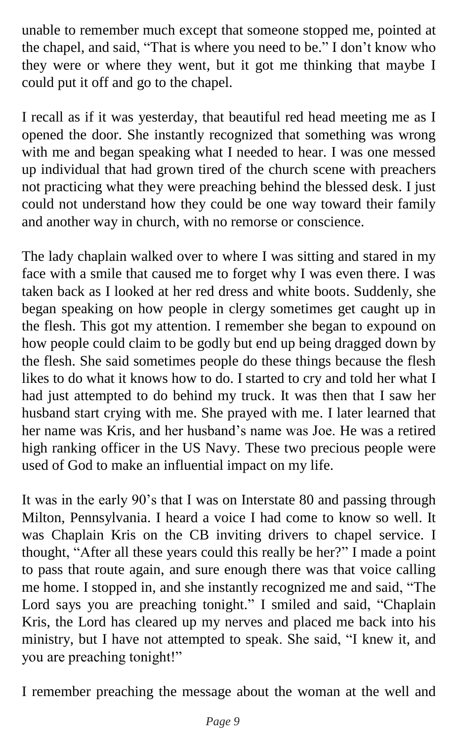unable to remember much except that someone stopped me, pointed at the chapel, and said, "That is where you need to be." I don't know who they were or where they went, but it got me thinking that maybe I could put it off and go to the chapel.

I recall as if it was yesterday, that beautiful red head meeting me as I opened the door. She instantly recognized that something was wrong with me and began speaking what I needed to hear. I was one messed up individual that had grown tired of the church scene with preachers not practicing what they were preaching behind the blessed desk. I just could not understand how they could be one way toward their family and another way in church, with no remorse or conscience.

The lady chaplain walked over to where I was sitting and stared in my face with a smile that caused me to forget why I was even there. I was taken back as I looked at her red dress and white boots. Suddenly, she began speaking on how people in clergy sometimes get caught up in the flesh. This got my attention. I remember she began to expound on how people could claim to be godly but end up being dragged down by the flesh. She said sometimes people do these things because the flesh likes to do what it knows how to do. I started to cry and told her what I had just attempted to do behind my truck. It was then that I saw her husband start crying with me. She prayed with me. I later learned that her name was Kris, and her husband's name was Joe. He was a retired high ranking officer in the US Navy. These two precious people were used of God to make an influential impact on my life.

It was in the early 90's that I was on Interstate 80 and passing through Milton, Pennsylvania. I heard a voice I had come to know so well. It was Chaplain Kris on the CB inviting drivers to chapel service. I thought, "After all these years could this really be her?" I made a point to pass that route again, and sure enough there was that voice calling me home. I stopped in, and she instantly recognized me and said, "The Lord says you are preaching tonight." I smiled and said, "Chaplain Kris, the Lord has cleared up my nerves and placed me back into his ministry, but I have not attempted to speak. She said, "I knew it, and you are preaching tonight!"

I remember preaching the message about the woman at the well and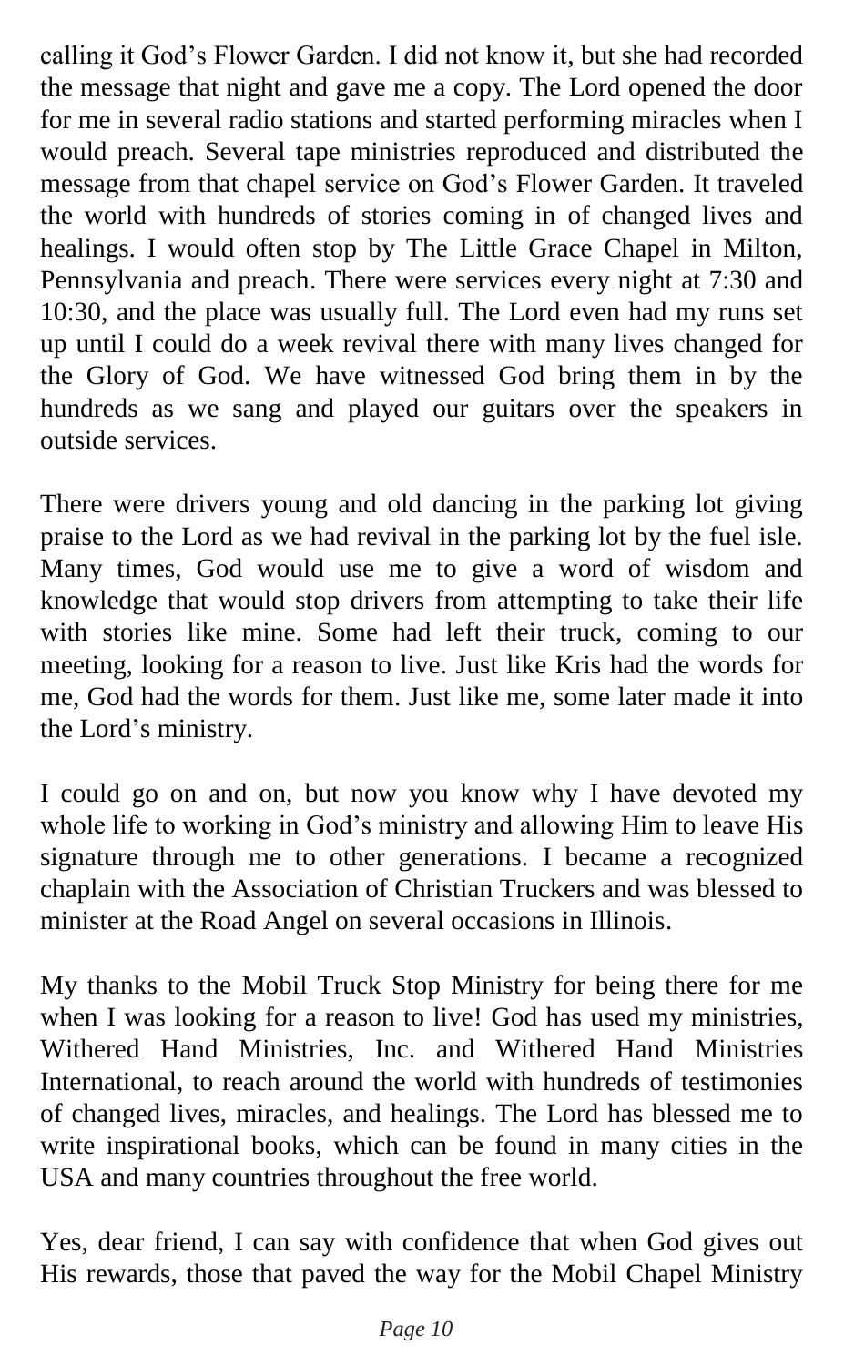calling it God's Flower Garden. I did not know it, but she had recorded the message that night and gave me a copy. The Lord opened the door for me in several radio stations and started performing miracles when I would preach. Several tape ministries reproduced and distributed the message from that chapel service on God's Flower Garden. It traveled the world with hundreds of stories coming in of changed lives and healings. I would often stop by The Little Grace Chapel in Milton, Pennsylvania and preach. There were services every night at 7:30 and 10:30, and the place was usually full. The Lord even had my runs set up until I could do a week revival there with many lives changed for the Glory of God. We have witnessed God bring them in by the hundreds as we sang and played our guitars over the speakers in outside services.

There were drivers young and old dancing in the parking lot giving praise to the Lord as we had revival in the parking lot by the fuel isle. Many times, God would use me to give a word of wisdom and knowledge that would stop drivers from attempting to take their life with stories like mine. Some had left their truck, coming to our meeting, looking for a reason to live. Just like Kris had the words for me, God had the words for them. Just like me, some later made it into the Lord's ministry.

I could go on and on, but now you know why I have devoted my whole life to working in God's ministry and allowing Him to leave His signature through me to other generations. I became a recognized chaplain with the Association of Christian Truckers and was blessed to minister at the Road Angel on several occasions in Illinois.

My thanks to the Mobil Truck Stop Ministry for being there for me when I was looking for a reason to live! God has used my ministries, Withered Hand Ministries, Inc. and Withered Hand Ministries International, to reach around the world with hundreds of testimonies of changed lives, miracles, and healings. The Lord has blessed me to write inspirational books, which can be found in many cities in the USA and many countries throughout the free world.

Yes, dear friend, I can say with confidence that when God gives out His rewards, those that paved the way for the Mobil Chapel Ministry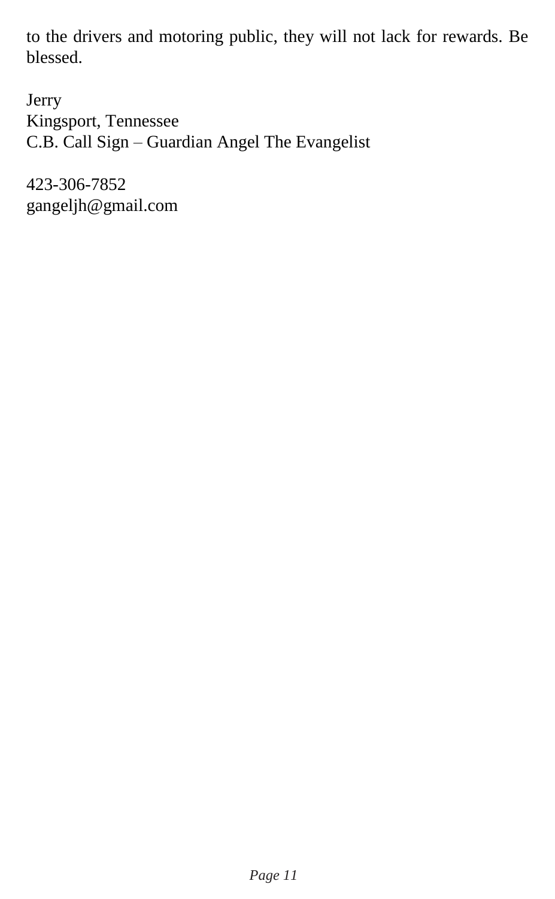to the drivers and motoring public, they will not lack for rewards. Be blessed.

Jerry
Kingsport, Tennessee
C.B. Call Sign – Guardian Angel The Evangelist

423-306-7852
gangeljh@gmail.com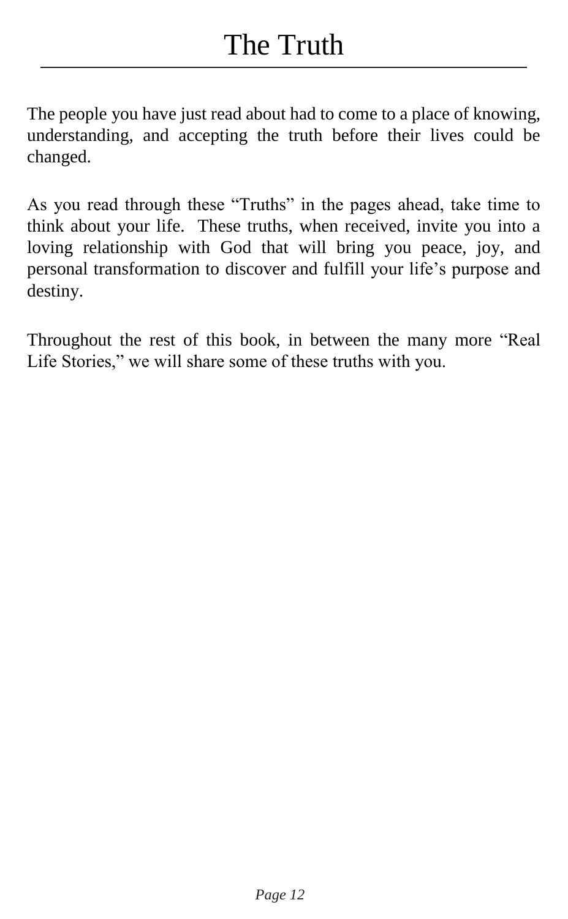# The Truth

The people you have just read about had to come to a place of knowing, understanding, and accepting the truth before their lives could be changed.

As you read through these “Truths” in the pages ahead, take time to think about your life. These truths, when received, invite you into a loving relationship with God that will bring you peace, joy, and personal transformation to discover and fulfill your life’s purpose and destiny.

Throughout the rest of this book, in between the many more “Real Life Stories,” we will share some of these truths with you.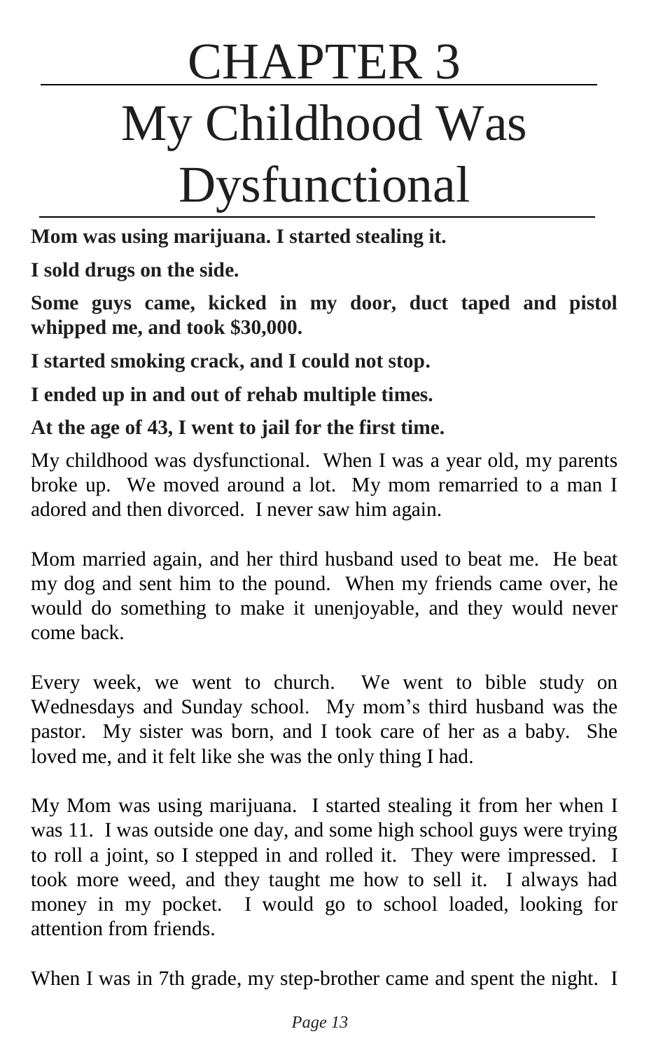# CHAPTER 3

# My Childhood Was Dysfunctional

**Mom was using marijuana. I started stealing it.**

**I sold drugs on the side.**

**Some guys came, kicked in my door, duct taped and pistol whipped me, and took $30,000.**

**I started smoking crack, and I could not stop.**

**I ended up in and out of rehab multiple times.**

**At the age of 43, I went to jail for the first time.**

My childhood was dysfunctional. When I was a year old, my parents broke up. We moved around a lot. My mom remarried to a man I adored and then divorced. I never saw him again.

Mom married again, and her third husband used to beat me. He beat my dog and sent him to the pound. When my friends came over, he would do something to make it unenjoyable, and they would never come back.

Every week, we went to church. We went to bible study on Wednesdays and Sunday school. My mom's third husband was the pastor. My sister was born, and I took care of her as a baby. She loved me, and it felt like she was the only thing I had.

My Mom was using marijuana. I started stealing it from her when I was 11. I was outside one day, and some high school guys were trying to roll a joint, so I stepped in and rolled it. They were impressed. I took more weed, and they taught me how to sell it. I always had money in my pocket. I would go to school loaded, looking for attention from friends.

When I was in 7th grade, my step-brother came and spent the night. I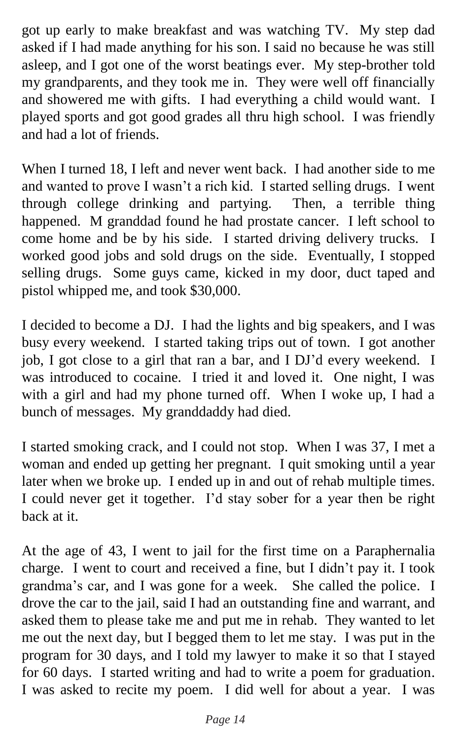got up early to make breakfast and was watching TV. My step dad asked if I had made anything for his son. I said no because he was still asleep, and I got one of the worst beatings ever. My step-brother told my grandparents, and they took me in. They were well off financially and showered me with gifts. I had everything a child would want. I played sports and got good grades all thru high school. I was friendly and had a lot of friends.

When I turned 18, I left and never went back. I had another side to me and wanted to prove I wasn't a rich kid. I started selling drugs. I went through college drinking and partying. Then, a terrible thing happened. M granddad found he had prostate cancer. I left school to come home and be by his side. I started driving delivery trucks. I worked good jobs and sold drugs on the side. Eventually, I stopped selling drugs. Some guys came, kicked in my door, duct taped and pistol whipped me, and took $30,000.

I decided to become a DJ. I had the lights and big speakers, and I was busy every weekend. I started taking trips out of town. I got another job, I got close to a girl that ran a bar, and I DJ'd every weekend. I was introduced to cocaine. I tried it and loved it. One night, I was with a girl and had my phone turned off. When I woke up, I had a bunch of messages. My granddaddy had died.

I started smoking crack, and I could not stop. When I was 37, I met a woman and ended up getting her pregnant. I quit smoking until a year later when we broke up. I ended up in and out of rehab multiple times. I could never get it together. I'd stay sober for a year then be right back at it.

At the age of 43, I went to jail for the first time on a Paraphernalia charge. I went to court and received a fine, but I didn't pay it. I took grandma's car, and I was gone for a week. She called the police. I drove the car to the jail, said I had an outstanding fine and warrant, and asked them to please take me and put me in rehab. They wanted to let me out the next day, but I begged them to let me stay. I was put in the program for 30 days, and I told my lawyer to make it so that I stayed for 60 days. I started writing and had to write a poem for graduation. I was asked to recite my poem. I did well for about a year. I was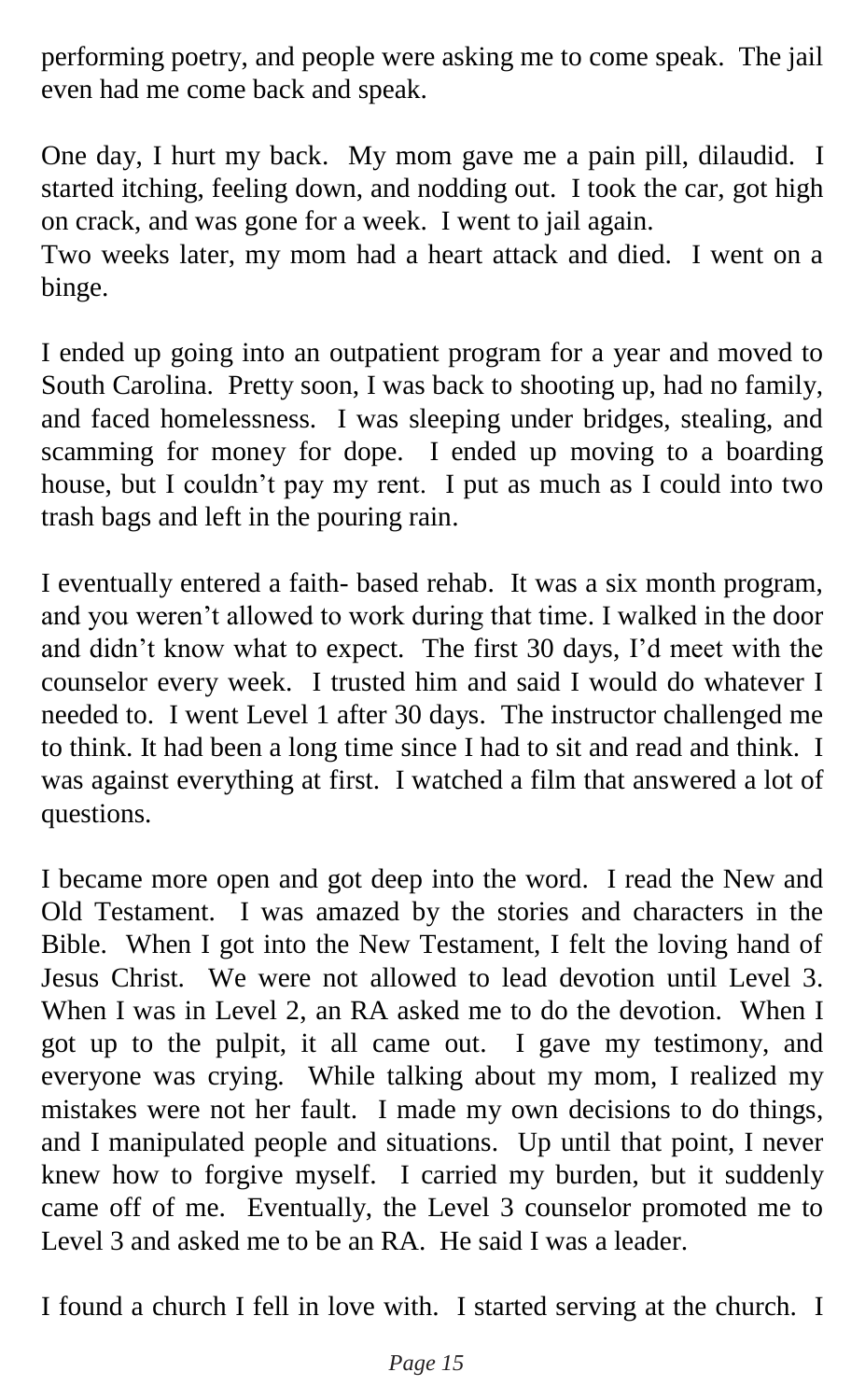performing poetry, and people were asking me to come speak. The jail even had me come back and speak.

One day, I hurt my back. My mom gave me a pain pill, dilaudid. I started itching, feeling down, and nodding out. I took the car, got high on crack, and was gone for a week. I went to jail again.
Two weeks later, my mom had a heart attack and died. I went on a binge.

I ended up going into an outpatient program for a year and moved to South Carolina. Pretty soon, I was back to shooting up, had no family, and faced homelessness. I was sleeping under bridges, stealing, and scamming for money for dope. I ended up moving to a boarding house, but I couldn't pay my rent. I put as much as I could into two trash bags and left in the pouring rain.

I eventually entered a faith- based rehab. It was a six month program, and you weren't allowed to work during that time. I walked in the door and didn't know what to expect. The first 30 days, I'd meet with the counselor every week. I trusted him and said I would do whatever I needed to. I went Level 1 after 30 days. The instructor challenged me to think. It had been a long time since I had to sit and read and think. I was against everything at first. I watched a film that answered a lot of questions.

I became more open and got deep into the word. I read the New and Old Testament. I was amazed by the stories and characters in the Bible. When I got into the New Testament, I felt the loving hand of Jesus Christ. We were not allowed to lead devotion until Level 3. When I was in Level 2, an RA asked me to do the devotion. When I got up to the pulpit, it all came out. I gave my testimony, and everyone was crying. While talking about my mom, I realized my mistakes were not her fault. I made my own decisions to do things, and I manipulated people and situations. Up until that point, I never knew how to forgive myself. I carried my burden, but it suddenly came off of me. Eventually, the Level 3 counselor promoted me to Level 3 and asked me to be an RA. He said I was a leader.

I found a church I fell in love with. I started serving at the church. I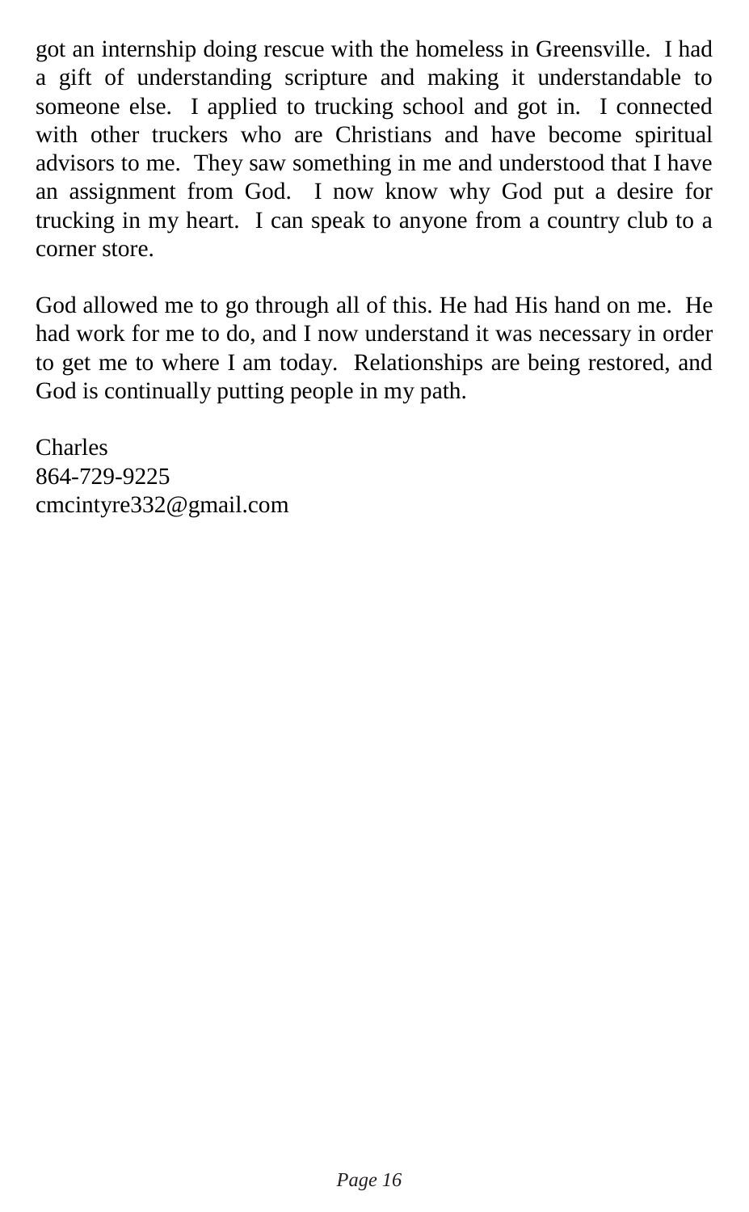got an internship doing rescue with the homeless in Greensville. I had a gift of understanding scripture and making it understandable to someone else. I applied to trucking school and got in. I connected with other truckers who are Christians and have become spiritual advisors to me. They saw something in me and understood that I have an assignment from God. I now know why God put a desire for trucking in my heart. I can speak to anyone from a country club to a corner store.

God allowed me to go through all of this. He had His hand on me. He had work for me to do, and I now understand it was necessary in order to get me to where I am today. Relationships are being restored, and God is continually putting people in my path.

Charles  
864-729-9225  
cmcintyre332@gmail.com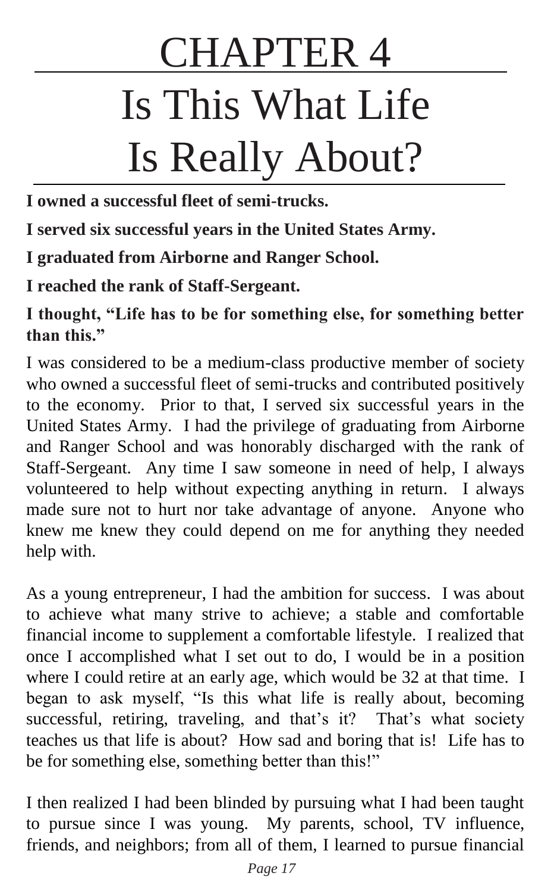# CHAPTER 4

# Is This What Life Is Really About?

**I owned a successful fleet of semi-trucks.**

**I served six successful years in the United States Army.**

**I graduated from Airborne and Ranger School.**

**I reached the rank of Staff-Sergeant.**

**I thought, "Life has to be for something else, for something better than this."**

I was considered to be a medium-class productive member of society who owned a successful fleet of semi-trucks and contributed positively to the economy. Prior to that, I served six successful years in the United States Army. I had the privilege of graduating from Airborne and Ranger School and was honorably discharged with the rank of Staff-Sergeant. Any time I saw someone in need of help, I always volunteered to help without expecting anything in return. I always made sure not to hurt nor take advantage of anyone. Anyone who knew me knew they could depend on me for anything they needed help with.

As a young entrepreneur, I had the ambition for success. I was about to achieve what many strive to achieve; a stable and comfortable financial income to supplement a comfortable lifestyle. I realized that once I accomplished what I set out to do, I would be in a position where I could retire at an early age, which would be 32 at that time. I began to ask myself, "Is this what life is really about, becoming successful, retiring, traveling, and that's it? That's what society teaches us that life is about? How sad and boring that is! Life has to be for something else, something better than this!"

I then realized I had been blinded by pursuing what I had been taught to pursue since I was young. My parents, school, TV influence, friends, and neighbors; from all of them, I learned to pursue financial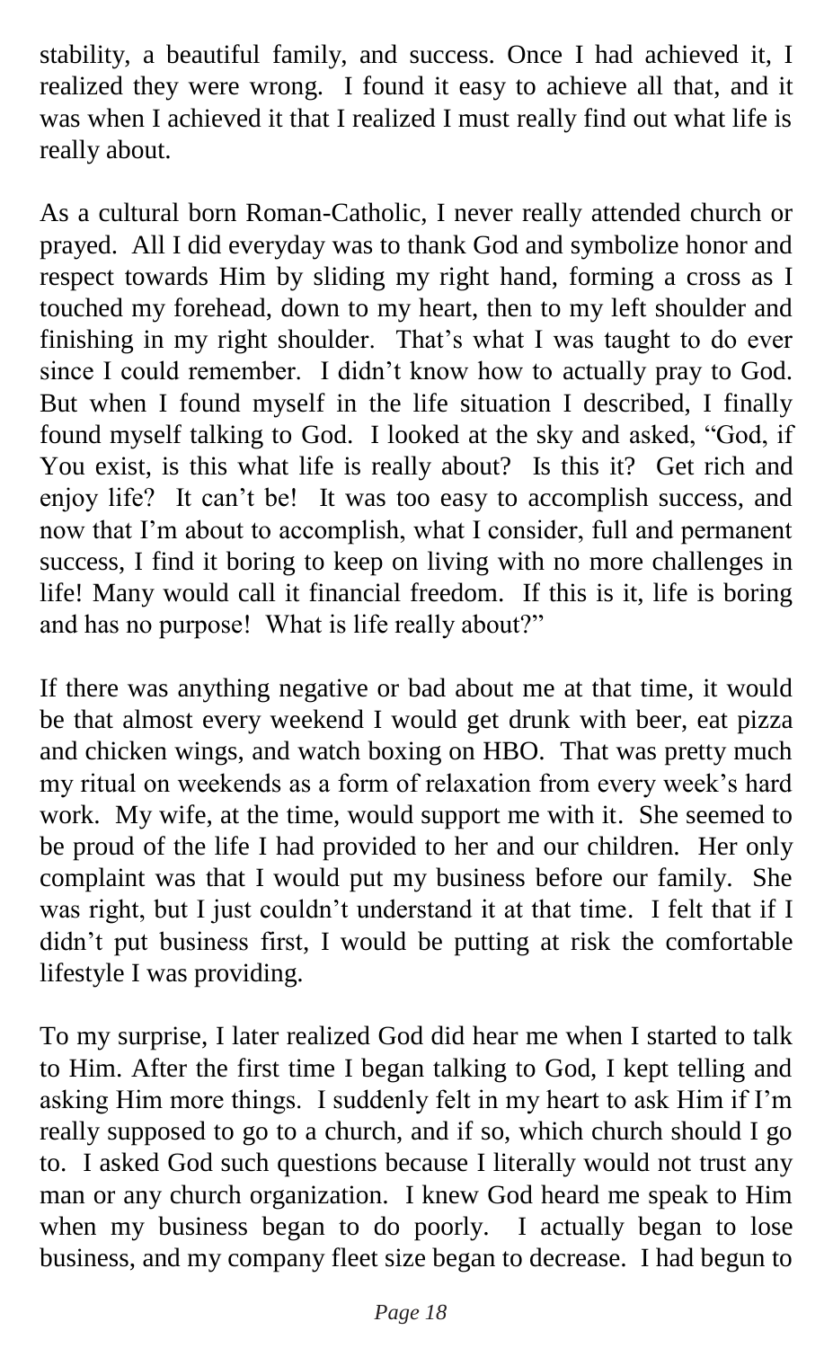stability, a beautiful family, and success. Once I had achieved it, I realized they were wrong. I found it easy to achieve all that, and it was when I achieved it that I realized I must really find out what life is really about.

As a cultural born Roman-Catholic, I never really attended church or prayed. All I did everyday was to thank God and symbolize honor and respect towards Him by sliding my right hand, forming a cross as I touched my forehead, down to my heart, then to my left shoulder and finishing in my right shoulder. That's what I was taught to do ever since I could remember. I didn't know how to actually pray to God. But when I found myself in the life situation I described, I finally found myself talking to God. I looked at the sky and asked, "God, if You exist, is this what life is really about? Is this it? Get rich and enjoy life? It can't be! It was too easy to accomplish success, and now that I'm about to accomplish, what I consider, full and permanent success, I find it boring to keep on living with no more challenges in life! Many would call it financial freedom. If this is it, life is boring and has no purpose! What is life really about?"

If there was anything negative or bad about me at that time, it would be that almost every weekend I would get drunk with beer, eat pizza and chicken wings, and watch boxing on HBO. That was pretty much my ritual on weekends as a form of relaxation from every week's hard work. My wife, at the time, would support me with it. She seemed to be proud of the life I had provided to her and our children. Her only complaint was that I would put my business before our family. She was right, but I just couldn't understand it at that time. I felt that if I didn't put business first, I would be putting at risk the comfortable lifestyle I was providing.

To my surprise, I later realized God did hear me when I started to talk to Him. After the first time I began talking to God, I kept telling and asking Him more things. I suddenly felt in my heart to ask Him if I'm really supposed to go to a church, and if so, which church should I go to. I asked God such questions because I literally would not trust any man or any church organization. I knew God heard me speak to Him when my business began to do poorly. I actually began to lose business, and my company fleet size began to decrease. I had begun to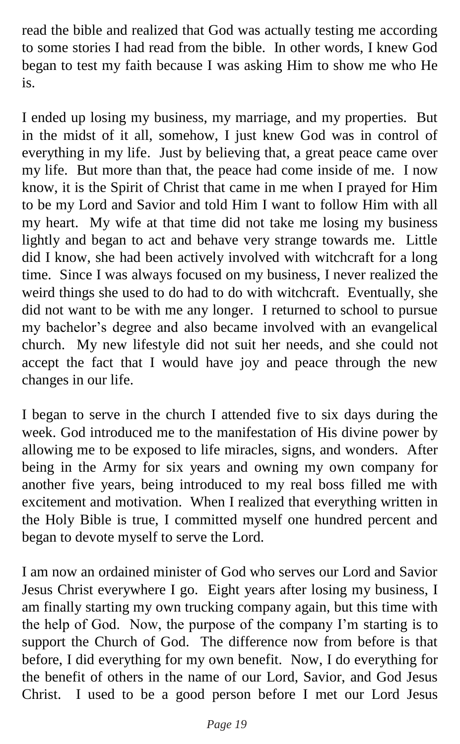read the bible and realized that God was actually testing me according to some stories I had read from the bible. In other words, I knew God began to test my faith because I was asking Him to show me who He is.

I ended up losing my business, my marriage, and my properties. But in the midst of it all, somehow, I just knew God was in control of everything in my life. Just by believing that, a great peace came over my life. But more than that, the peace had come inside of me. I now know, it is the Spirit of Christ that came in me when I prayed for Him to be my Lord and Savior and told Him I want to follow Him with all my heart. My wife at that time did not take me losing my business lightly and began to act and behave very strange towards me. Little did I know, she had been actively involved with witchcraft for a long time. Since I was always focused on my business, I never realized the weird things she used to do had to do with witchcraft. Eventually, she did not want to be with me any longer. I returned to school to pursue my bachelor's degree and also became involved with an evangelical church. My new lifestyle did not suit her needs, and she could not accept the fact that I would have joy and peace through the new changes in our life.

I began to serve in the church I attended five to six days during the week. God introduced me to the manifestation of His divine power by allowing me to be exposed to life miracles, signs, and wonders. After being in the Army for six years and owning my own company for another five years, being introduced to my real boss filled me with excitement and motivation. When I realized that everything written in the Holy Bible is true, I committed myself one hundred percent and began to devote myself to serve the Lord.

I am now an ordained minister of God who serves our Lord and Savior Jesus Christ everywhere I go. Eight years after losing my business, I am finally starting my own trucking company again, but this time with the help of God. Now, the purpose of the company I'm starting is to support the Church of God. The difference now from before is that before, I did everything for my own benefit. Now, I do everything for the benefit of others in the name of our Lord, Savior, and God Jesus Christ. I used to be a good person before I met our Lord Jesus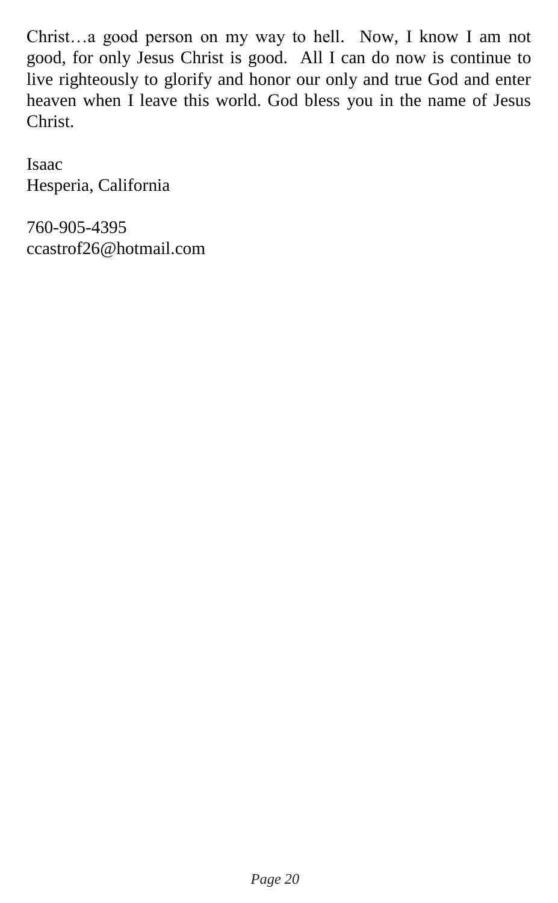Christ…a good person on my way to hell.  Now, I know I am not good, for only Jesus Christ is good.  All I can do now is continue to live righteously to glorify and honor our only and true God and enter heaven when I leave this world. God bless you in the name of Jesus Christ.

Isaac
Hesperia, California

760-905-4395
ccastrof26@hotmail.com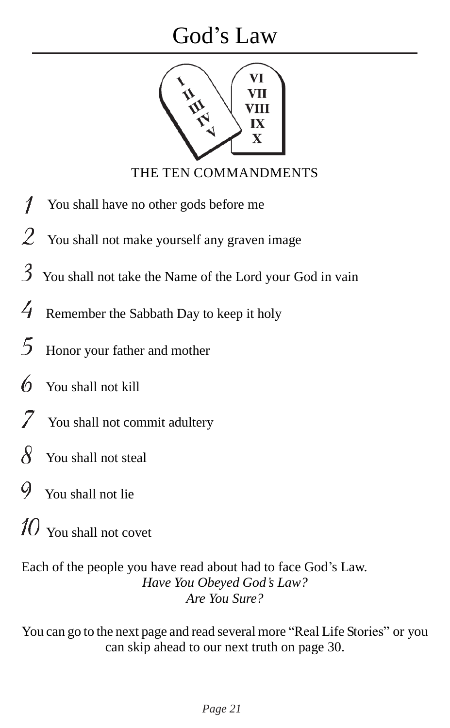# God's Law

THE TEN COMMANDMENTS

1. You shall have no other gods before me
2. You shall not make yourself any graven image
3. You shall not take the Name of the Lord your God in vain
4. Remember the Sabbath Day to keep it holy
5. Honor your father and mother
6. You shall not kill
7. You shall not commit adultery
8. You shall not steal
9. You shall not lie
10. You shall not covet

Each of the people you have read about had to face God's Law.

*Have You Obeyed God's Law?*

*Are You Sure?*

You can go to the next page and read several more "Real Life Stories" or you can skip ahead to our next truth on page 30.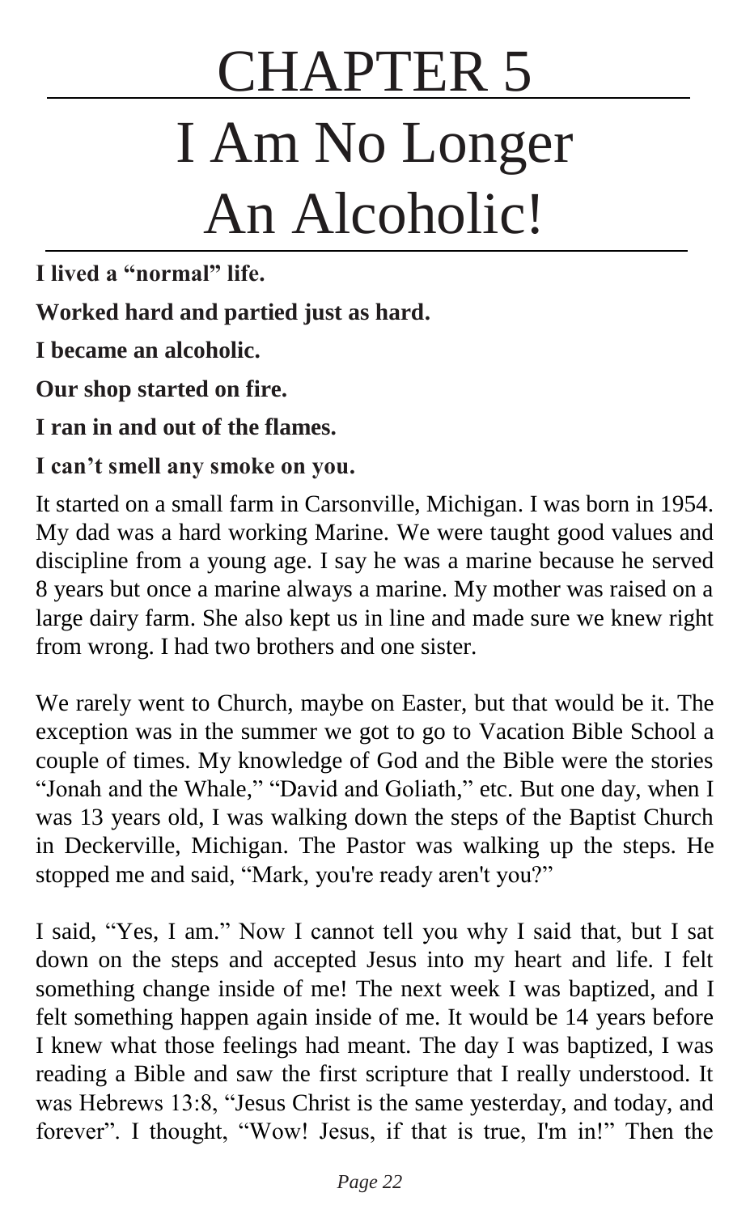# CHAPTER 5

# I Am No Longer An Alcoholic!

**I lived a "normal" life.**

**Worked hard and partied just as hard.**

**I became an alcoholic.**

**Our shop started on fire.**

**I ran in and out of the flames.**

**I can't smell any smoke on you.**

It started on a small farm in Carsonville, Michigan. I was born in 1954. My dad was a hard working Marine. We were taught good values and discipline from a young age. I say he was a marine because he served 8 years but once a marine always a marine. My mother was raised on a large dairy farm. She also kept us in line and made sure we knew right from wrong. I had two brothers and one sister.

We rarely went to Church, maybe on Easter, but that would be it. The exception was in the summer we got to go to Vacation Bible School a couple of times. My knowledge of God and the Bible were the stories "Jonah and the Whale," "David and Goliath," etc. But one day, when I was 13 years old, I was walking down the steps of the Baptist Church in Deckerville, Michigan. The Pastor was walking up the steps. He stopped me and said, "Mark, you're ready aren't you?"

I said, "Yes, I am." Now I cannot tell you why I said that, but I sat down on the steps and accepted Jesus into my heart and life. I felt something change inside of me! The next week I was baptized, and I felt something happen again inside of me. It would be 14 years before I knew what those feelings had meant. The day I was baptized, I was reading a Bible and saw the first scripture that I really understood. It was Hebrews 13:8, "Jesus Christ is the same yesterday, and today, and forever". I thought, "Wow! Jesus, if that is true, I'm in!" Then the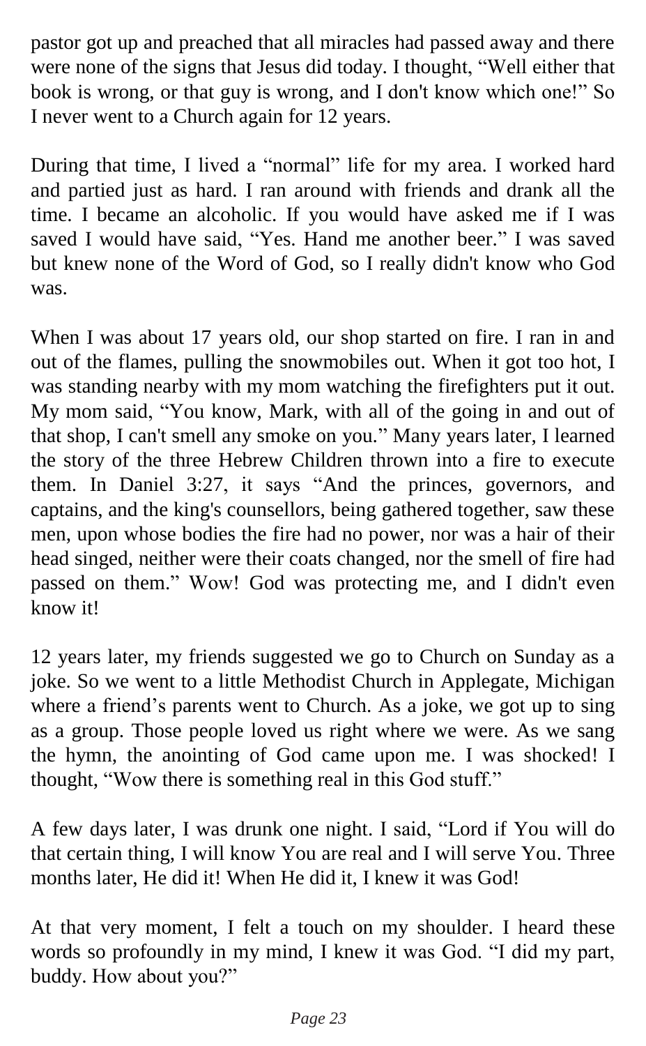pastor got up and preached that all miracles had passed away and there were none of the signs that Jesus did today. I thought, "Well either that book is wrong, or that guy is wrong, and I don't know which one!" So I never went to a Church again for 12 years.

During that time, I lived a "normal" life for my area. I worked hard and partied just as hard. I ran around with friends and drank all the time. I became an alcoholic. If you would have asked me if I was saved I would have said, "Yes. Hand me another beer." I was saved but knew none of the Word of God, so I really didn't know who God was.

When I was about 17 years old, our shop started on fire. I ran in and out of the flames, pulling the snowmobiles out. When it got too hot, I was standing nearby with my mom watching the firefighters put it out. My mom said, "You know, Mark, with all of the going in and out of that shop, I can't smell any smoke on you." Many years later, I learned the story of the three Hebrew Children thrown into a fire to execute them. In Daniel 3:27, it says "And the princes, governors, and captains, and the king's counsellors, being gathered together, saw these men, upon whose bodies the fire had no power, nor was a hair of their head singed, neither were their coats changed, nor the smell of fire had passed on them." Wow! God was protecting me, and I didn't even know it!

12 years later, my friends suggested we go to Church on Sunday as a joke. So we went to a little Methodist Church in Applegate, Michigan where a friend's parents went to Church. As a joke, we got up to sing as a group. Those people loved us right where we were. As we sang the hymn, the anointing of God came upon me. I was shocked! I thought, "Wow there is something real in this God stuff."

A few days later, I was drunk one night. I said, "Lord if You will do that certain thing, I will know You are real and I will serve You. Three months later, He did it! When He did it, I knew it was God!

At that very moment, I felt a touch on my shoulder. I heard these words so profoundly in my mind, I knew it was God. "I did my part, buddy. How about you?"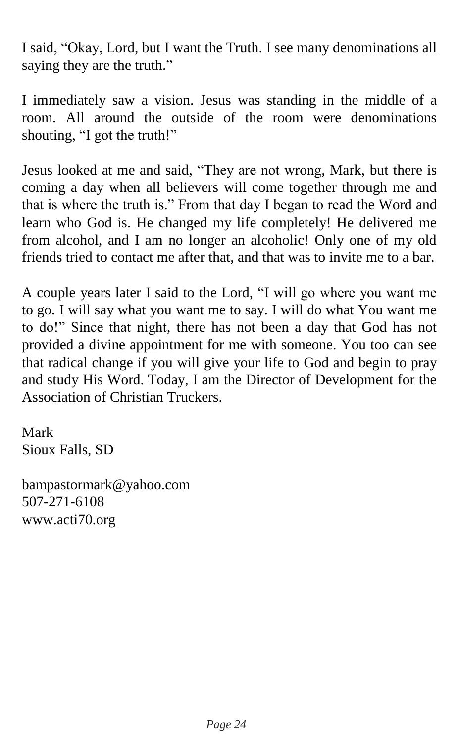I said, "Okay, Lord, but I want the Truth. I see many denominations all saying they are the truth."

I immediately saw a vision. Jesus was standing in the middle of a room. All around the outside of the room were denominations shouting, "I got the truth!"

Jesus looked at me and said, "They are not wrong, Mark, but there is coming a day when all believers will come together through me and that is where the truth is." From that day I began to read the Word and learn who God is. He changed my life completely! He delivered me from alcohol, and I am no longer an alcoholic! Only one of my old friends tried to contact me after that, and that was to invite me to a bar.

A couple years later I said to the Lord, "I will go where you want me to go. I will say what you want me to say. I will do what You want me to do!" Since that night, there has not been a day that God has not provided a divine appointment for me with someone. You too can see that radical change if you will give your life to God and begin to pray and study His Word. Today, I am the Director of Development for the Association of Christian Truckers.

Mark
Sioux Falls, SD

bampastormark@yahoo.com
507-271-6108
www.acti70.org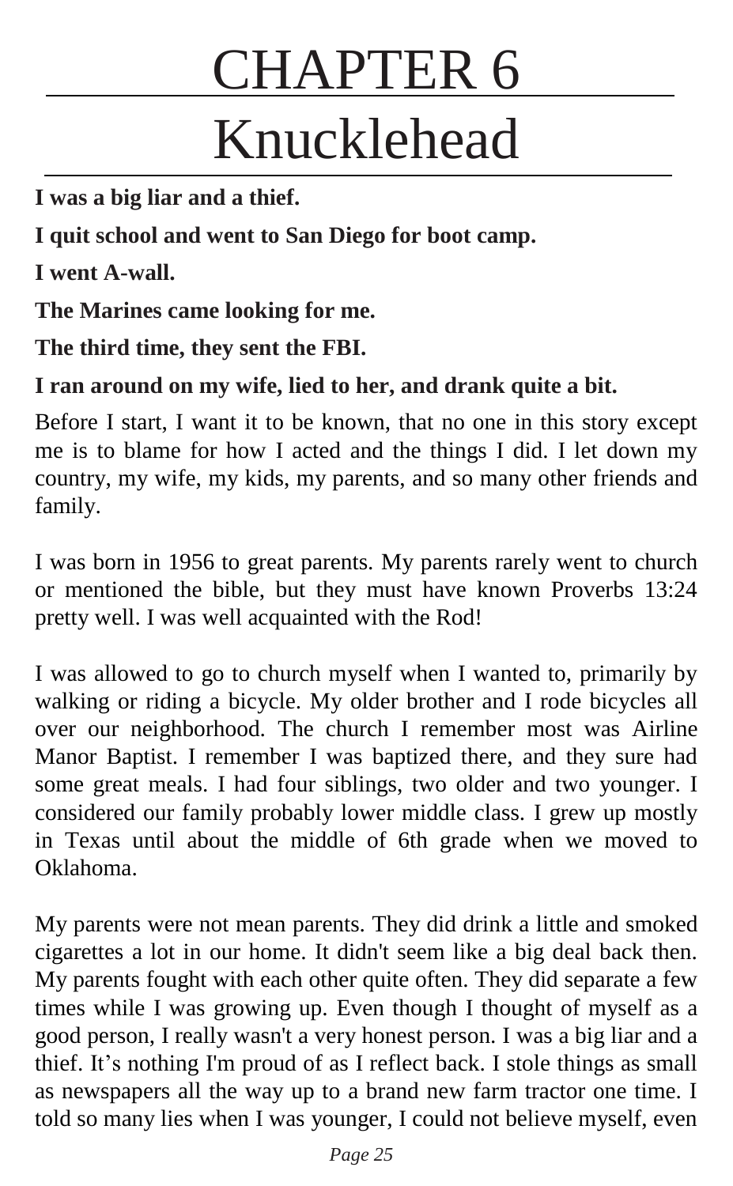# CHAPTER 6
# Knucklehead

**I was a big liar and a thief.**

**I quit school and went to San Diego for boot camp.**

**I went A-wall.**

**The Marines came looking for me.**

**The third time, they sent the FBI.**

**I ran around on my wife, lied to her, and drank quite a bit.**

Before I start, I want it to be known, that no one in this story except me is to blame for how I acted and the things I did. I let down my country, my wife, my kids, my parents, and so many other friends and family.

I was born in 1956 to great parents. My parents rarely went to church or mentioned the bible, but they must have known Proverbs 13:24 pretty well. I was well acquainted with the Rod!

I was allowed to go to church myself when I wanted to, primarily by walking or riding a bicycle. My older brother and I rode bicycles all over our neighborhood. The church I remember most was Airline Manor Baptist. I remember I was baptized there, and they sure had some great meals. I had four siblings, two older and two younger. I considered our family probably lower middle class. I grew up mostly in Texas until about the middle of 6th grade when we moved to Oklahoma.

My parents were not mean parents. They did drink a little and smoked cigarettes a lot in our home. It didn't seem like a big deal back then. My parents fought with each other quite often. They did separate a few times while I was growing up. Even though I thought of myself as a good person, I really wasn't a very honest person. I was a big liar and a thief. It's nothing I'm proud of as I reflect back. I stole things as small as newspapers all the way up to a brand new farm tractor one time. I told so many lies when I was younger, I could not believe myself, even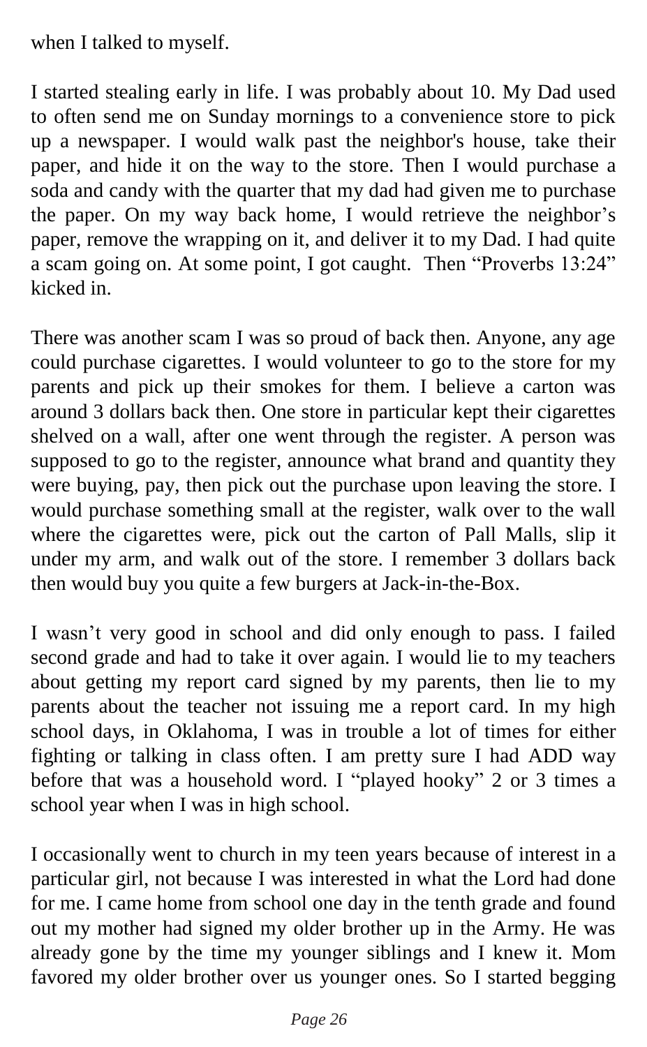when I talked to myself.

I started stealing early in life. I was probably about 10. My Dad used to often send me on Sunday mornings to a convenience store to pick up a newspaper. I would walk past the neighbor's house, take their paper, and hide it on the way to the store. Then I would purchase a soda and candy with the quarter that my dad had given me to purchase the paper. On my way back home, I would retrieve the neighbor’s paper, remove the wrapping on it, and deliver it to my Dad. I had quite a scam going on. At some point, I got caught. Then “Proverbs 13:24” kicked in.

There was another scam I was so proud of back then. Anyone, any age could purchase cigarettes. I would volunteer to go to the store for my parents and pick up their smokes for them. I believe a carton was around 3 dollars back then. One store in particular kept their cigarettes shelved on a wall, after one went through the register. A person was supposed to go to the register, announce what brand and quantity they were buying, pay, then pick out the purchase upon leaving the store. I would purchase something small at the register, walk over to the wall where the cigarettes were, pick out the carton of Pall Malls, slip it under my arm, and walk out of the store. I remember 3 dollars back then would buy you quite a few burgers at Jack-in-the-Box.

I wasn’t very good in school and did only enough to pass. I failed second grade and had to take it over again. I would lie to my teachers about getting my report card signed by my parents, then lie to my parents about the teacher not issuing me a report card. In my high school days, in Oklahoma, I was in trouble a lot of times for either fighting or talking in class often. I am pretty sure I had ADD way before that was a household word. I “played hooky” 2 or 3 times a school year when I was in high school.

I occasionally went to church in my teen years because of interest in a particular girl, not because I was interested in what the Lord had done for me. I came home from school one day in the tenth grade and found out my mother had signed my older brother up in the Army. He was already gone by the time my younger siblings and I knew it. Mom favored my older brother over us younger ones. So I started begging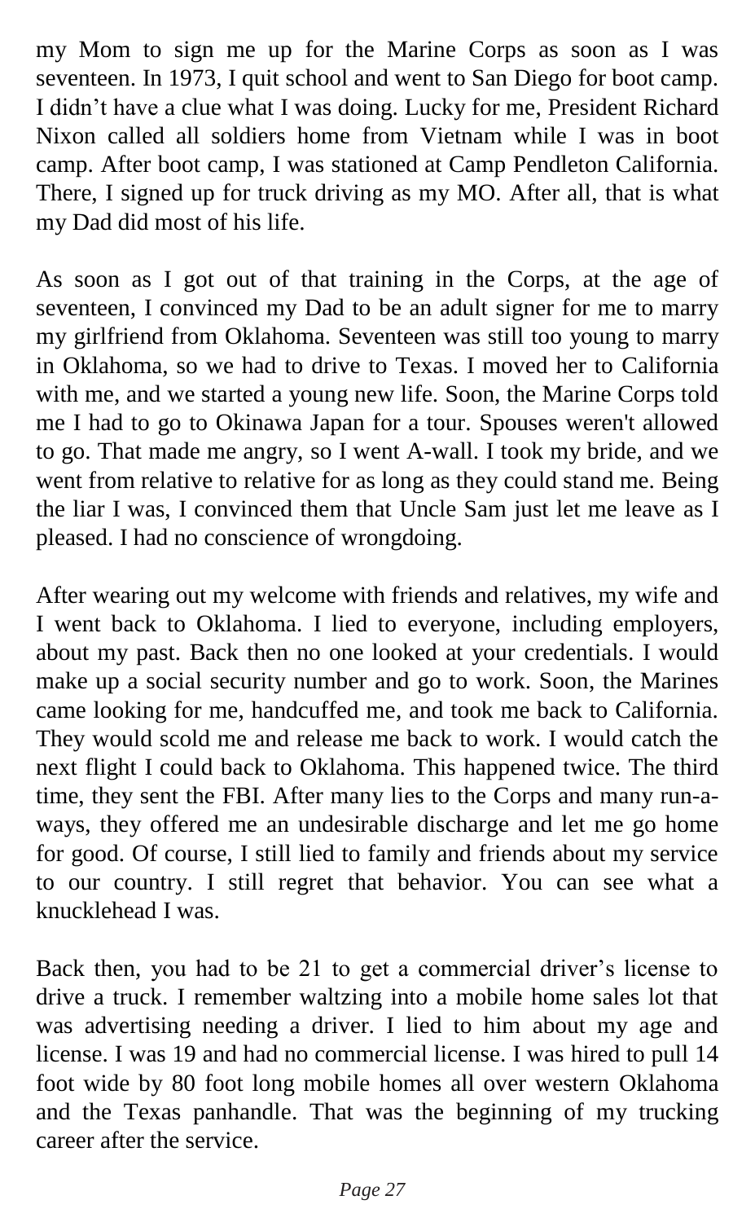my Mom to sign me up for the Marine Corps as soon as I was seventeen. In 1973, I quit school and went to San Diego for boot camp. I didn't have a clue what I was doing. Lucky for me, President Richard Nixon called all soldiers home from Vietnam while I was in boot camp. After boot camp, I was stationed at Camp Pendleton California. There, I signed up for truck driving as my MO. After all, that is what my Dad did most of his life.

As soon as I got out of that training in the Corps, at the age of seventeen, I convinced my Dad to be an adult signer for me to marry my girlfriend from Oklahoma. Seventeen was still too young to marry in Oklahoma, so we had to drive to Texas. I moved her to California with me, and we started a young new life. Soon, the Marine Corps told me I had to go to Okinawa Japan for a tour. Spouses weren't allowed to go. That made me angry, so I went A-wall. I took my bride, and we went from relative to relative for as long as they could stand me. Being the liar I was, I convinced them that Uncle Sam just let me leave as I pleased. I had no conscience of wrongdoing.

After wearing out my welcome with friends and relatives, my wife and I went back to Oklahoma. I lied to everyone, including employers, about my past. Back then no one looked at your credentials. I would make up a social security number and go to work. Soon, the Marines came looking for me, handcuffed me, and took me back to California. They would scold me and release me back to work. I would catch the next flight I could back to Oklahoma. This happened twice. The third time, they sent the FBI. After many lies to the Corps and many run-a-ways, they offered me an undesirable discharge and let me go home for good. Of course, I still lied to family and friends about my service to our country. I still regret that behavior. You can see what a knucklehead I was.

Back then, you had to be 21 to get a commercial driver's license to drive a truck. I remember waltzing into a mobile home sales lot that was advertising needing a driver. I lied to him about my age and license. I was 19 and had no commercial license. I was hired to pull 14 foot wide by 80 foot long mobile homes all over western Oklahoma and the Texas panhandle. That was the beginning of my trucking career after the service.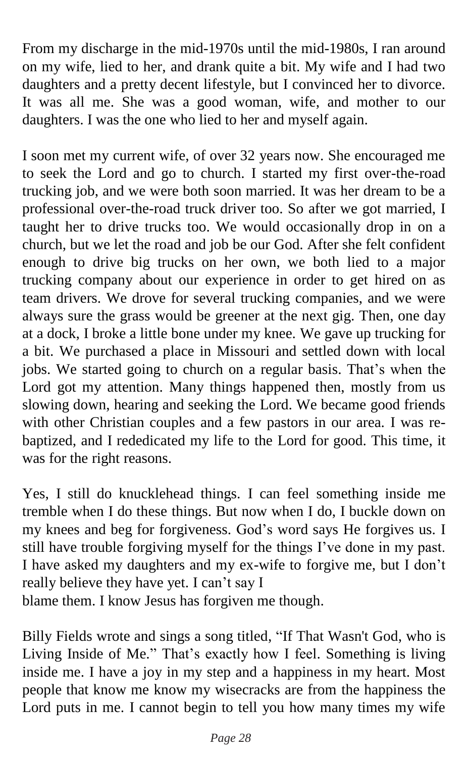From my discharge in the mid-1970s until the mid-1980s, I ran around on my wife, lied to her, and drank quite a bit. My wife and I had two daughters and a pretty decent lifestyle, but I convinced her to divorce. It was all me. She was a good woman, wife, and mother to our daughters. I was the one who lied to her and myself again.

I soon met my current wife, of over 32 years now. She encouraged me to seek the Lord and go to church. I started my first over-the-road trucking job, and we were both soon married. It was her dream to be a professional over-the-road truck driver too. So after we got married, I taught her to drive trucks too. We would occasionally drop in on a church, but we let the road and job be our God. After she felt confident enough to drive big trucks on her own, we both lied to a major trucking company about our experience in order to get hired on as team drivers. We drove for several trucking companies, and we were always sure the grass would be greener at the next gig. Then, one day at a dock, I broke a little bone under my knee. We gave up trucking for a bit. We purchased a place in Missouri and settled down with local jobs. We started going to church on a regular basis. That's when the Lord got my attention. Many things happened then, mostly from us slowing down, hearing and seeking the Lord. We became good friends with other Christian couples and a few pastors in our area. I was re-baptized, and I rededicated my life to the Lord for good. This time, it was for the right reasons.

Yes, I still do knucklehead things. I can feel something inside me tremble when I do these things. But now when I do, I buckle down on my knees and beg for forgiveness. God's word says He forgives us. I still have trouble forgiving myself for the things I've done in my past. I have asked my daughters and my ex-wife to forgive me, but I don't really believe they have yet. I can't say I blame them. I know Jesus has forgiven me though.

Billy Fields wrote and sings a song titled, "If That Wasn't God, who is Living Inside of Me." That's exactly how I feel. Something is living inside me. I have a joy in my step and a happiness in my heart. Most people that know me know my wisecracks are from the happiness the Lord puts in me. I cannot begin to tell you how many times my wife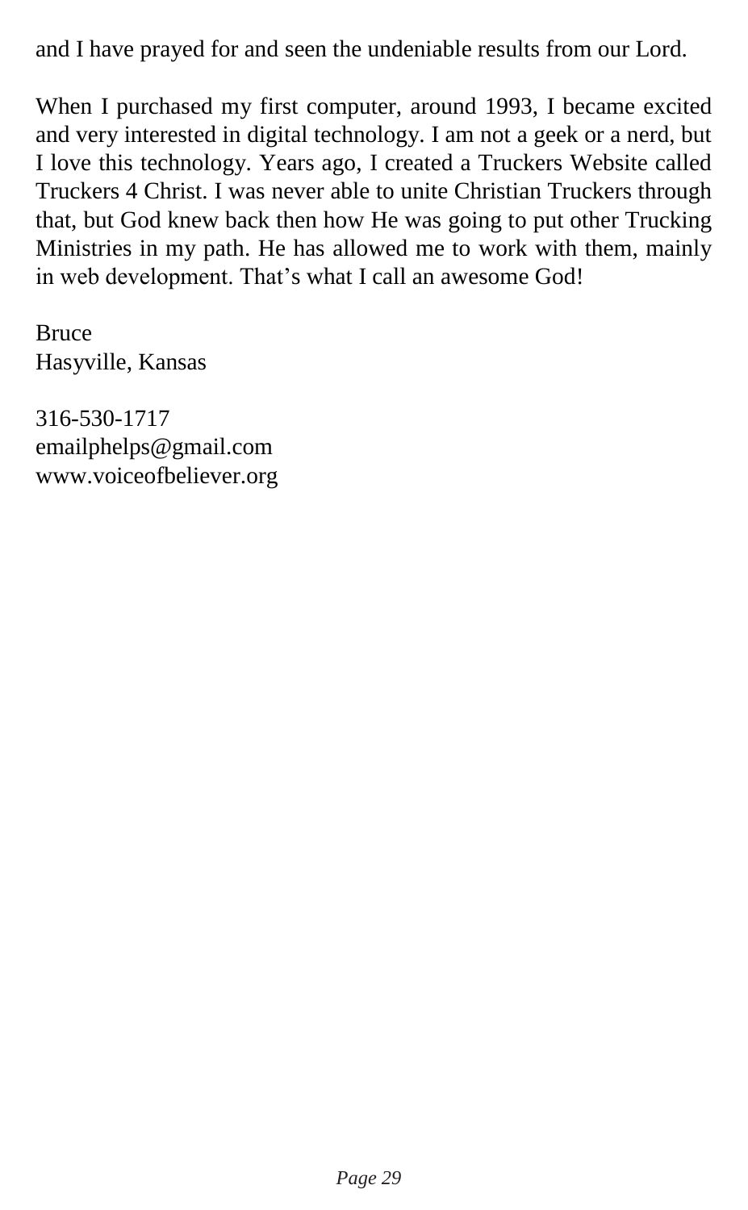and I have prayed for and seen the undeniable results from our Lord.

When I purchased my first computer, around 1993, I became excited and very interested in digital technology. I am not a geek or a nerd, but I love this technology. Years ago, I created a Truckers Website called Truckers 4 Christ. I was never able to unite Christian Truckers through that, but God knew back then how He was going to put other Trucking Ministries in my path. He has allowed me to work with them, mainly in web development. That's what I call an awesome God!

Bruce
Hasyville, Kansas

316-530-1717
emailphelps@gmail.com
www.voiceofbeliever.org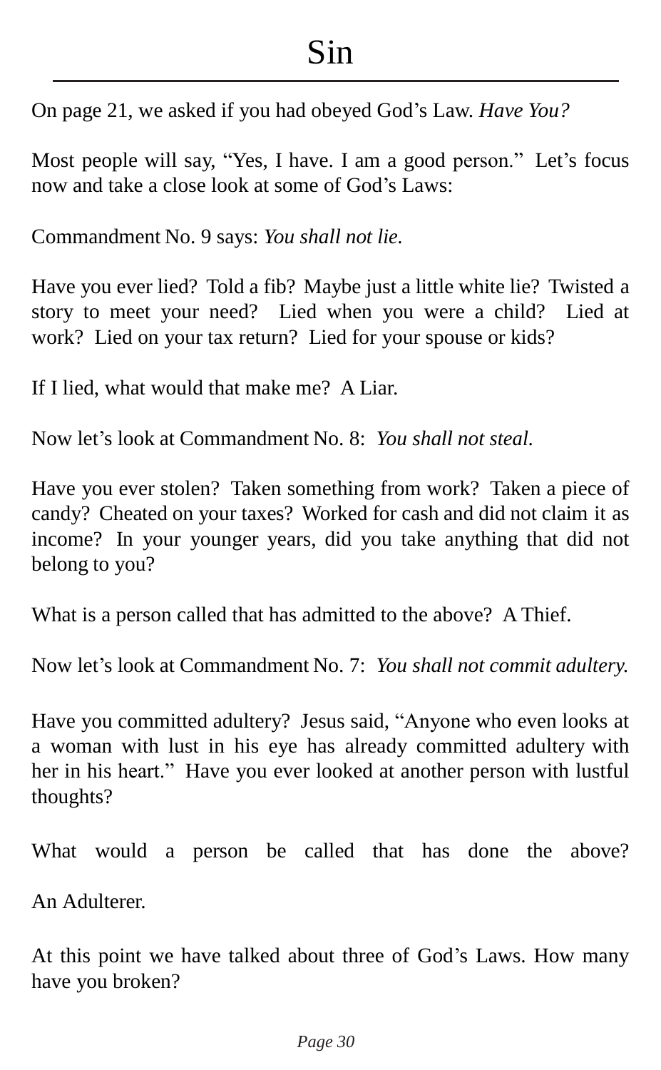# Sin

On page 21, we asked if you had obeyed God's Law. *Have You?*

Most people will say, "Yes, I have. I am a good person." Let's focus now and take a close look at some of God's Laws:

Commandment No. 9 says: *You shall not lie.*

Have you ever lied? Told a fib? Maybe just a little white lie? Twisted a story to meet your need? Lied when you were a child? Lied at work? Lied on your tax return? Lied for your spouse or kids?

If I lied, what would that make me? A Liar.

Now let's look at Commandment No. 8: *You shall not steal.*

Have you ever stolen? Taken something from work? Taken a piece of candy? Cheated on your taxes? Worked for cash and did not claim it as income? In your younger years, did you take anything that did not belong to you?

What is a person called that has admitted to the above? A Thief.

Now let's look at Commandment No. 7: *You shall not commit adultery.*

Have you committed adultery? Jesus said, "Anyone who even looks at a woman with lust in his eye has already committed adultery with her in his heart." Have you ever looked at another person with lustful thoughts?

What would a person be called that has done the above?

An Adulterer.

At this point we have talked about three of God's Laws. How many have you broken?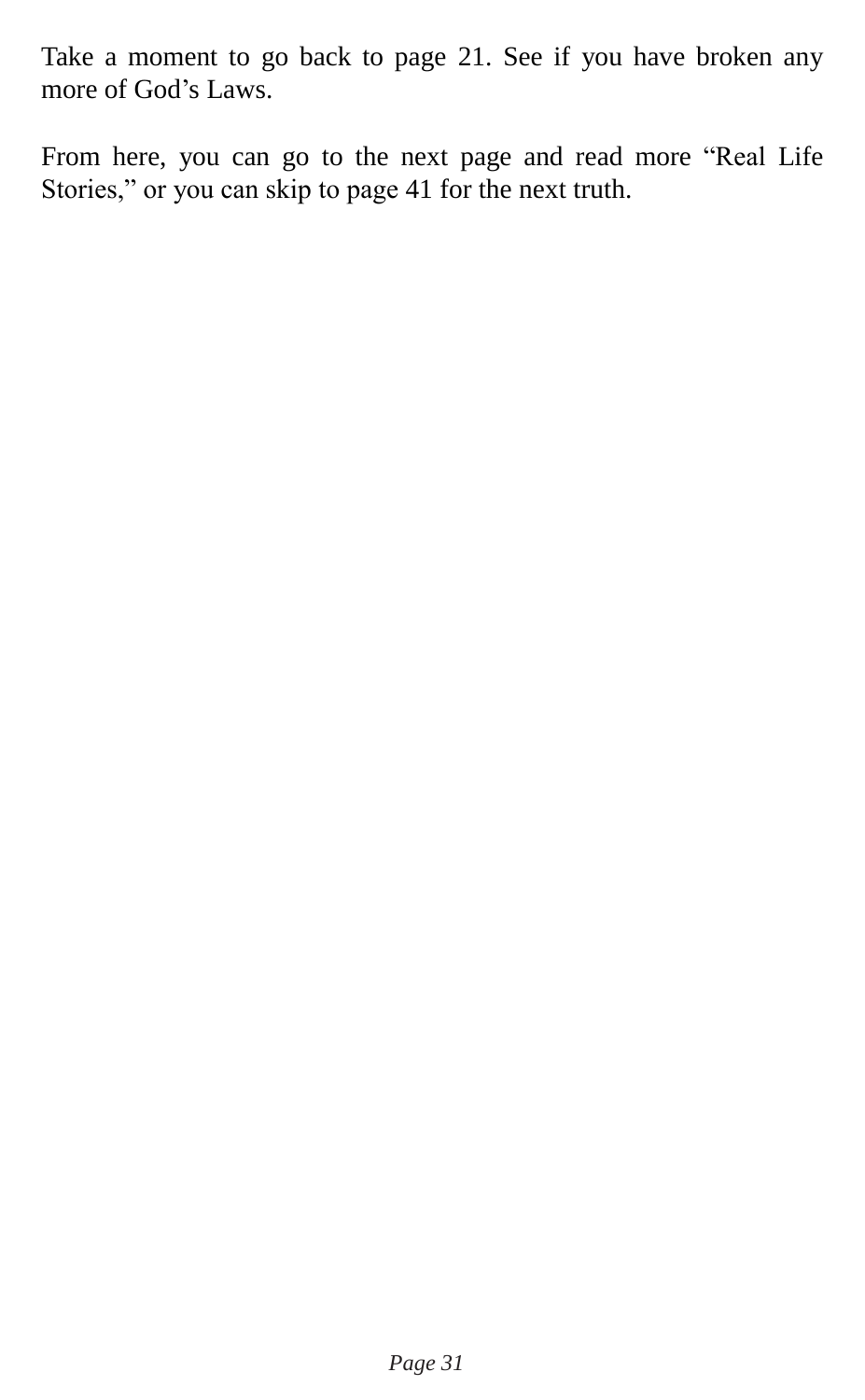Take a moment to go back to page 21. See if you have broken any more of God’s Laws.

From here, you can go to the next page and read more “Real Life Stories,” or you can skip to page 41 for the next truth.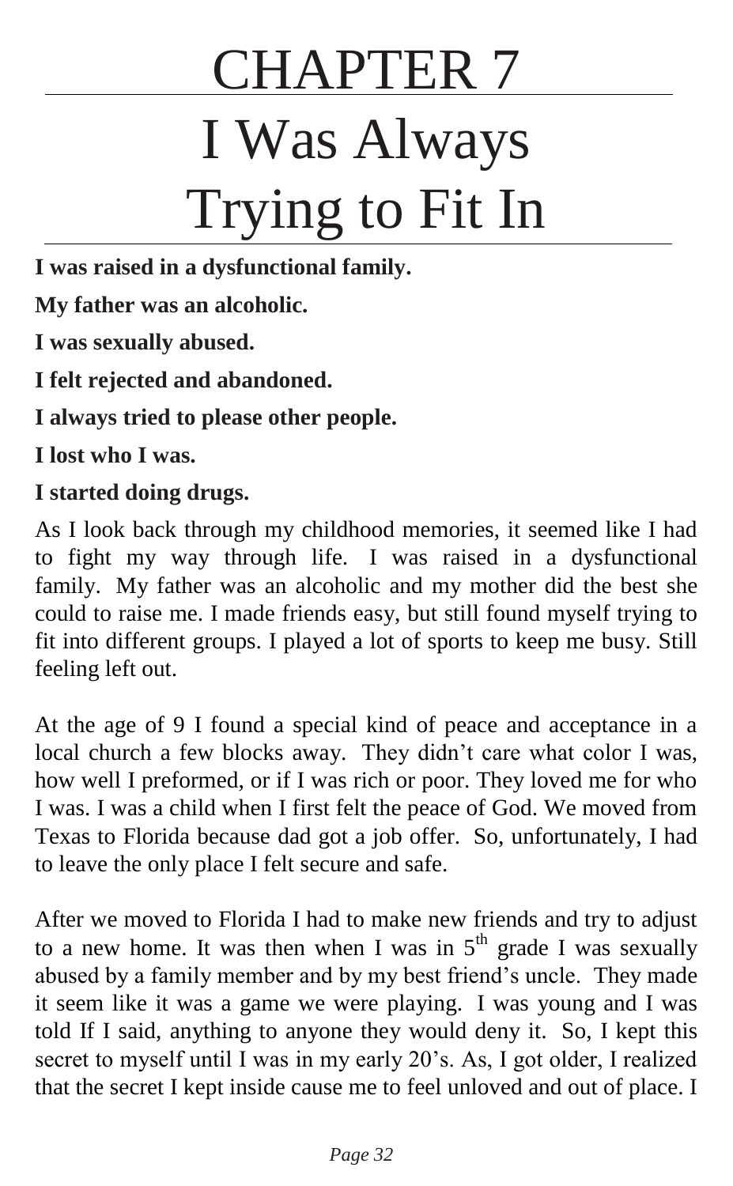# CHAPTER 7

# I Was Always Trying to Fit In

**I was raised in a dysfunctional family.**

**My father was an alcoholic.**

**I was sexually abused.**

**I felt rejected and abandoned.**

**I always tried to please other people.**

**I lost who I was.**

**I started doing drugs.**

As I look back through my childhood memories, it seemed like I had to fight my way through life. I was raised in a dysfunctional family. My father was an alcoholic and my mother did the best she could to raise me. I made friends easy, but still found myself trying to fit into different groups. I played a lot of sports to keep me busy. Still feeling left out.

At the age of 9 I found a special kind of peace and acceptance in a local church a few blocks away. They didn't care what color I was, how well I preformed, or if I was rich or poor. They loved me for who I was. I was a child when I first felt the peace of God. We moved from Texas to Florida because dad got a job offer. So, unfortunately, I had to leave the only place I felt secure and safe.

After we moved to Florida I had to make new friends and try to adjust to a new home. It was then when I was in 5th grade I was sexually abused by a family member and by my best friend's uncle. They made it seem like it was a game we were playing. I was young and I was told If I said, anything to anyone they would deny it. So, I kept this secret to myself until I was in my early 20's. As, I got older, I realized that the secret I kept inside cause me to feel unloved and out of place. I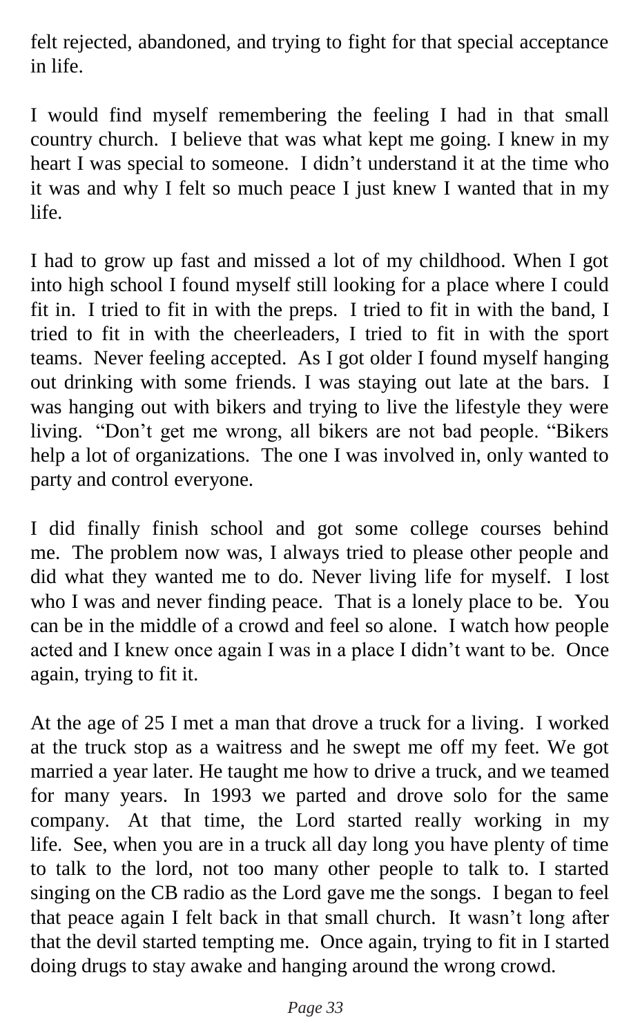felt rejected, abandoned, and trying to fight for that special acceptance in life.

I would find myself remembering the feeling I had in that small country church. I believe that was what kept me going. I knew in my heart I was special to someone. I didn't understand it at the time who it was and why I felt so much peace I just knew I wanted that in my life.

I had to grow up fast and missed a lot of my childhood. When I got into high school I found myself still looking for a place where I could fit in. I tried to fit in with the preps. I tried to fit in with the band, I tried to fit in with the cheerleaders, I tried to fit in with the sport teams. Never feeling accepted. As I got older I found myself hanging out drinking with some friends. I was staying out late at the bars. I was hanging out with bikers and trying to live the lifestyle they were living. "Don't get me wrong, all bikers are not bad people. "Bikers help a lot of organizations. The one I was involved in, only wanted to party and control everyone.

I did finally finish school and got some college courses behind me. The problem now was, I always tried to please other people and did what they wanted me to do. Never living life for myself. I lost who I was and never finding peace. That is a lonely place to be. You can be in the middle of a crowd and feel so alone. I watch how people acted and I knew once again I was in a place I didn't want to be. Once again, trying to fit it.

At the age of 25 I met a man that drove a truck for a living. I worked at the truck stop as a waitress and he swept me off my feet. We got married a year later. He taught me how to drive a truck, and we teamed for many years. In 1993 we parted and drove solo for the same company. At that time, the Lord started really working in my life. See, when you are in a truck all day long you have plenty of time to talk to the lord, not too many other people to talk to. I started singing on the CB radio as the Lord gave me the songs. I began to feel that peace again I felt back in that small church. It wasn't long after that the devil started tempting me. Once again, trying to fit in I started doing drugs to stay awake and hanging around the wrong crowd.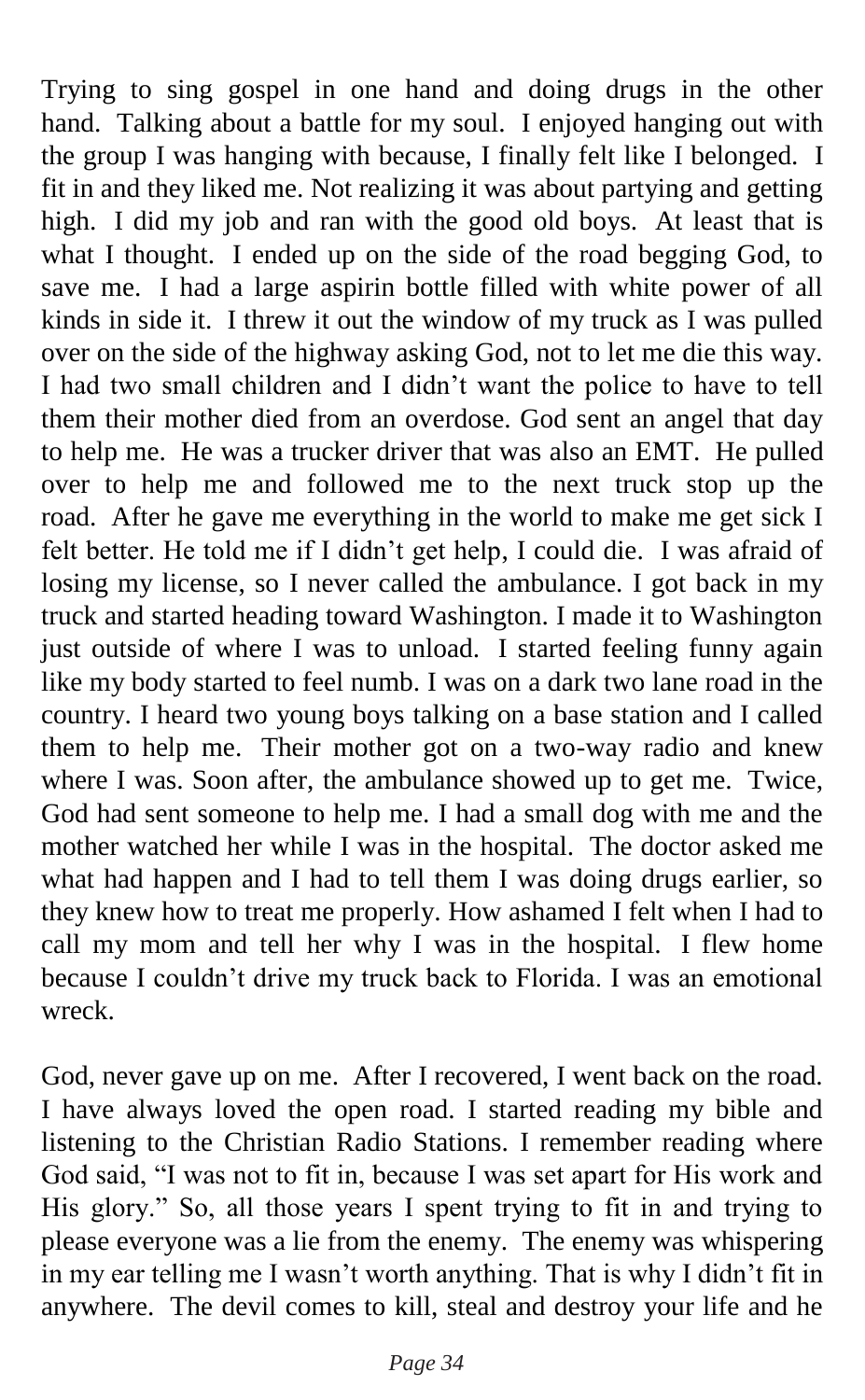Trying to sing gospel in one hand and doing drugs in the other hand. Talking about a battle for my soul. I enjoyed hanging out with the group I was hanging with because, I finally felt like I belonged. I fit in and they liked me. Not realizing it was about partying and getting high. I did my job and ran with the good old boys. At least that is what I thought. I ended up on the side of the road begging God, to save me. I had a large aspirin bottle filled with white power of all kinds in side it. I threw it out the window of my truck as I was pulled over on the side of the highway asking God, not to let me die this way. I had two small children and I didn't want the police to have to tell them their mother died from an overdose. God sent an angel that day to help me. He was a trucker driver that was also an EMT. He pulled over to help me and followed me to the next truck stop up the road. After he gave me everything in the world to make me get sick I felt better. He told me if I didn't get help, I could die. I was afraid of losing my license, so I never called the ambulance. I got back in my truck and started heading toward Washington. I made it to Washington just outside of where I was to unload. I started feeling funny again like my body started to feel numb. I was on a dark two lane road in the country. I heard two young boys talking on a base station and I called them to help me. Their mother got on a two-way radio and knew where I was. Soon after, the ambulance showed up to get me. Twice, God had sent someone to help me. I had a small dog with me and the mother watched her while I was in the hospital. The doctor asked me what had happen and I had to tell them I was doing drugs earlier, so they knew how to treat me properly. How ashamed I felt when I had to call my mom and tell her why I was in the hospital. I flew home because I couldn't drive my truck back to Florida. I was an emotional wreck.

God, never gave up on me. After I recovered, I went back on the road. I have always loved the open road. I started reading my bible and listening to the Christian Radio Stations. I remember reading where God said, "I was not to fit in, because I was set apart for His work and His glory." So, all those years I spent trying to fit in and trying to please everyone was a lie from the enemy. The enemy was whispering in my ear telling me I wasn't worth anything. That is why I didn't fit in anywhere. The devil comes to kill, steal and destroy your life and he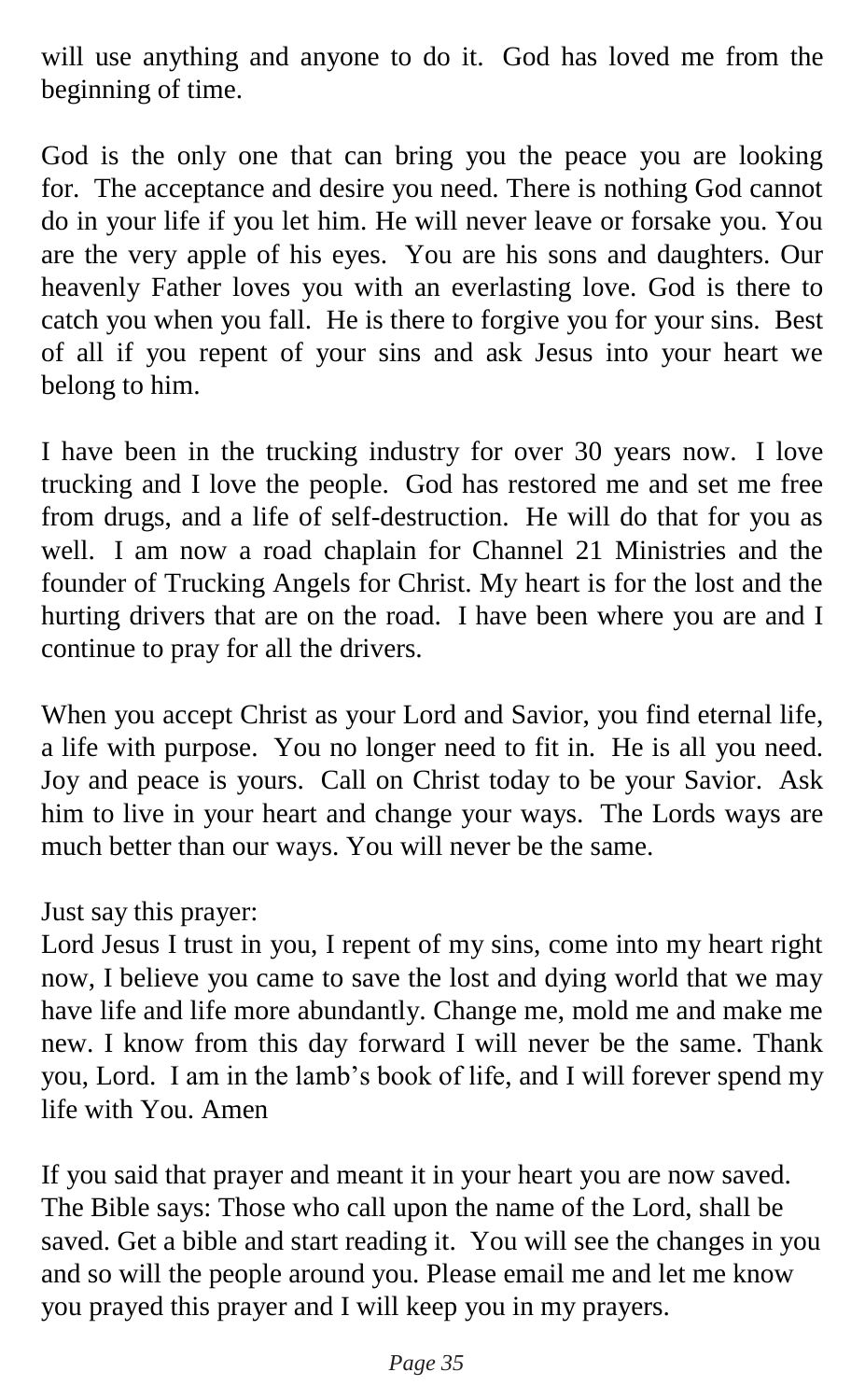will use anything and anyone to do it. God has loved me from the beginning of time.

God is the only one that can bring you the peace you are looking for. The acceptance and desire you need. There is nothing God cannot do in your life if you let him. He will never leave or forsake you. You are the very apple of his eyes. You are his sons and daughters. Our heavenly Father loves you with an everlasting love. God is there to catch you when you fall. He is there to forgive you for your sins. Best of all if you repent of your sins and ask Jesus into your heart we belong to him.

I have been in the trucking industry for over 30 years now. I love trucking and I love the people. God has restored me and set me free from drugs, and a life of self-destruction. He will do that for you as well. I am now a road chaplain for Channel 21 Ministries and the founder of Trucking Angels for Christ. My heart is for the lost and the hurting drivers that are on the road. I have been where you are and I continue to pray for all the drivers.

When you accept Christ as your Lord and Savior, you find eternal life, a life with purpose. You no longer need to fit in. He is all you need. Joy and peace is yours. Call on Christ today to be your Savior. Ask him to live in your heart and change your ways. The Lords ways are much better than our ways. You will never be the same.

Just say this prayer:
Lord Jesus I trust in you, I repent of my sins, come into my heart right now, I believe you came to save the lost and dying world that we may have life and life more abundantly. Change me, mold me and make me new. I know from this day forward I will never be the same. Thank you, Lord. I am in the lamb's book of life, and I will forever spend my life with You. Amen

If you said that prayer and meant it in your heart you are now saved. The Bible says: Those who call upon the name of the Lord, shall be saved. Get a bible and start reading it. You will see the changes in you and so will the people around you. Please email me and let me know you prayed this prayer and I will keep you in my prayers.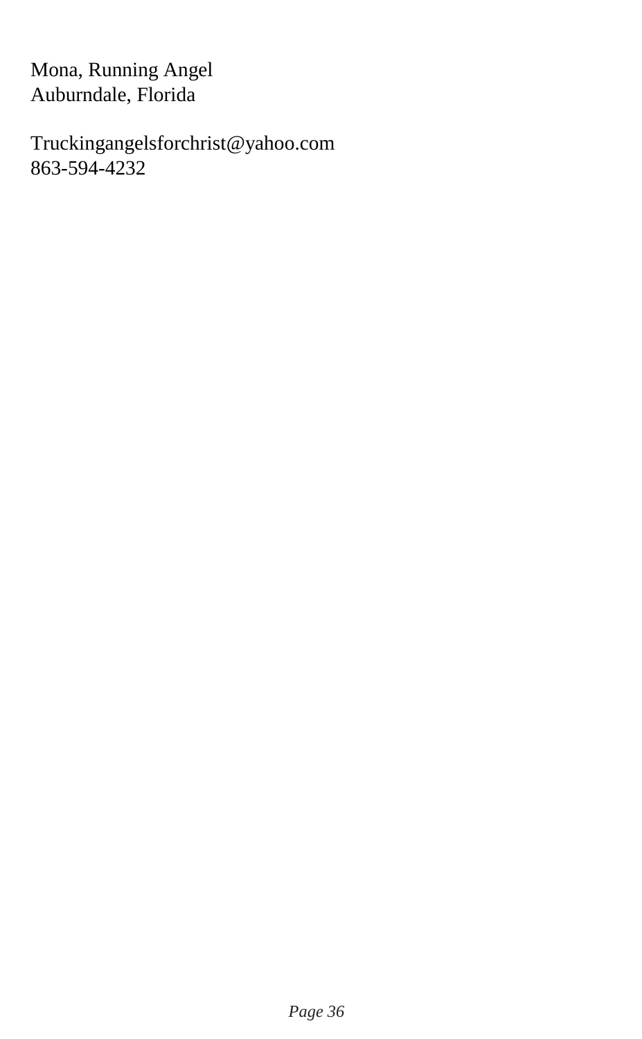Mona, Running Angel
Auburndale, Florida

Truckingangelsforchrist@yahoo.com
863-594-4232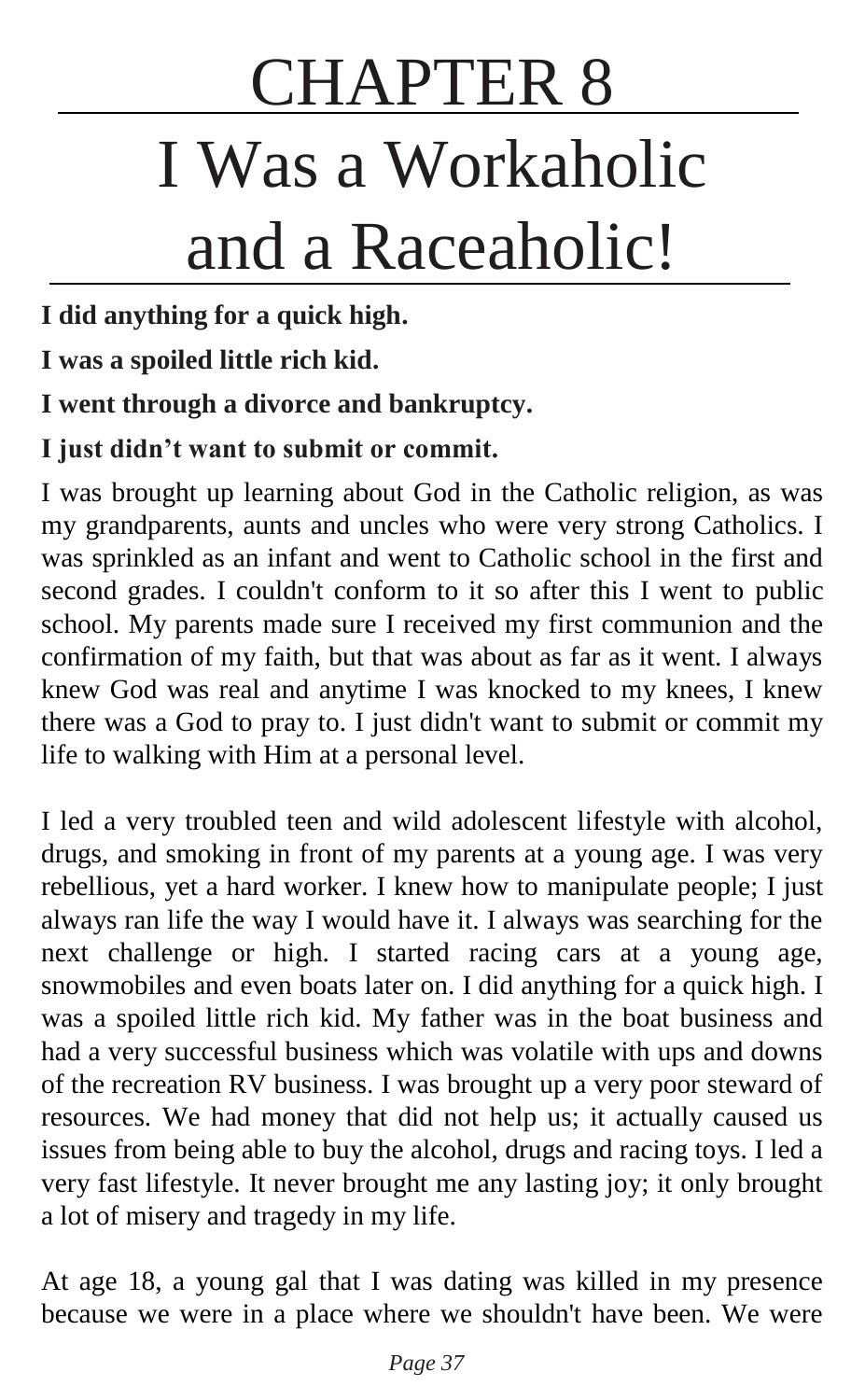# CHAPTER 8

# I Was a Workaholic and a Raceaholic!

**I did anything for a quick high.**

**I was a spoiled little rich kid.**

**I went through a divorce and bankruptcy.**

**I just didn't want to submit or commit.**

I was brought up learning about God in the Catholic religion, as was my grandparents, aunts and uncles who were very strong Catholics. I was sprinkled as an infant and went to Catholic school in the first and second grades. I couldn't conform to it so after this I went to public school. My parents made sure I received my first communion and the confirmation of my faith, but that was about as far as it went. I always knew God was real and anytime I was knocked to my knees, I knew there was a God to pray to. I just didn't want to submit or commit my life to walking with Him at a personal level.

I led a very troubled teen and wild adolescent lifestyle with alcohol, drugs, and smoking in front of my parents at a young age. I was very rebellious, yet a hard worker. I knew how to manipulate people; I just always ran life the way I would have it. I always was searching for the next challenge or high. I started racing cars at a young age, snowmobiles and even boats later on. I did anything for a quick high. I was a spoiled little rich kid. My father was in the boat business and had a very successful business which was volatile with ups and downs of the recreation RV business. I was brought up a very poor steward of resources. We had money that did not help us; it actually caused us issues from being able to buy the alcohol, drugs and racing toys. I led a very fast lifestyle. It never brought me any lasting joy; it only brought a lot of misery and tragedy in my life.

At age 18, a young gal that I was dating was killed in my presence because we were in a place where we shouldn't have been. We were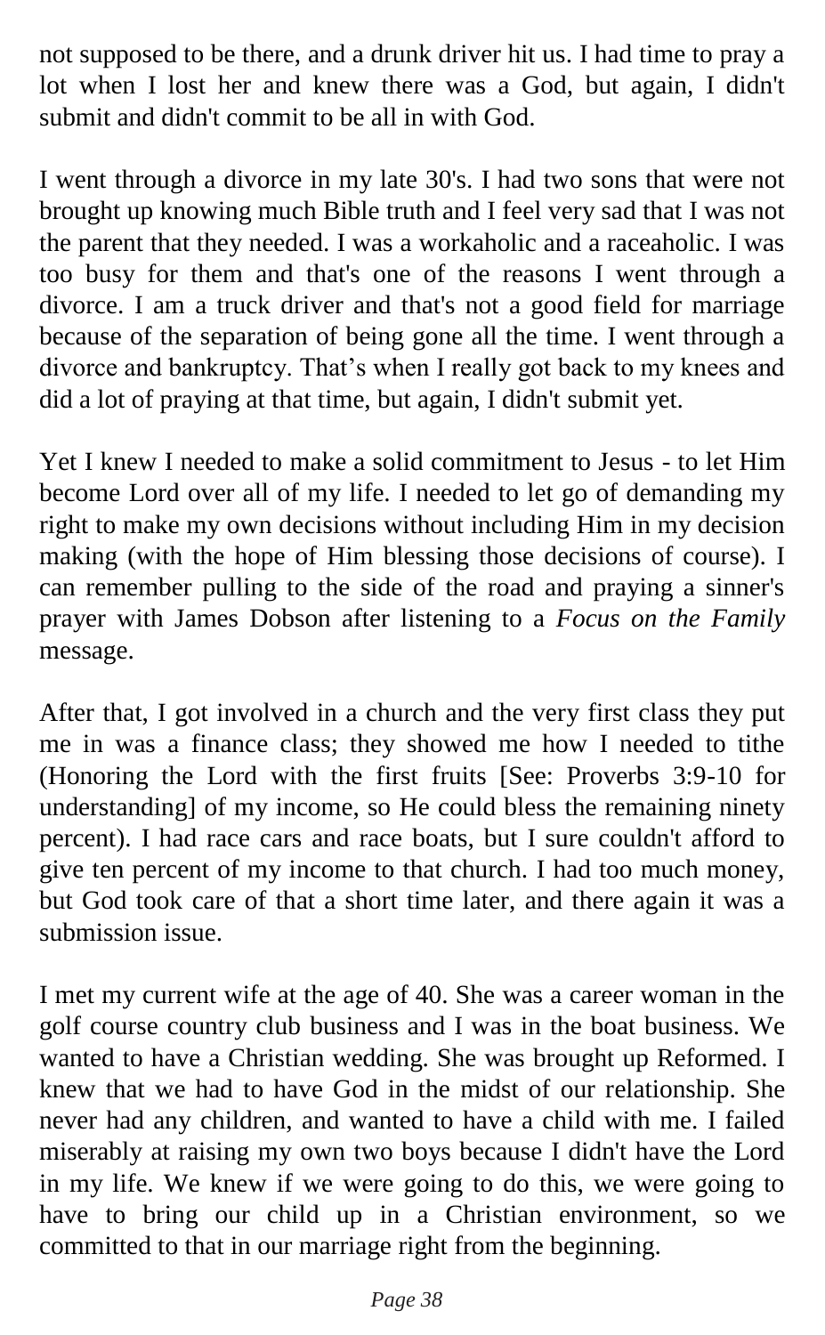not supposed to be there, and a drunk driver hit us. I had time to pray a lot when I lost her and knew there was a God, but again, I didn't submit and didn't commit to be all in with God.

I went through a divorce in my late 30's. I had two sons that were not brought up knowing much Bible truth and I feel very sad that I was not the parent that they needed. I was a workaholic and a raceaholic. I was too busy for them and that's one of the reasons I went through a divorce. I am a truck driver and that's not a good field for marriage because of the separation of being gone all the time. I went through a divorce and bankruptcy. That's when I really got back to my knees and did a lot of praying at that time, but again, I didn't submit yet.

Yet I knew I needed to make a solid commitment to Jesus - to let Him become Lord over all of my life. I needed to let go of demanding my right to make my own decisions without including Him in my decision making (with the hope of Him blessing those decisions of course). I can remember pulling to the side of the road and praying a sinner's prayer with James Dobson after listening to a *Focus on the Family* message.

After that, I got involved in a church and the very first class they put me in was a finance class; they showed me how I needed to tithe (Honoring the Lord with the first fruits [See: Proverbs 3:9-10 for understanding] of my income, so He could bless the remaining ninety percent). I had race cars and race boats, but I sure couldn't afford to give ten percent of my income to that church. I had too much money, but God took care of that a short time later, and there again it was a submission issue.

I met my current wife at the age of 40. She was a career woman in the golf course country club business and I was in the boat business. We wanted to have a Christian wedding. She was brought up Reformed. I knew that we had to have God in the midst of our relationship. She never had any children, and wanted to have a child with me. I failed miserably at raising my own two boys because I didn't have the Lord in my life. We knew if we were going to do this, we were going to have to bring our child up in a Christian environment, so we committed to that in our marriage right from the beginning.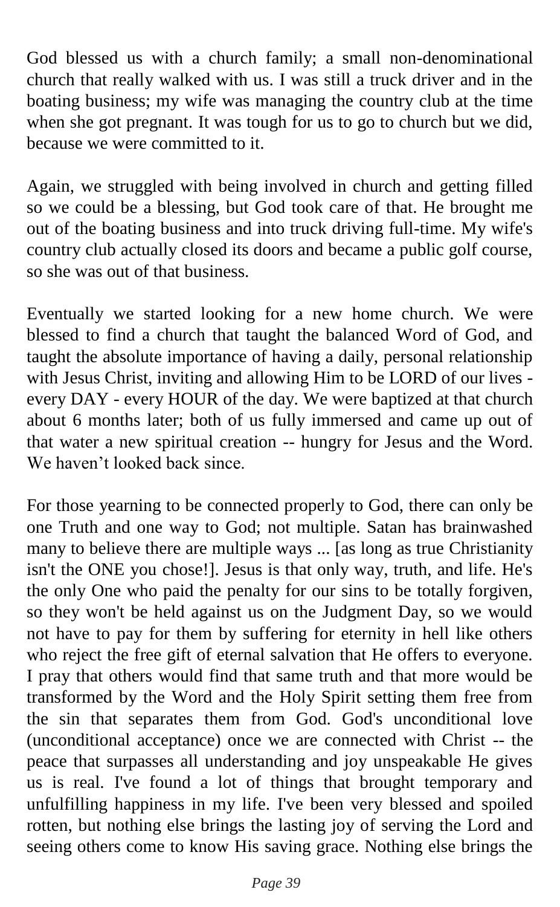God blessed us with a church family; a small non-denominational church that really walked with us. I was still a truck driver and in the boating business; my wife was managing the country club at the time when she got pregnant. It was tough for us to go to church but we did, because we were committed to it.

Again, we struggled with being involved in church and getting filled so we could be a blessing, but God took care of that. He brought me out of the boating business and into truck driving full-time. My wife's country club actually closed its doors and became a public golf course, so she was out of that business.

Eventually we started looking for a new home church. We were blessed to find a church that taught the balanced Word of God, and taught the absolute importance of having a daily, personal relationship with Jesus Christ, inviting and allowing Him to be LORD of our lives - every DAY - every HOUR of the day. We were baptized at that church about 6 months later; both of us fully immersed and came up out of that water a new spiritual creation -- hungry for Jesus and the Word. We haven't looked back since.

For those yearning to be connected properly to God, there can only be one Truth and one way to God; not multiple. Satan has brainwashed many to believe there are multiple ways ... [as long as true Christianity isn't the ONE you chose!]. Jesus is that only way, truth, and life. He's the only One who paid the penalty for our sins to be totally forgiven, so they won't be held against us on the Judgment Day, so we would not have to pay for them by suffering for eternity in hell like others who reject the free gift of eternal salvation that He offers to everyone. I pray that others would find that same truth and that more would be transformed by the Word and the Holy Spirit setting them free from the sin that separates them from God. God's unconditional love (unconditional acceptance) once we are connected with Christ -- the peace that surpasses all understanding and joy unspeakable He gives us is real. I've found a lot of things that brought temporary and unfulfilling happiness in my life. I've been very blessed and spoiled rotten, but nothing else brings the lasting joy of serving the Lord and seeing others come to know His saving grace. Nothing else brings the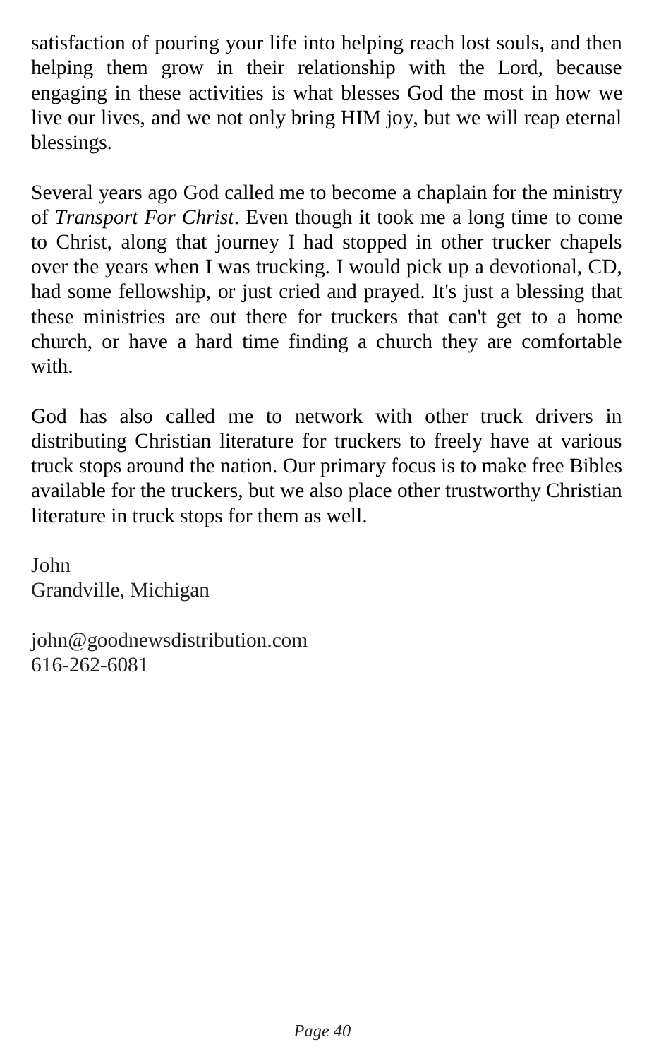satisfaction of pouring your life into helping reach lost souls, and then helping them grow in their relationship with the Lord, because engaging in these activities is what blesses God the most in how we live our lives, and we not only bring HIM joy, but we will reap eternal blessings.

Several years ago God called me to become a chaplain for the ministry of *Transport For Christ*. Even though it took me a long time to come to Christ, along that journey I had stopped in other trucker chapels over the years when I was trucking. I would pick up a devotional, CD, had some fellowship, or just cried and prayed. It's just a blessing that these ministries are out there for truckers that can't get to a home church, or have a hard time finding a church they are comfortable with.

God has also called me to network with other truck drivers in distributing Christian literature for truckers to freely have at various truck stops around the nation. Our primary focus is to make free Bibles available for the truckers, but we also place other trustworthy Christian literature in truck stops for them as well.

John
Grandville, Michigan

john@goodnewsdistribution.com
616-262-6081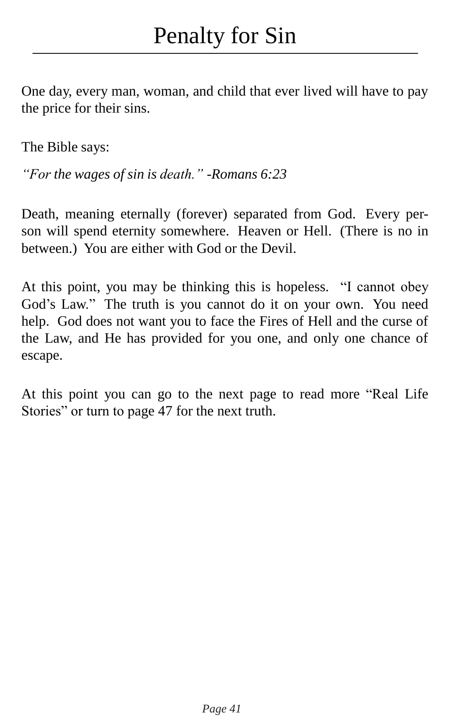# Penalty for Sin

One day, every man, woman, and child that ever lived will have to pay the price for their sins.

The Bible says:

*"For the wages of sin is death." -Romans 6:23*

Death, meaning eternally (forever) separated from God. Every person will spend eternity somewhere. Heaven or Hell. (There is no in between.) You are either with God or the Devil.

At this point, you may be thinking this is hopeless. "I cannot obey God's Law." The truth is you cannot do it on your own. You need help. God does not want you to face the Fires of Hell and the curse of the Law, and He has provided for you one, and only one chance of escape.

At this point you can go to the next page to read more "Real Life Stories" or turn to page 47 for the next truth.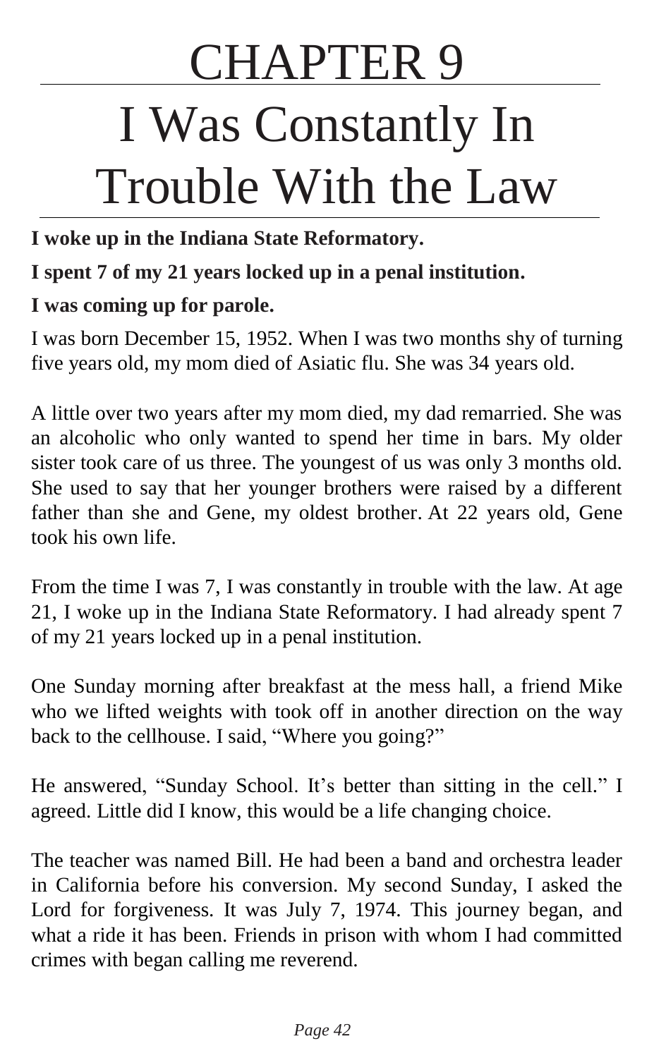# CHAPTER 9

# I Was Constantly In Trouble With the Law

**I woke up in the Indiana State Reformatory.**

**I spent 7 of my 21 years locked up in a penal institution.**

**I was coming up for parole.**

I was born December 15, 1952. When I was two months shy of turning five years old, my mom died of Asiatic flu. She was 34 years old.

A little over two years after my mom died, my dad remarried. She was an alcoholic who only wanted to spend her time in bars. My older sister took care of us three. The youngest of us was only 3 months old. She used to say that her younger brothers were raised by a different father than she and Gene, my oldest brother. At 22 years old, Gene took his own life.

From the time I was 7, I was constantly in trouble with the law. At age 21, I woke up in the Indiana State Reformatory. I had already spent 7 of my 21 years locked up in a penal institution.

One Sunday morning after breakfast at the mess hall, a friend Mike who we lifted weights with took off in another direction on the way back to the cellhouse. I said, "Where you going?"

He answered, "Sunday School. It's better than sitting in the cell." I agreed. Little did I know, this would be a life changing choice.

The teacher was named Bill. He had been a band and orchestra leader in California before his conversion. My second Sunday, I asked the Lord for forgiveness. It was July 7, 1974. This journey began, and what a ride it has been. Friends in prison with whom I had committed crimes with began calling me reverend.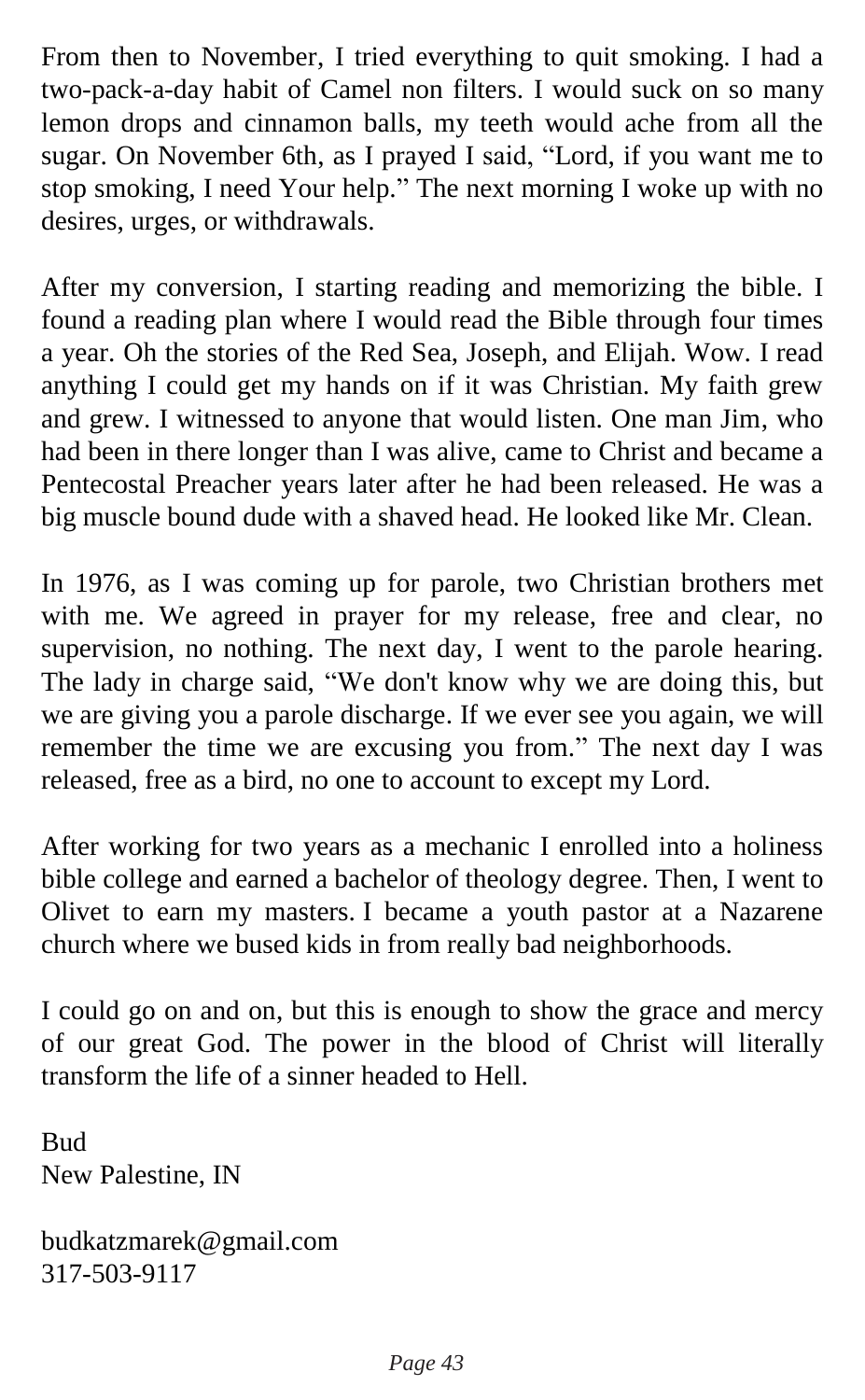From then to November, I tried everything to quit smoking. I had a two-pack-a-day habit of Camel non filters. I would suck on so many lemon drops and cinnamon balls, my teeth would ache from all the sugar. On November 6th, as I prayed I said, "Lord, if you want me to stop smoking, I need Your help." The next morning I woke up with no desires, urges, or withdrawals.

After my conversion, I starting reading and memorizing the bible. I found a reading plan where I would read the Bible through four times a year. Oh the stories of the Red Sea, Joseph, and Elijah. Wow. I read anything I could get my hands on if it was Christian. My faith grew and grew. I witnessed to anyone that would listen. One man Jim, who had been in there longer than I was alive, came to Christ and became a Pentecostal Preacher years later after he had been released. He was a big muscle bound dude with a shaved head. He looked like Mr. Clean.

In 1976, as I was coming up for parole, two Christian brothers met with me. We agreed in prayer for my release, free and clear, no supervision, no nothing. The next day, I went to the parole hearing. The lady in charge said, "We don't know why we are doing this, but we are giving you a parole discharge. If we ever see you again, we will remember the time we are excusing you from." The next day I was released, free as a bird, no one to account to except my Lord.

After working for two years as a mechanic I enrolled into a holiness bible college and earned a bachelor of theology degree. Then, I went to Olivet to earn my masters. I became a youth pastor at a Nazarene church where we bused kids in from really bad neighborhoods.

I could go on and on, but this is enough to show the grace and mercy of our great God. The power in the blood of Christ will literally transform the life of a sinner headed to Hell.

Bud
New Palestine, IN

budkatzmarek@gmail.com
317-503-9117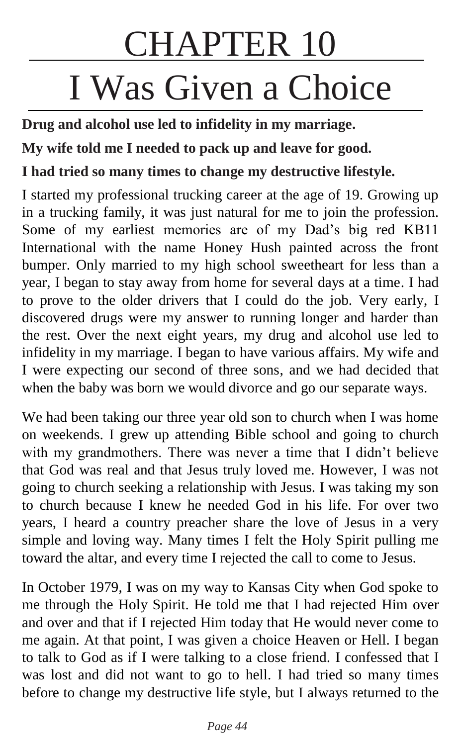# CHAPTER 10

# I Was Given a Choice

**Drug and alcohol use led to infidelity in my marriage.**

**My wife told me I needed to pack up and leave for good.**

**I had tried so many times to change my destructive lifestyle.**

I started my professional trucking career at the age of 19. Growing up in a trucking family, it was just natural for me to join the profession. Some of my earliest memories are of my Dad's big red KB11 International with the name Honey Hush painted across the front bumper. Only married to my high school sweetheart for less than a year, I began to stay away from home for several days at a time. I had to prove to the older drivers that I could do the job. Very early, I discovered drugs were my answer to running longer and harder than the rest. Over the next eight years, my drug and alcohol use led to infidelity in my marriage. I began to have various affairs. My wife and I were expecting our second of three sons, and we had decided that when the baby was born we would divorce and go our separate ways.

We had been taking our three year old son to church when I was home on weekends. I grew up attending Bible school and going to church with my grandmothers. There was never a time that I didn't believe that God was real and that Jesus truly loved me. However, I was not going to church seeking a relationship with Jesus. I was taking my son to church because I knew he needed God in his life. For over two years, I heard a country preacher share the love of Jesus in a very simple and loving way. Many times I felt the Holy Spirit pulling me toward the altar, and every time I rejected the call to come to Jesus.

In October 1979, I was on my way to Kansas City when God spoke to me through the Holy Spirit. He told me that I had rejected Him over and over and that if I rejected Him today that He would never come to me again. At that point, I was given a choice Heaven or Hell. I began to talk to God as if I were talking to a close friend. I confessed that I was lost and did not want to go to hell. I had tried so many times before to change my destructive life style, but I always returned to the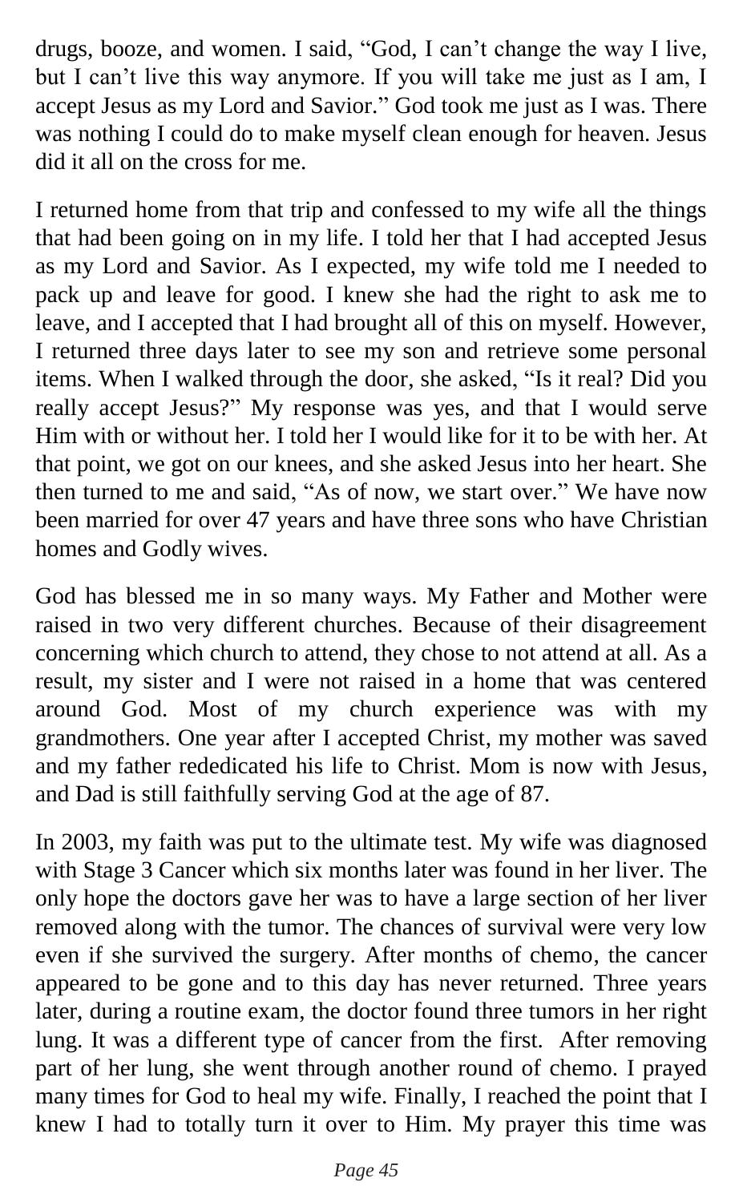drugs, booze, and women. I said, "God, I can't change the way I live, but I can't live this way anymore. If you will take me just as I am, I accept Jesus as my Lord and Savior." God took me just as I was. There was nothing I could do to make myself clean enough for heaven. Jesus did it all on the cross for me.

I returned home from that trip and confessed to my wife all the things that had been going on in my life. I told her that I had accepted Jesus as my Lord and Savior. As I expected, my wife told me I needed to pack up and leave for good. I knew she had the right to ask me to leave, and I accepted that I had brought all of this on myself. However, I returned three days later to see my son and retrieve some personal items. When I walked through the door, she asked, "Is it real? Did you really accept Jesus?" My response was yes, and that I would serve Him with or without her. I told her I would like for it to be with her. At that point, we got on our knees, and she asked Jesus into her heart. She then turned to me and said, "As of now, we start over." We have now been married for over 47 years and have three sons who have Christian homes and Godly wives.

God has blessed me in so many ways. My Father and Mother were raised in two very different churches. Because of their disagreement concerning which church to attend, they chose to not attend at all. As a result, my sister and I were not raised in a home that was centered around God. Most of my church experience was with my grandmothers. One year after I accepted Christ, my mother was saved and my father rededicated his life to Christ. Mom is now with Jesus, and Dad is still faithfully serving God at the age of 87.

In 2003, my faith was put to the ultimate test. My wife was diagnosed with Stage 3 Cancer which six months later was found in her liver. The only hope the doctors gave her was to have a large section of her liver removed along with the tumor. The chances of survival were very low even if she survived the surgery. After months of chemo, the cancer appeared to be gone and to this day has never returned. Three years later, during a routine exam, the doctor found three tumors in her right lung. It was a different type of cancer from the first. After removing part of her lung, she went through another round of chemo. I prayed many times for God to heal my wife. Finally, I reached the point that I knew I had to totally turn it over to Him. My prayer this time was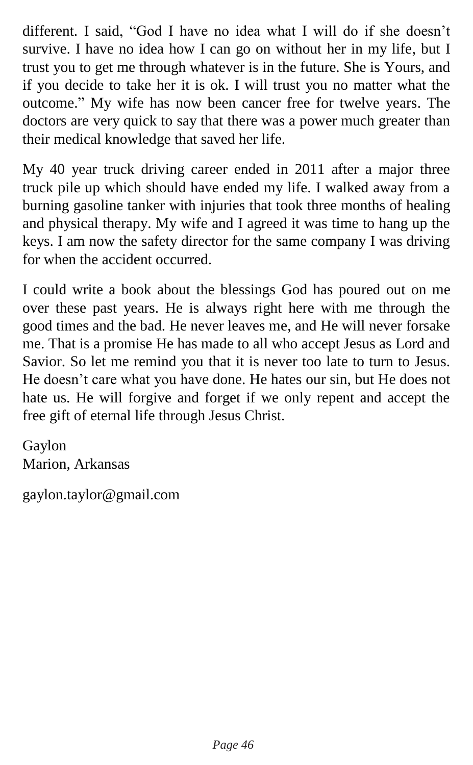different. I said, "God I have no idea what I will do if she doesn't survive. I have no idea how I can go on without her in my life, but I trust you to get me through whatever is in the future. She is Yours, and if you decide to take her it is ok. I will trust you no matter what the outcome." My wife has now been cancer free for twelve years. The doctors are very quick to say that there was a power much greater than their medical knowledge that saved her life.

My 40 year truck driving career ended in 2011 after a major three truck pile up which should have ended my life. I walked away from a burning gasoline tanker with injuries that took three months of healing and physical therapy. My wife and I agreed it was time to hang up the keys. I am now the safety director for the same company I was driving for when the accident occurred.

I could write a book about the blessings God has poured out on me over these past years. He is always right here with me through the good times and the bad. He never leaves me, and He will never forsake me. That is a promise He has made to all who accept Jesus as Lord and Savior. So let me remind you that it is never too late to turn to Jesus. He doesn't care what you have done. He hates our sin, but He does not hate us. He will forgive and forget if we only repent and accept the free gift of eternal life through Jesus Christ.

Gaylon
Marion, Arkansas

gaylon.taylor@gmail.com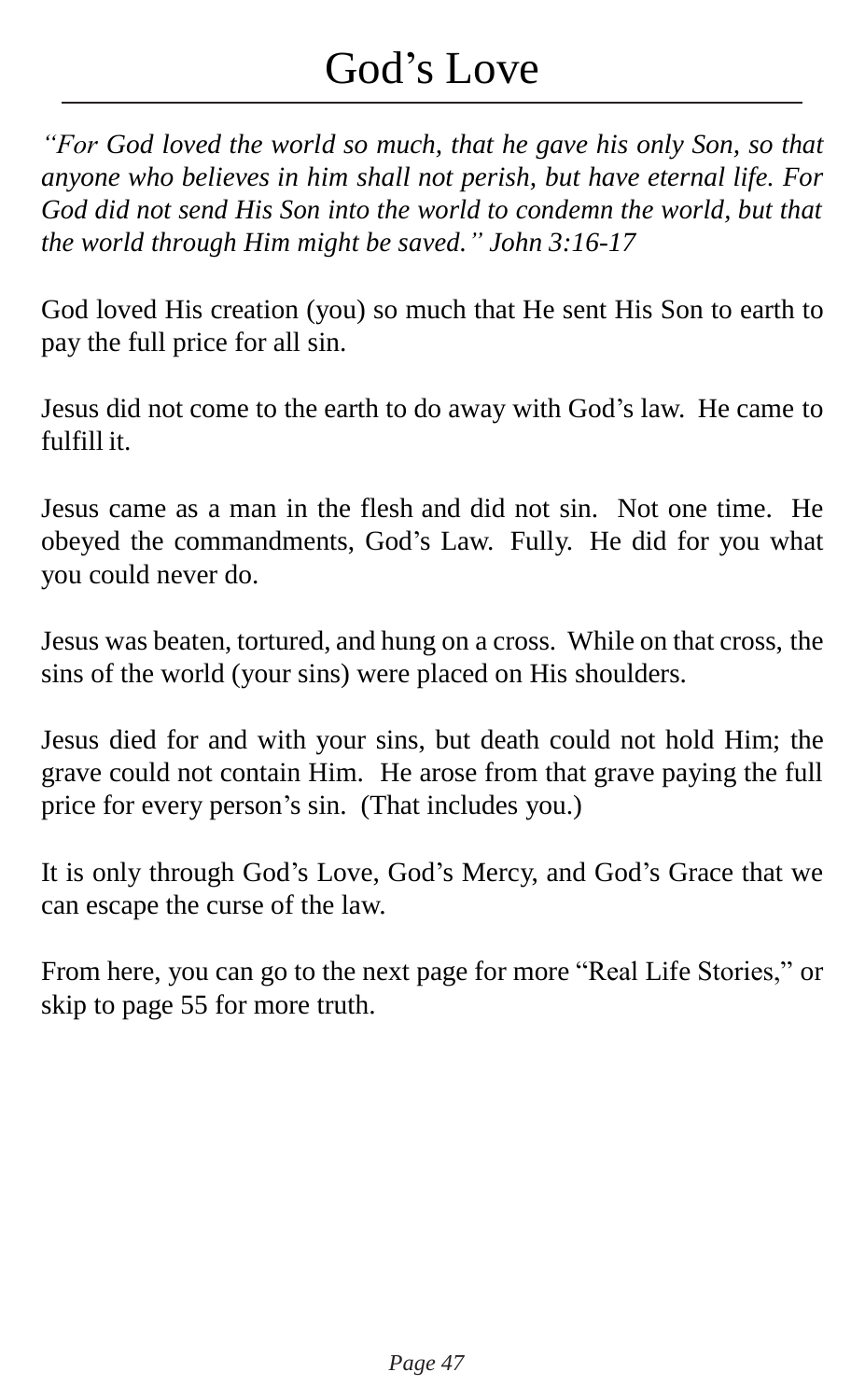# God's Love

*"For God loved the world so much, that he gave his only Son, so that anyone who believes in him shall not perish, but have eternal life. For God did not send His Son into the world to condemn the world, but that the world through Him might be saved." John 3:16-17*

God loved His creation (you) so much that He sent His Son to earth to pay the full price for all sin.

Jesus did not come to the earth to do away with God's law. He came to fulfill it.

Jesus came as a man in the flesh and did not sin. Not one time. He obeyed the commandments, God's Law. Fully. He did for you what you could never do.

Jesus was beaten, tortured, and hung on a cross. While on that cross, the sins of the world (your sins) were placed on His shoulders.

Jesus died for and with your sins, but death could not hold Him; the grave could not contain Him. He arose from that grave paying the full price for every person's sin. (That includes you.)

It is only through God's Love, God's Mercy, and God's Grace that we can escape the curse of the law.

From here, you can go to the next page for more "Real Life Stories," or skip to page 55 for more truth.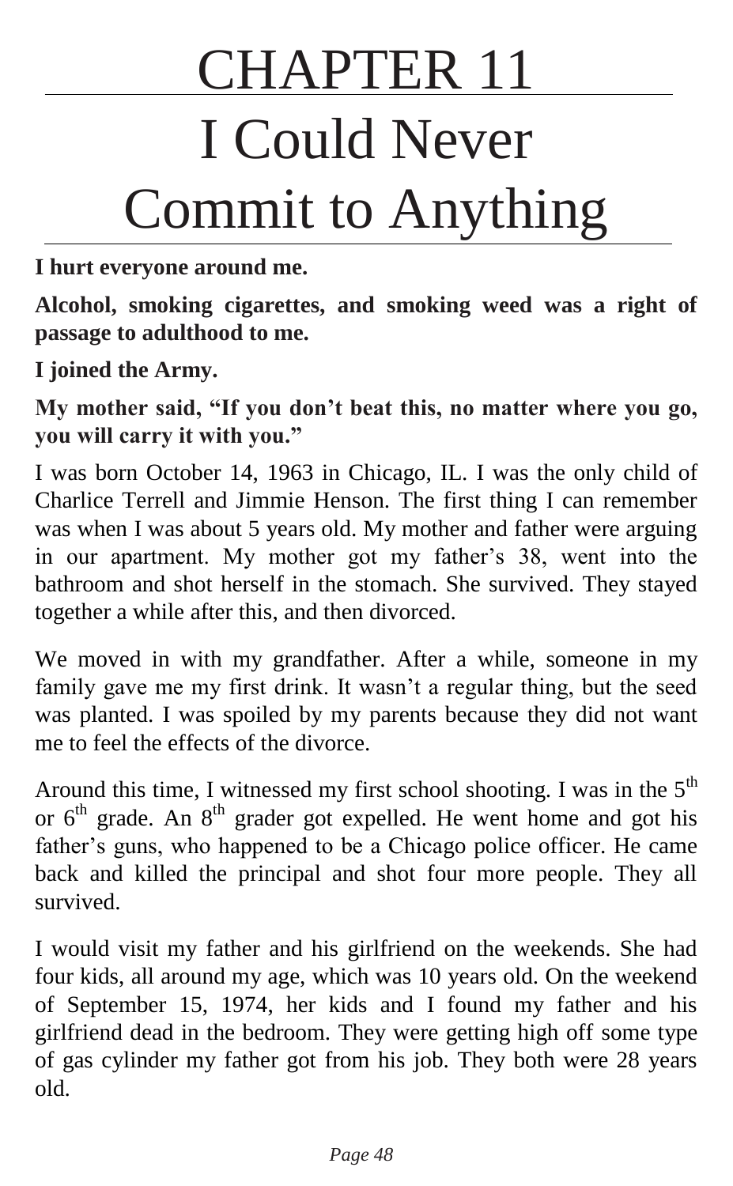# CHAPTER 11

# I Could Never Commit to Anything

**I hurt everyone around me.**

**Alcohol, smoking cigarettes, and smoking weed was a right of passage to adulthood to me.**

**I joined the Army.**

**My mother said, "If you don't beat this, no matter where you go, you will carry it with you."**

I was born October 14, 1963 in Chicago, IL. I was the only child of Charlice Terrell and Jimmie Henson. The first thing I can remember was when I was about 5 years old. My mother and father were arguing in our apartment. My mother got my father's 38, went into the bathroom and shot herself in the stomach. She survived. They stayed together a while after this, and then divorced.

We moved in with my grandfather. After a while, someone in my family gave me my first drink. It wasn't a regular thing, but the seed was planted. I was spoiled by my parents because they did not want me to feel the effects of the divorce.

Around this time, I witnessed my first school shooting. I was in the 5th or 6th grade. An 8th grader got expelled. He went home and got his father's guns, who happened to be a Chicago police officer. He came back and killed the principal and shot four more people. They all survived.

I would visit my father and his girlfriend on the weekends. She had four kids, all around my age, which was 10 years old. On the weekend of September 15, 1974, her kids and I found my father and his girlfriend dead in the bedroom. They were getting high off some type of gas cylinder my father got from his job. They both were 28 years old.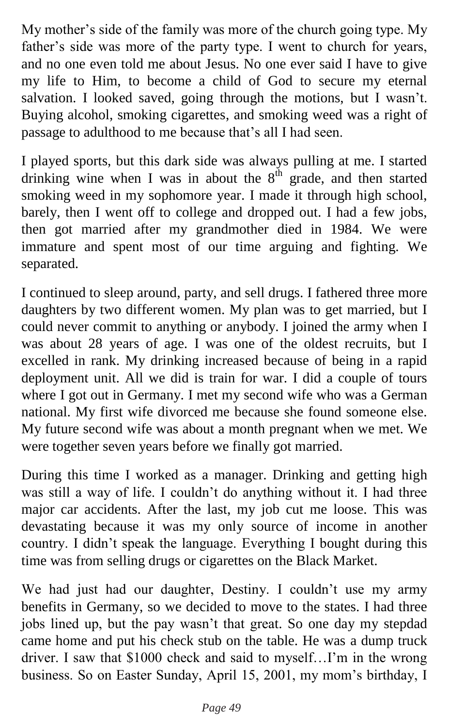My mother's side of the family was more of the church going type. My father's side was more of the party type. I went to church for years, and no one even told me about Jesus. No one ever said I have to give my life to Him, to become a child of God to secure my eternal salvation. I looked saved, going through the motions, but I wasn't. Buying alcohol, smoking cigarettes, and smoking weed was a right of passage to adulthood to me because that's all I had seen.

I played sports, but this dark side was always pulling at me. I started drinking wine when I was in about the 8th grade, and then started smoking weed in my sophomore year. I made it through high school, barely, then I went off to college and dropped out. I had a few jobs, then got married after my grandmother died in 1984. We were immature and spent most of our time arguing and fighting. We separated.

I continued to sleep around, party, and sell drugs. I fathered three more daughters by two different women. My plan was to get married, but I could never commit to anything or anybody. I joined the army when I was about 28 years of age. I was one of the oldest recruits, but I excelled in rank. My drinking increased because of being in a rapid deployment unit. All we did is train for war. I did a couple of tours where I got out in Germany. I met my second wife who was a German national. My first wife divorced me because she found someone else. My future second wife was about a month pregnant when we met. We were together seven years before we finally got married.

During this time I worked as a manager. Drinking and getting high was still a way of life. I couldn't do anything without it. I had three major car accidents. After the last, my job cut me loose. This was devastating because it was my only source of income in another country. I didn't speak the language. Everything I bought during this time was from selling drugs or cigarettes on the Black Market.

We had just had our daughter, Destiny. I couldn't use my army benefits in Germany, so we decided to move to the states. I had three jobs lined up, but the pay wasn't that great. So one day my stepdad came home and put his check stub on the table. He was a dump truck driver. I saw that $1000 check and said to myself…I'm in the wrong business. So on Easter Sunday, April 15, 2001, my mom's birthday, I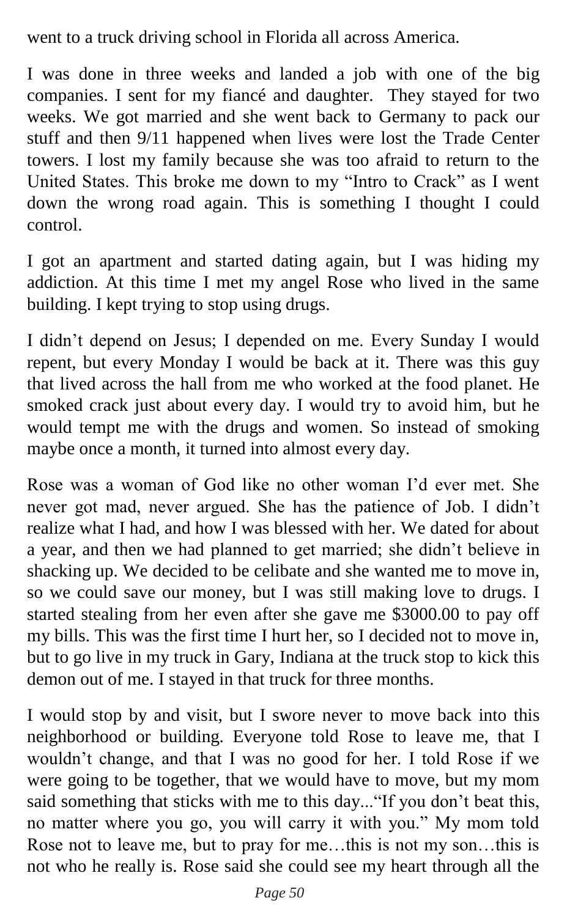went to a truck driving school in Florida all across America.

I was done in three weeks and landed a job with one of the big companies. I sent for my fiancé and daughter. They stayed for two weeks. We got married and she went back to Germany to pack our stuff and then 9/11 happened when lives were lost the Trade Center towers. I lost my family because she was too afraid to return to the United States. This broke me down to my "Intro to Crack" as I went down the wrong road again. This is something I thought I could control.

I got an apartment and started dating again, but I was hiding my addiction. At this time I met my angel Rose who lived in the same building. I kept trying to stop using drugs.

I didn't depend on Jesus; I depended on me. Every Sunday I would repent, but every Monday I would be back at it. There was this guy that lived across the hall from me who worked at the food planet. He smoked crack just about every day. I would try to avoid him, but he would tempt me with the drugs and women. So instead of smoking maybe once a month, it turned into almost every day.

Rose was a woman of God like no other woman I'd ever met. She never got mad, never argued. She has the patience of Job. I didn't realize what I had, and how I was blessed with her. We dated for about a year, and then we had planned to get married; she didn't believe in shacking up. We decided to be celibate and she wanted me to move in, so we could save our money, but I was still making love to drugs. I started stealing from her even after she gave me $3000.00 to pay off my bills. This was the first time I hurt her, so I decided not to move in, but to go live in my truck in Gary, Indiana at the truck stop to kick this demon out of me. I stayed in that truck for three months.

I would stop by and visit, but I swore never to move back into this neighborhood or building. Everyone told Rose to leave me, that I wouldn't change, and that I was no good for her. I told Rose if we were going to be together, that we would have to move, but my mom said something that sticks with me to this day..."If you don't beat this, no matter where you go, you will carry it with you." My mom told Rose not to leave me, but to pray for me…this is not my son…this is not who he really is. Rose said she could see my heart through all the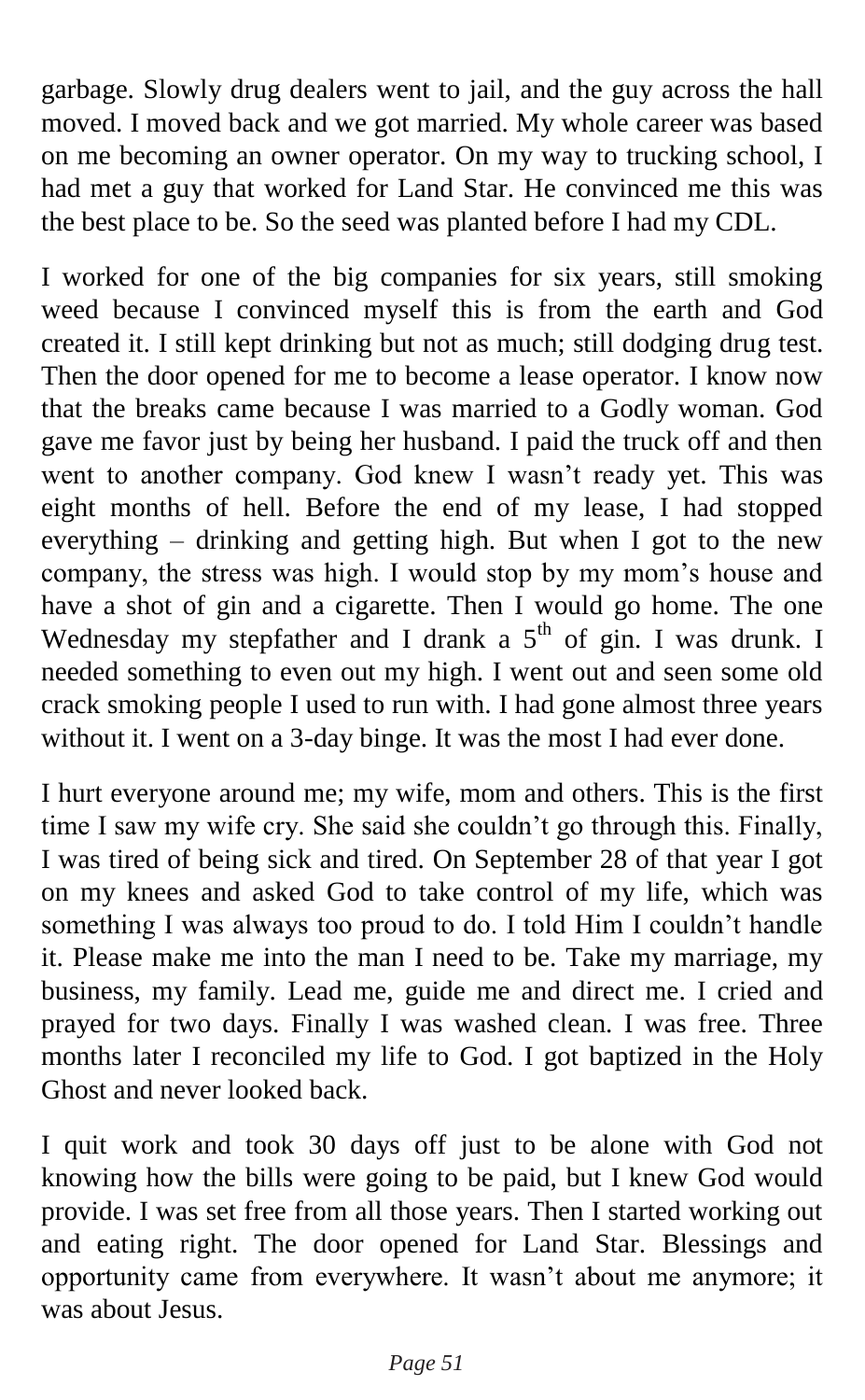garbage. Slowly drug dealers went to jail, and the guy across the hall moved. I moved back and we got married. My whole career was based on me becoming an owner operator. On my way to trucking school, I had met a guy that worked for Land Star. He convinced me this was the best place to be. So the seed was planted before I had my CDL.

I worked for one of the big companies for six years, still smoking weed because I convinced myself this is from the earth and God created it. I still kept drinking but not as much; still dodging drug test. Then the door opened for me to become a lease operator. I know now that the breaks came because I was married to a Godly woman. God gave me favor just by being her husband. I paid the truck off and then went to another company. God knew I wasn't ready yet. This was eight months of hell. Before the end of my lease, I had stopped everything – drinking and getting high. But when I got to the new company, the stress was high. I would stop by my mom's house and have a shot of gin and a cigarette. Then I would go home. The one Wednesday my stepfather and I drank a 5th of gin. I was drunk. I needed something to even out my high. I went out and seen some old crack smoking people I used to run with. I had gone almost three years without it. I went on a 3-day binge. It was the most I had ever done.

I hurt everyone around me; my wife, mom and others. This is the first time I saw my wife cry. She said she couldn't go through this. Finally, I was tired of being sick and tired. On September 28 of that year I got on my knees and asked God to take control of my life, which was something I was always too proud to do. I told Him I couldn't handle it. Please make me into the man I need to be. Take my marriage, my business, my family. Lead me, guide me and direct me. I cried and prayed for two days. Finally I was washed clean. I was free. Three months later I reconciled my life to God. I got baptized in the Holy Ghost and never looked back.

I quit work and took 30 days off just to be alone with God not knowing how the bills were going to be paid, but I knew God would provide. I was set free from all those years. Then I started working out and eating right. The door opened for Land Star. Blessings and opportunity came from everywhere. It wasn't about me anymore; it was about Jesus.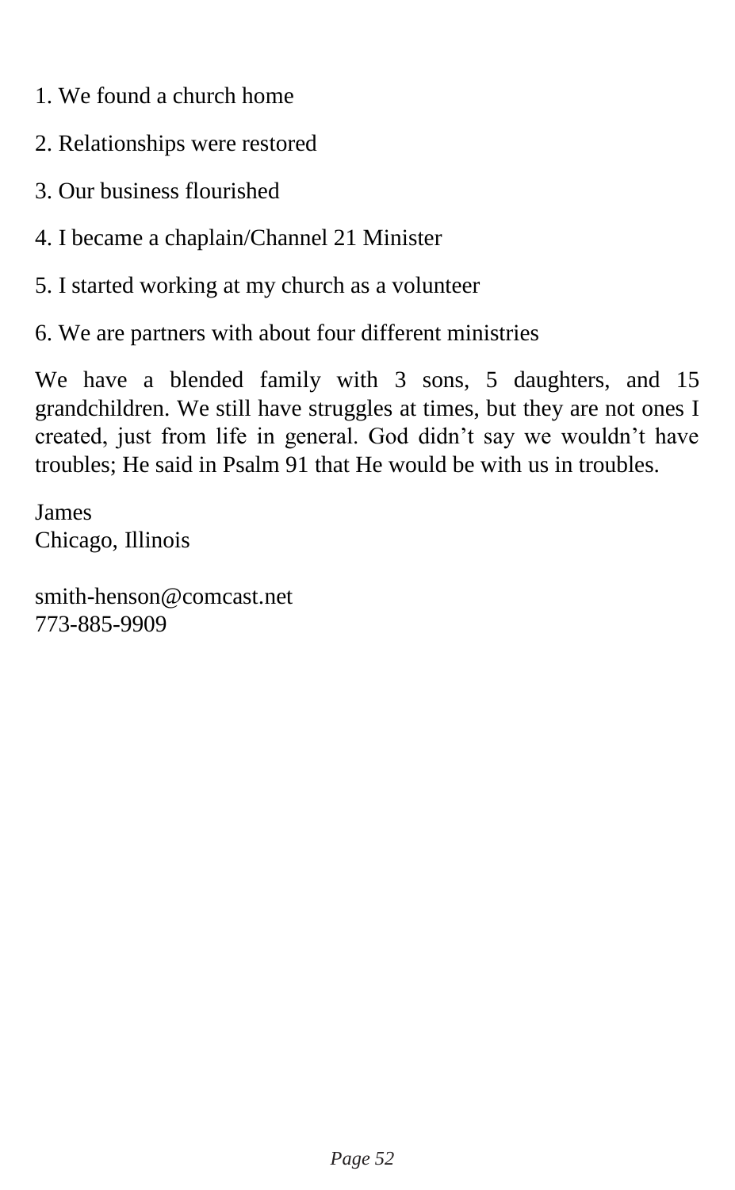1. We found a church home

2. Relationships were restored

3. Our business flourished

4. I became a chaplain/Channel 21 Minister

5. I started working at my church as a volunteer

6. We are partners with about four different ministries

We have a blended family with 3 sons, 5 daughters, and 15 grandchildren. We still have struggles at times, but they are not ones I created, just from life in general. God didn't say we wouldn't have troubles; He said in Psalm 91 that He would be with us in troubles.

James
Chicago, Illinois

smith-henson@comcast.net
773-885-9909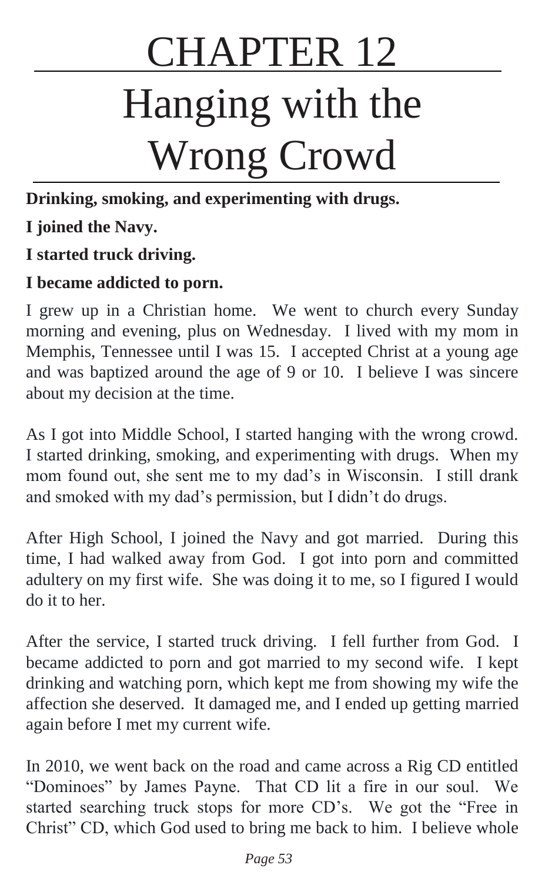# CHAPTER 12

# Hanging with the Wrong Crowd

**Drinking, smoking, and experimenting with drugs.**

**I joined the Navy.**

**I started truck driving.**

**I became addicted to porn.**

I grew up in a Christian home. We went to church every Sunday morning and evening, plus on Wednesday. I lived with my mom in Memphis, Tennessee until I was 15. I accepted Christ at a young age and was baptized around the age of 9 or 10. I believe I was sincere about my decision at the time.

As I got into Middle School, I started hanging with the wrong crowd. I started drinking, smoking, and experimenting with drugs. When my mom found out, she sent me to my dad's in Wisconsin. I still drank and smoked with my dad's permission, but I didn't do drugs.

After High School, I joined the Navy and got married. During this time, I had walked away from God. I got into porn and committed adultery on my first wife. She was doing it to me, so I figured I would do it to her.

After the service, I started truck driving. I fell further from God. I became addicted to porn and got married to my second wife. I kept drinking and watching porn, which kept me from showing my wife the affection she deserved. It damaged me, and I ended up getting married again before I met my current wife.

In 2010, we went back on the road and came across a Rig CD entitled "Dominoes" by James Payne. That CD lit a fire in our soul. We started searching truck stops for more CD's. We got the "Free in Christ" CD, which God used to bring me back to him. I believe whole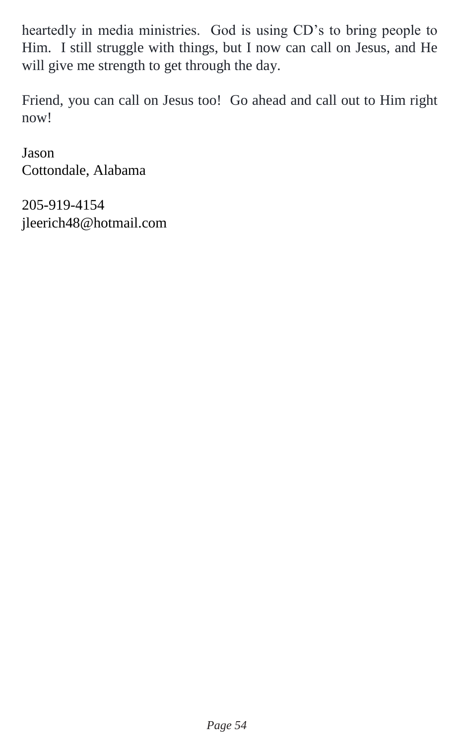heartedly in media ministries. God is using CD's to bring people to Him. I still struggle with things, but I now can call on Jesus, and He will give me strength to get through the day.

Friend, you can call on Jesus too! Go ahead and call out to Him right now!

Jason
Cottondale, Alabama

205-919-4154
jleerich48@hotmail.com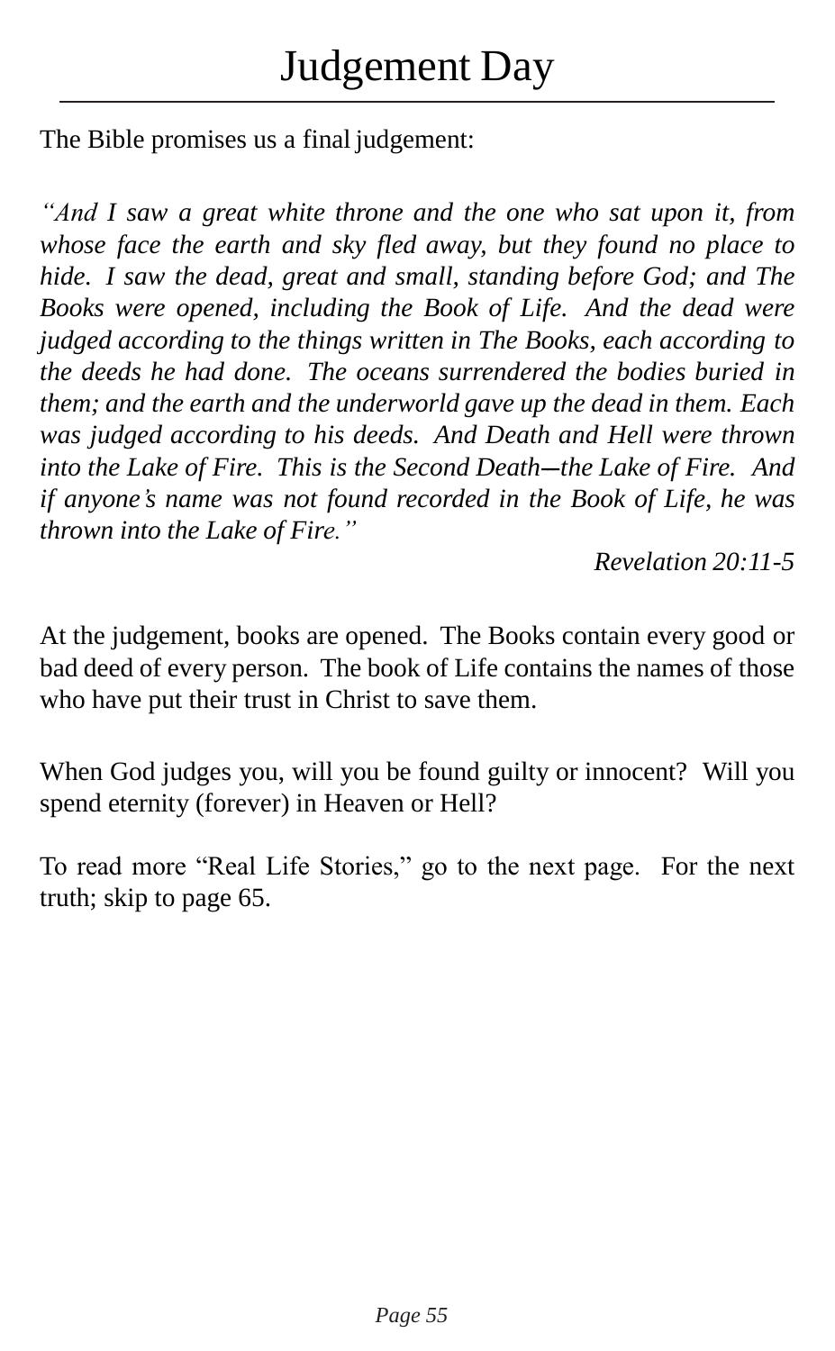# Judgement Day

The Bible promises us a final judgement:

*"And I saw a great white throne and the one who sat upon it, from whose face the earth and sky fled away, but they found no place to hide. I saw the dead, great and small, standing before God; and The Books were opened, including the Book of Life. And the dead were judged according to the things written in The Books, each according to the deeds he had done. The oceans surrendered the bodies buried in them; and the earth and the underworld gave up the dead in them. Each was judged according to his deeds. And Death and Hell were thrown into the Lake of Fire. This is the Second Death—the Lake of Fire. And if anyone's name was not found recorded in the Book of Life, he was thrown into the Lake of Fire."*

*Revelation 20:11-5*

At the judgement, books are opened. The Books contain every good or bad deed of every person. The book of Life contains the names of those who have put their trust in Christ to save them.

When God judges you, will you be found guilty or innocent? Will you spend eternity (forever) in Heaven or Hell?

To read more "Real Life Stories," go to the next page. For the next truth; skip to page 65.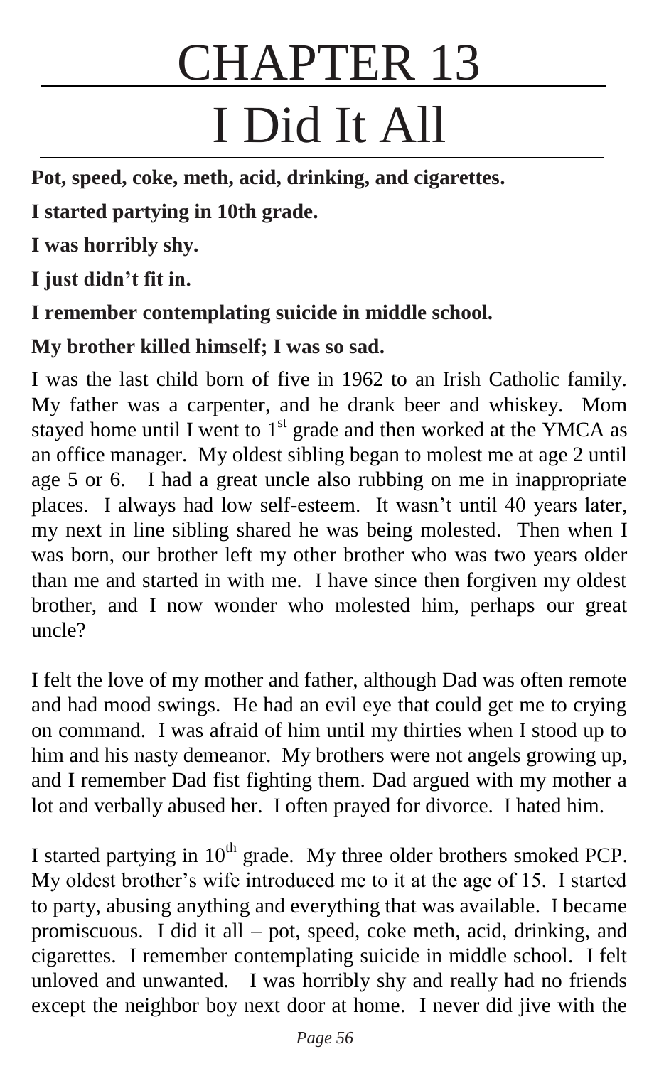# CHAPTER 13

# I Did It All

**Pot, speed, coke, meth, acid, drinking, and cigarettes.**

**I started partying in 10th grade.**

**I was horribly shy.**

**I just didn't fit in.**

**I remember contemplating suicide in middle school.**

**My brother killed himself; I was so sad.**

I was the last child born of five in 1962 to an Irish Catholic family. My father was a carpenter, and he drank beer and whiskey. Mom stayed home until I went to 1st grade and then worked at the YMCA as an office manager. My oldest sibling began to molest me at age 2 until age 5 or 6. I had a great uncle also rubbing on me in inappropriate places. I always had low self-esteem. It wasn't until 40 years later, my next in line sibling shared he was being molested. Then when I was born, our brother left my other brother who was two years older than me and started in with me. I have since then forgiven my oldest brother, and I now wonder who molested him, perhaps our great uncle?

I felt the love of my mother and father, although Dad was often remote and had mood swings. He had an evil eye that could get me to crying on command. I was afraid of him until my thirties when I stood up to him and his nasty demeanor. My brothers were not angels growing up, and I remember Dad fist fighting them. Dad argued with my mother a lot and verbally abused her. I often prayed for divorce. I hated him.

I started partying in 10th grade. My three older brothers smoked PCP. My oldest brother's wife introduced me to it at the age of 15. I started to party, abusing anything and everything that was available. I became promiscuous. I did it all – pot, speed, coke meth, acid, drinking, and cigarettes. I remember contemplating suicide in middle school. I felt unloved and unwanted. I was horribly shy and really had no friends except the neighbor boy next door at home. I never did jive with the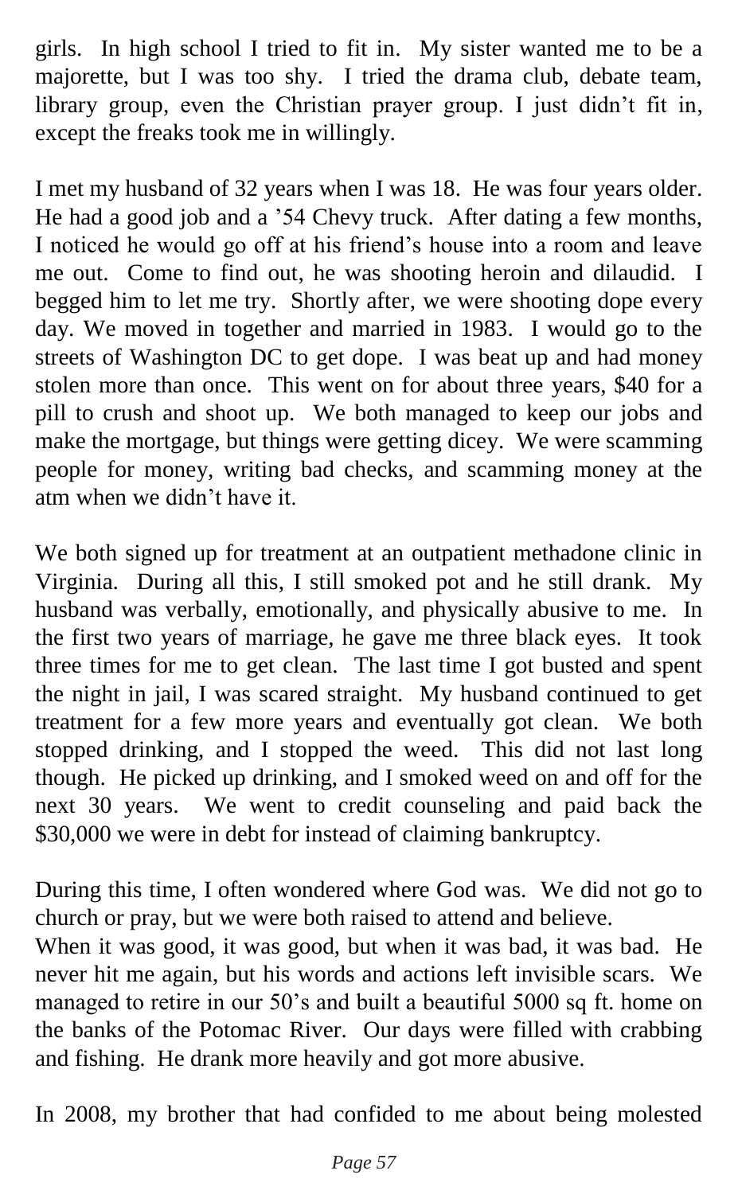girls. In high school I tried to fit in. My sister wanted me to be a majorette, but I was too shy. I tried the drama club, debate team, library group, even the Christian prayer group. I just didn't fit in, except the freaks took me in willingly.

I met my husband of 32 years when I was 18. He was four years older. He had a good job and a '54 Chevy truck. After dating a few months, I noticed he would go off at his friend's house into a room and leave me out. Come to find out, he was shooting heroin and dilaudid. I begged him to let me try. Shortly after, we were shooting dope every day. We moved in together and married in 1983. I would go to the streets of Washington DC to get dope. I was beat up and had money stolen more than once. This went on for about three years, $40 for a pill to crush and shoot up. We both managed to keep our jobs and make the mortgage, but things were getting dicey. We were scamming people for money, writing bad checks, and scamming money at the atm when we didn't have it.

We both signed up for treatment at an outpatient methadone clinic in Virginia. During all this, I still smoked pot and he still drank. My husband was verbally, emotionally, and physically abusive to me. In the first two years of marriage, he gave me three black eyes. It took three times for me to get clean. The last time I got busted and spent the night in jail, I was scared straight. My husband continued to get treatment for a few more years and eventually got clean. We both stopped drinking, and I stopped the weed. This did not last long though. He picked up drinking, and I smoked weed on and off for the next 30 years. We went to credit counseling and paid back the $30,000 we were in debt for instead of claiming bankruptcy.

During this time, I often wondered where God was. We did not go to church or pray, but we were both raised to attend and believe.
When it was good, it was good, but when it was bad, it was bad. He never hit me again, but his words and actions left invisible scars. We managed to retire in our 50's and built a beautiful 5000 sq ft. home on the banks of the Potomac River. Our days were filled with crabbing and fishing. He drank more heavily and got more abusive.

In 2008, my brother that had confided to me about being molested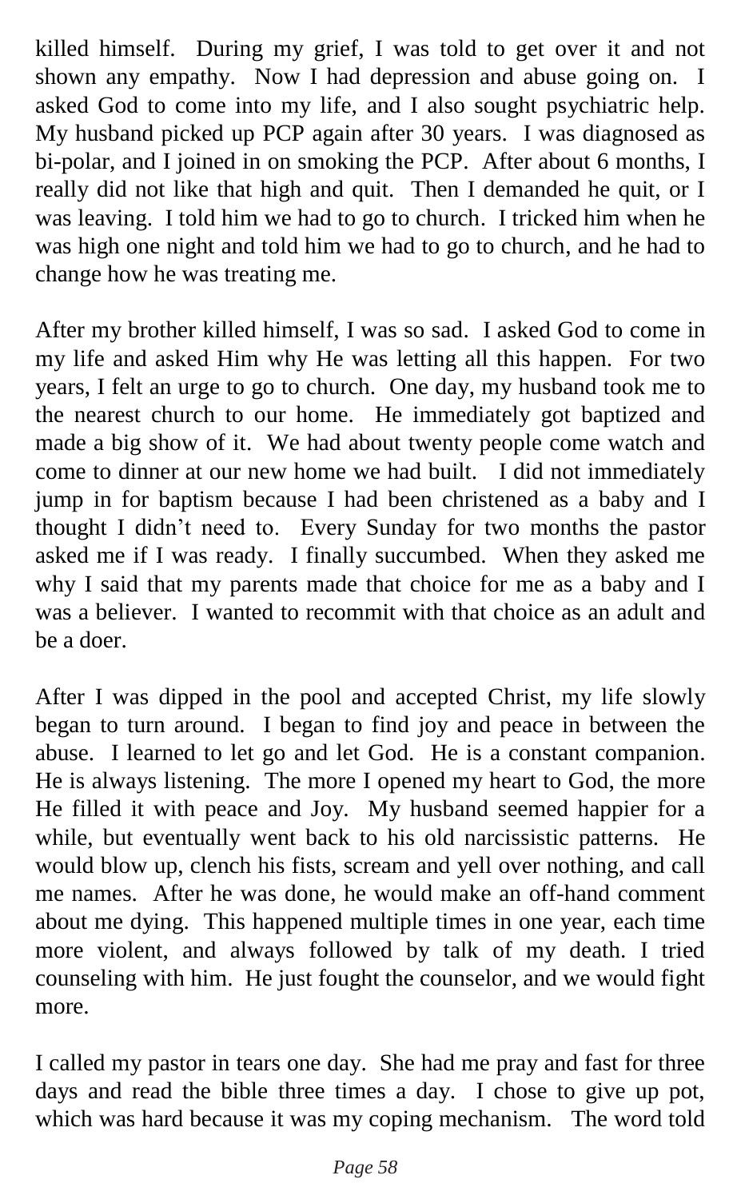killed himself. During my grief, I was told to get over it and not shown any empathy. Now I had depression and abuse going on. I asked God to come into my life, and I also sought psychiatric help. My husband picked up PCP again after 30 years. I was diagnosed as bi-polar, and I joined in on smoking the PCP. After about 6 months, I really did not like that high and quit. Then I demanded he quit, or I was leaving. I told him we had to go to church. I tricked him when he was high one night and told him we had to go to church, and he had to change how he was treating me.

After my brother killed himself, I was so sad. I asked God to come in my life and asked Him why He was letting all this happen. For two years, I felt an urge to go to church. One day, my husband took me to the nearest church to our home. He immediately got baptized and made a big show of it. We had about twenty people come watch and come to dinner at our new home we had built. I did not immediately jump in for baptism because I had been christened as a baby and I thought I didn't need to. Every Sunday for two months the pastor asked me if I was ready. I finally succumbed. When they asked me why I said that my parents made that choice for me as a baby and I was a believer. I wanted to recommit with that choice as an adult and be a doer.

After I was dipped in the pool and accepted Christ, my life slowly began to turn around. I began to find joy and peace in between the abuse. I learned to let go and let God. He is a constant companion. He is always listening. The more I opened my heart to God, the more He filled it with peace and Joy. My husband seemed happier for a while, but eventually went back to his old narcissistic patterns. He would blow up, clench his fists, scream and yell over nothing, and call me names. After he was done, he would make an off-hand comment about me dying. This happened multiple times in one year, each time more violent, and always followed by talk of my death. I tried counseling with him. He just fought the counselor, and we would fight more.

I called my pastor in tears one day. She had me pray and fast for three days and read the bible three times a day. I chose to give up pot, which was hard because it was my coping mechanism. The word told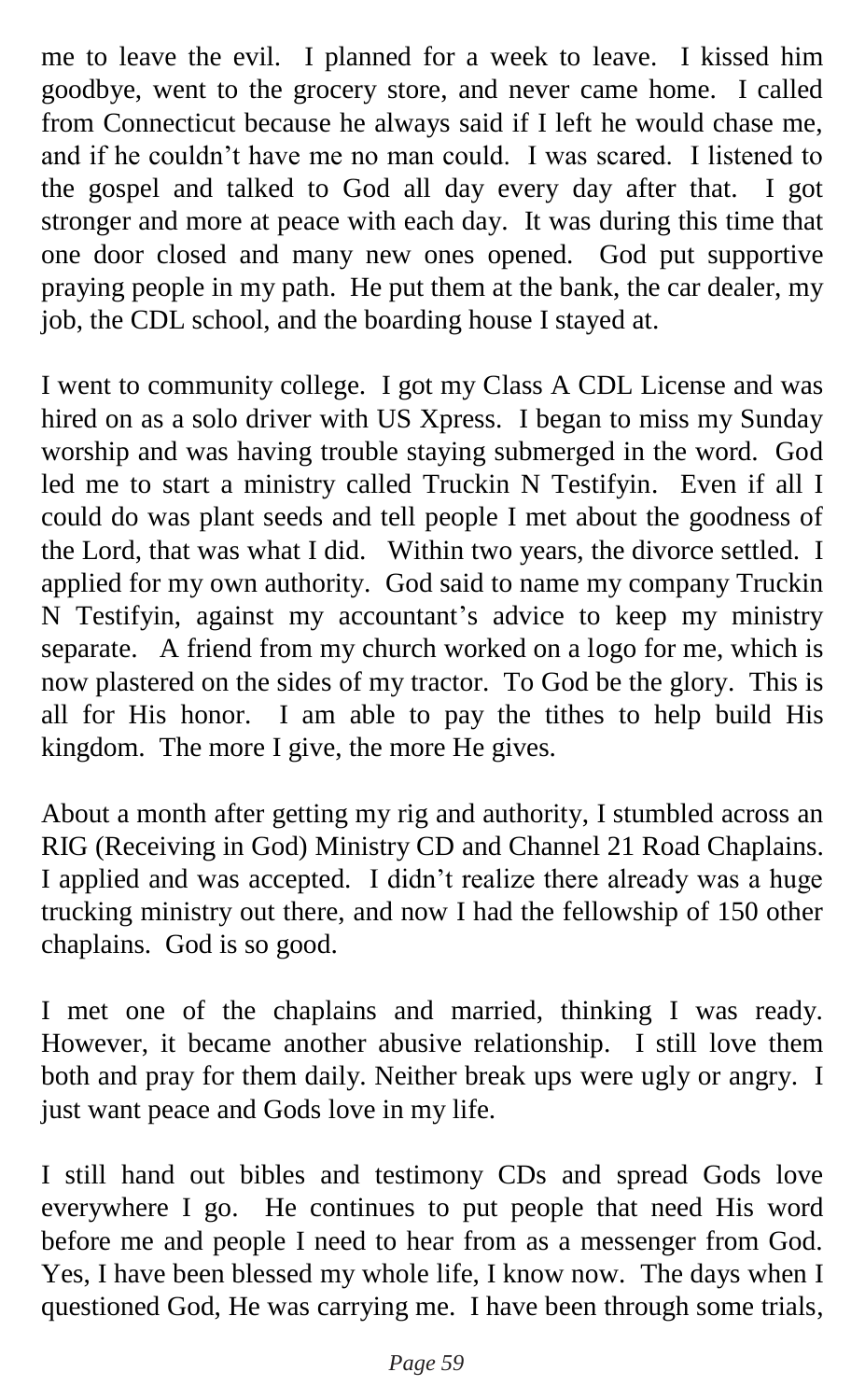me to leave the evil. I planned for a week to leave. I kissed him goodbye, went to the grocery store, and never came home. I called from Connecticut because he always said if I left he would chase me, and if he couldn't have me no man could. I was scared. I listened to the gospel and talked to God all day every day after that. I got stronger and more at peace with each day. It was during this time that one door closed and many new ones opened. God put supportive praying people in my path. He put them at the bank, the car dealer, my job, the CDL school, and the boarding house I stayed at.

I went to community college. I got my Class A CDL License and was hired on as a solo driver with US Xpress. I began to miss my Sunday worship and was having trouble staying submerged in the word. God led me to start a ministry called Truckin N Testifyin. Even if all I could do was plant seeds and tell people I met about the goodness of the Lord, that was what I did. Within two years, the divorce settled. I applied for my own authority. God said to name my company Truckin N Testifyin, against my accountant's advice to keep my ministry separate. A friend from my church worked on a logo for me, which is now plastered on the sides of my tractor. To God be the glory. This is all for His honor. I am able to pay the tithes to help build His kingdom. The more I give, the more He gives.

About a month after getting my rig and authority, I stumbled across an RIG (Receiving in God) Ministry CD and Channel 21 Road Chaplains. I applied and was accepted. I didn't realize there already was a huge trucking ministry out there, and now I had the fellowship of 150 other chaplains. God is so good.

I met one of the chaplains and married, thinking I was ready. However, it became another abusive relationship. I still love them both and pray for them daily. Neither break ups were ugly or angry. I just want peace and Gods love in my life.

I still hand out bibles and testimony CDs and spread Gods love everywhere I go. He continues to put people that need His word before me and people I need to hear from as a messenger from God. Yes, I have been blessed my whole life, I know now. The days when I questioned God, He was carrying me. I have been through some trials,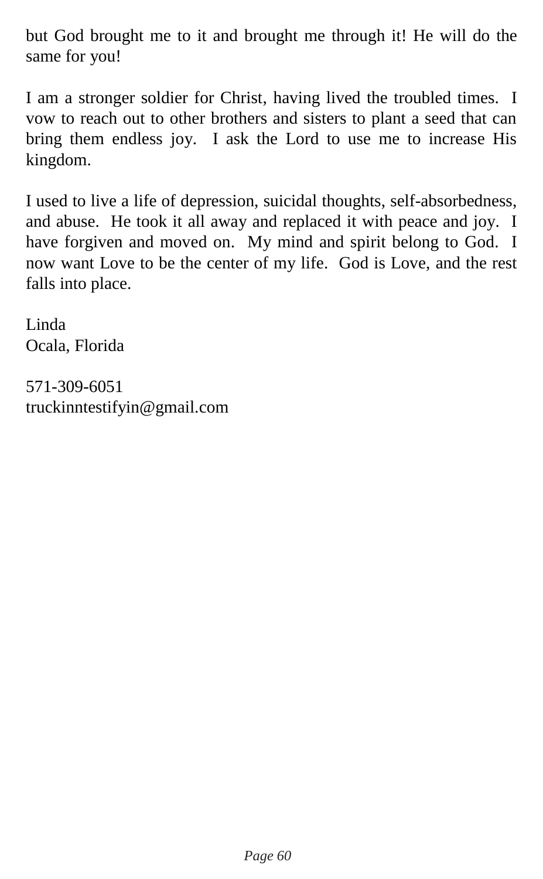but God brought me to it and brought me through it! He will do the same for you!

I am a stronger soldier for Christ, having lived the troubled times. I vow to reach out to other brothers and sisters to plant a seed that can bring them endless joy. I ask the Lord to use me to increase His kingdom.

I used to live a life of depression, suicidal thoughts, self-absorbedness, and abuse. He took it all away and replaced it with peace and joy. I have forgiven and moved on. My mind and spirit belong to God. I now want Love to be the center of my life. God is Love, and the rest falls into place.

Linda
Ocala, Florida

571-309-6051
truckinntestifyin@gmail.com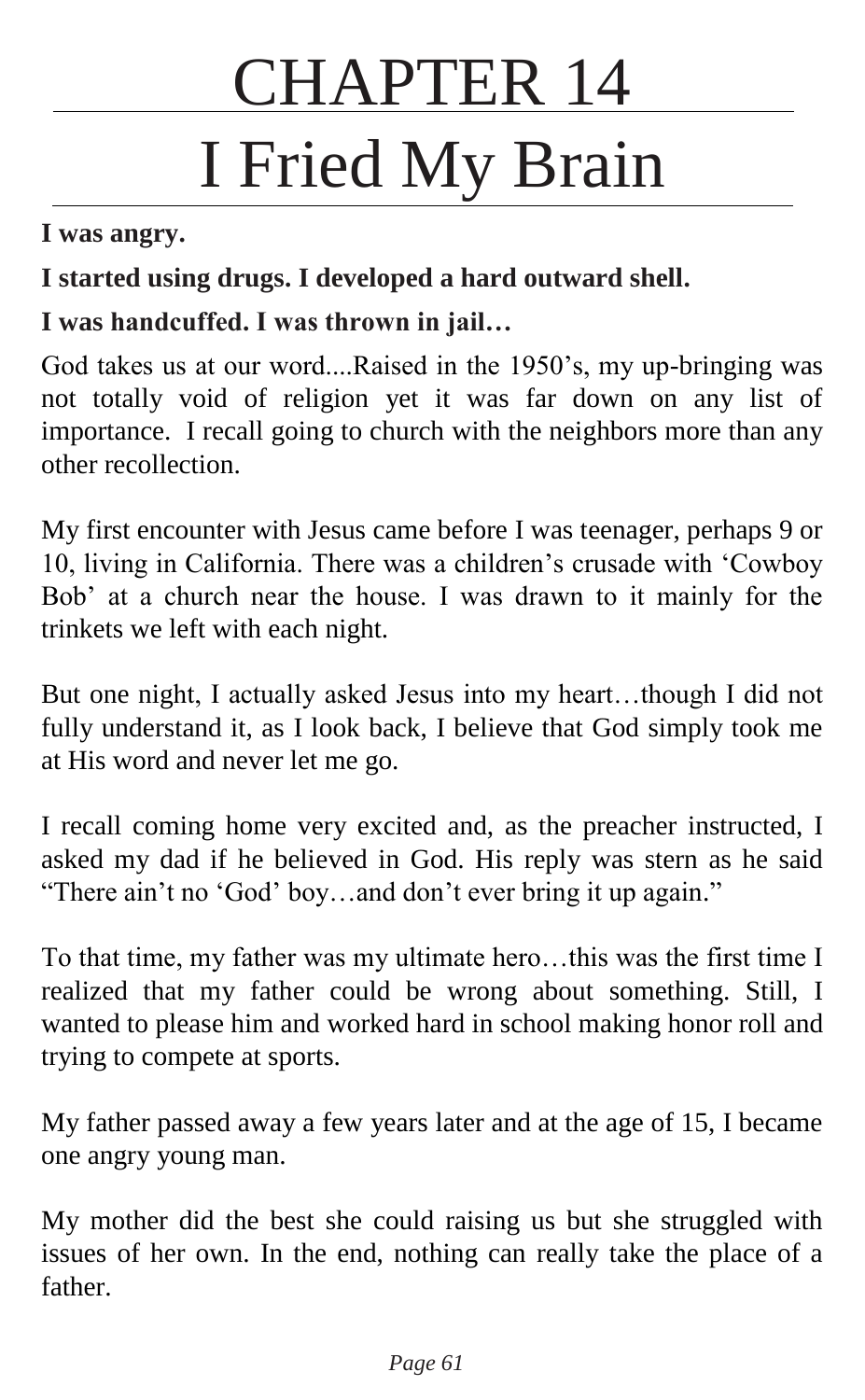# CHAPTER 14

# I Fried My Brain

**I was angry.**

**I started using drugs. I developed a hard outward shell.**

**I was handcuffed. I was thrown in jail…**

God takes us at our word....Raised in the 1950's, my up-bringing was not totally void of religion yet it was far down on any list of importance. I recall going to church with the neighbors more than any other recollection.

My first encounter with Jesus came before I was teenager, perhaps 9 or 10, living in California. There was a children's crusade with 'Cowboy Bob' at a church near the house. I was drawn to it mainly for the trinkets we left with each night.

But one night, I actually asked Jesus into my heart…though I did not fully understand it, as I look back, I believe that God simply took me at His word and never let me go.

I recall coming home very excited and, as the preacher instructed, I asked my dad if he believed in God. His reply was stern as he said "There ain't no 'God' boy…and don't ever bring it up again."

To that time, my father was my ultimate hero…this was the first time I realized that my father could be wrong about something. Still, I wanted to please him and worked hard in school making honor roll and trying to compete at sports.

My father passed away a few years later and at the age of 15, I became one angry young man.

My mother did the best she could raising us but she struggled with issues of her own. In the end, nothing can really take the place of a father.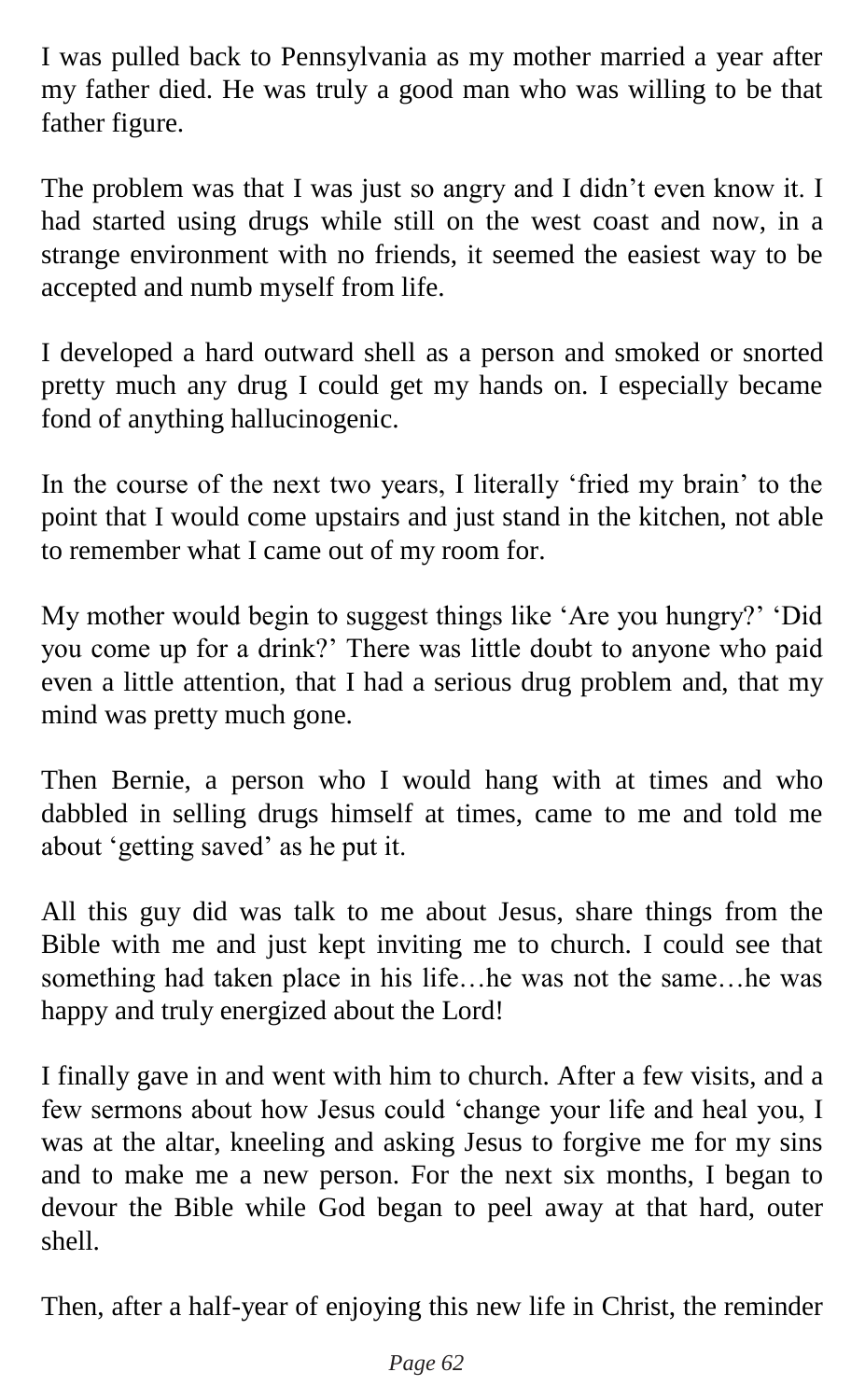I was pulled back to Pennsylvania as my mother married a year after my father died. He was truly a good man who was willing to be that father figure.

The problem was that I was just so angry and I didn't even know it. I had started using drugs while still on the west coast and now, in a strange environment with no friends, it seemed the easiest way to be accepted and numb myself from life.

I developed a hard outward shell as a person and smoked or snorted pretty much any drug I could get my hands on. I especially became fond of anything hallucinogenic.

In the course of the next two years, I literally 'fried my brain' to the point that I would come upstairs and just stand in the kitchen, not able to remember what I came out of my room for.

My mother would begin to suggest things like 'Are you hungry?' 'Did you come up for a drink?' There was little doubt to anyone who paid even a little attention, that I had a serious drug problem and, that my mind was pretty much gone.

Then Bernie, a person who I would hang with at times and who dabbled in selling drugs himself at times, came to me and told me about 'getting saved' as he put it.

All this guy did was talk to me about Jesus, share things from the Bible with me and just kept inviting me to church. I could see that something had taken place in his life…he was not the same…he was happy and truly energized about the Lord!

I finally gave in and went with him to church. After a few visits, and a few sermons about how Jesus could 'change your life and heal you, I was at the altar, kneeling and asking Jesus to forgive me for my sins and to make me a new person. For the next six months, I began to devour the Bible while God began to peel away at that hard, outer shell.

Then, after a half-year of enjoying this new life in Christ, the reminder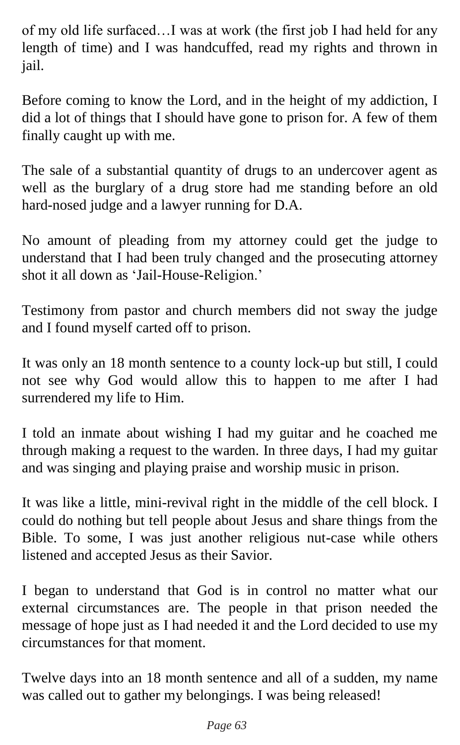of my old life surfaced…I was at work (the first job I had held for any length of time) and I was handcuffed, read my rights and thrown in jail.

Before coming to know the Lord, and in the height of my addiction, I did a lot of things that I should have gone to prison for. A few of them finally caught up with me.

The sale of a substantial quantity of drugs to an undercover agent as well as the burglary of a drug store had me standing before an old hard-nosed judge and a lawyer running for D.A.

No amount of pleading from my attorney could get the judge to understand that I had been truly changed and the prosecuting attorney shot it all down as 'Jail-House-Religion.'

Testimony from pastor and church members did not sway the judge and I found myself carted off to prison.

It was only an 18 month sentence to a county lock-up but still, I could not see why God would allow this to happen to me after I had surrendered my life to Him.

I told an inmate about wishing I had my guitar and he coached me through making a request to the warden. In three days, I had my guitar and was singing and playing praise and worship music in prison.

It was like a little, mini-revival right in the middle of the cell block. I could do nothing but tell people about Jesus and share things from the Bible. To some, I was just another religious nut-case while others listened and accepted Jesus as their Savior.

I began to understand that God is in control no matter what our external circumstances are. The people in that prison needed the message of hope just as I had needed it and the Lord decided to use my circumstances for that moment.

Twelve days into an 18 month sentence and all of a sudden, my name was called out to gather my belongings. I was being released!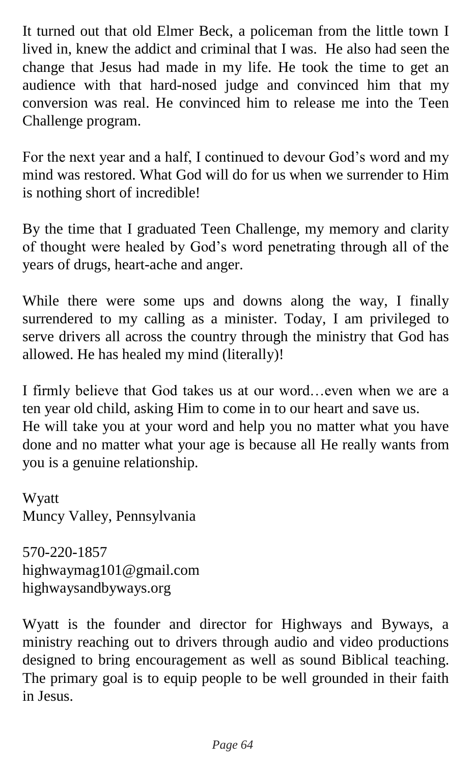It turned out that old Elmer Beck, a policeman from the little town I lived in, knew the addict and criminal that I was. He also had seen the change that Jesus had made in my life. He took the time to get an audience with that hard-nosed judge and convinced him that my conversion was real. He convinced him to release me into the Teen Challenge program.

For the next year and a half, I continued to devour God's word and my mind was restored. What God will do for us when we surrender to Him is nothing short of incredible!

By the time that I graduated Teen Challenge, my memory and clarity of thought were healed by God's word penetrating through all of the years of drugs, heart-ache and anger.

While there were some ups and downs along the way, I finally surrendered to my calling as a minister. Today, I am privileged to serve drivers all across the country through the ministry that God has allowed. He has healed my mind (literally)!

I firmly believe that God takes us at our word…even when we are a ten year old child, asking Him to come in to our heart and save us.
He will take you at your word and help you no matter what you have done and no matter what your age is because all He really wants from you is a genuine relationship.

Wyatt
Muncy Valley, Pennsylvania

570-220-1857
highwaymag101@gmail.com
highwaysandbyways.org

Wyatt is the founder and director for Highways and Byways, a ministry reaching out to drivers through audio and video productions designed to bring encouragement as well as sound Biblical teaching. The primary goal is to equip people to be well grounded in their faith in Jesus.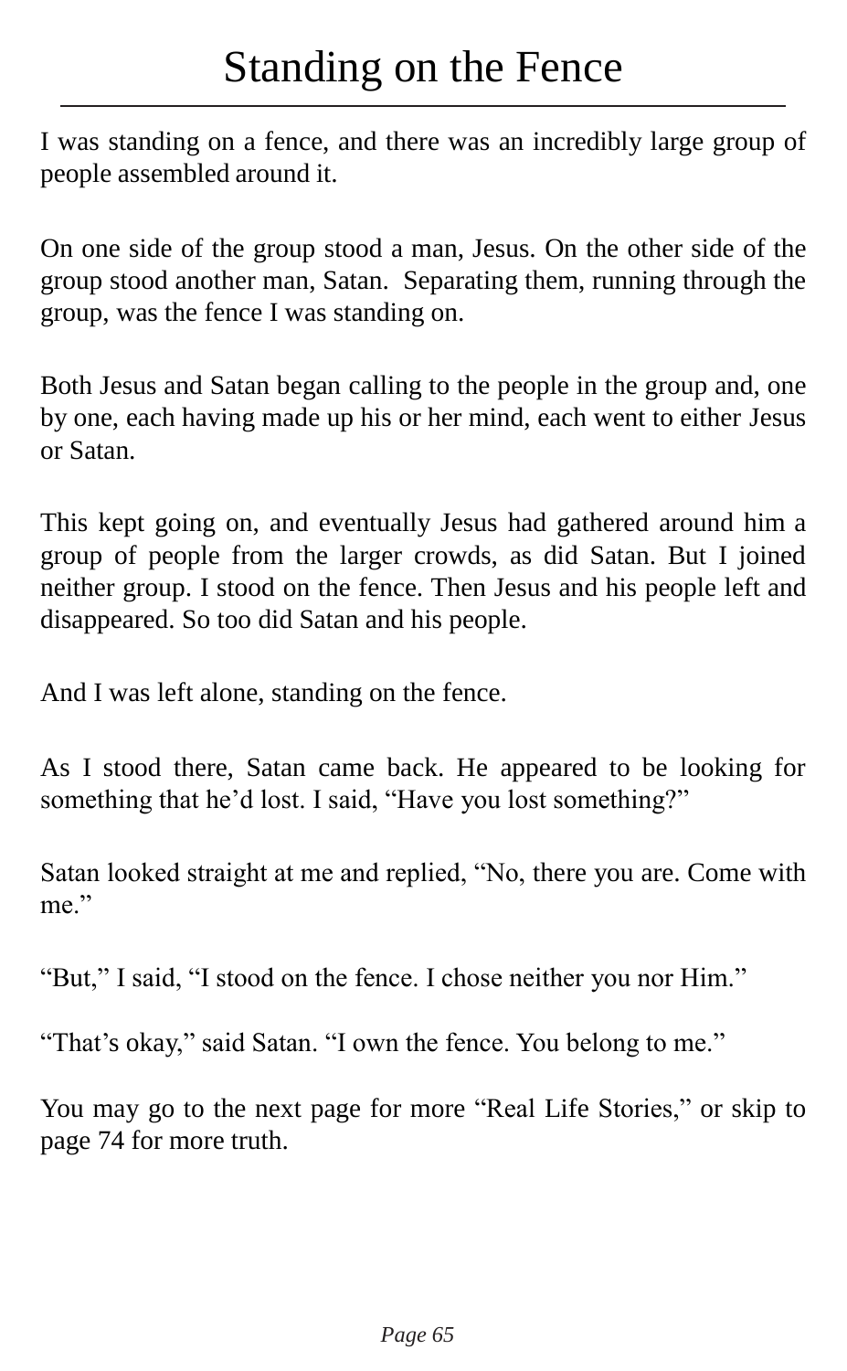# Standing on the Fence

I was standing on a fence, and there was an incredibly large group of people assembled around it.

On one side of the group stood a man, Jesus. On the other side of the group stood another man, Satan. Separating them, running through the group, was the fence I was standing on.

Both Jesus and Satan began calling to the people in the group and, one by one, each having made up his or her mind, each went to either Jesus or Satan.

This kept going on, and eventually Jesus had gathered around him a group of people from the larger crowds, as did Satan. But I joined neither group. I stood on the fence. Then Jesus and his people left and disappeared. So too did Satan and his people.

And I was left alone, standing on the fence.

As I stood there, Satan came back. He appeared to be looking for something that he'd lost. I said, "Have you lost something?"

Satan looked straight at me and replied, "No, there you are. Come with me."

"But," I said, "I stood on the fence. I chose neither you nor Him."

"That's okay," said Satan. "I own the fence. You belong to me."

You may go to the next page for more "Real Life Stories," or skip to page 74 for more truth.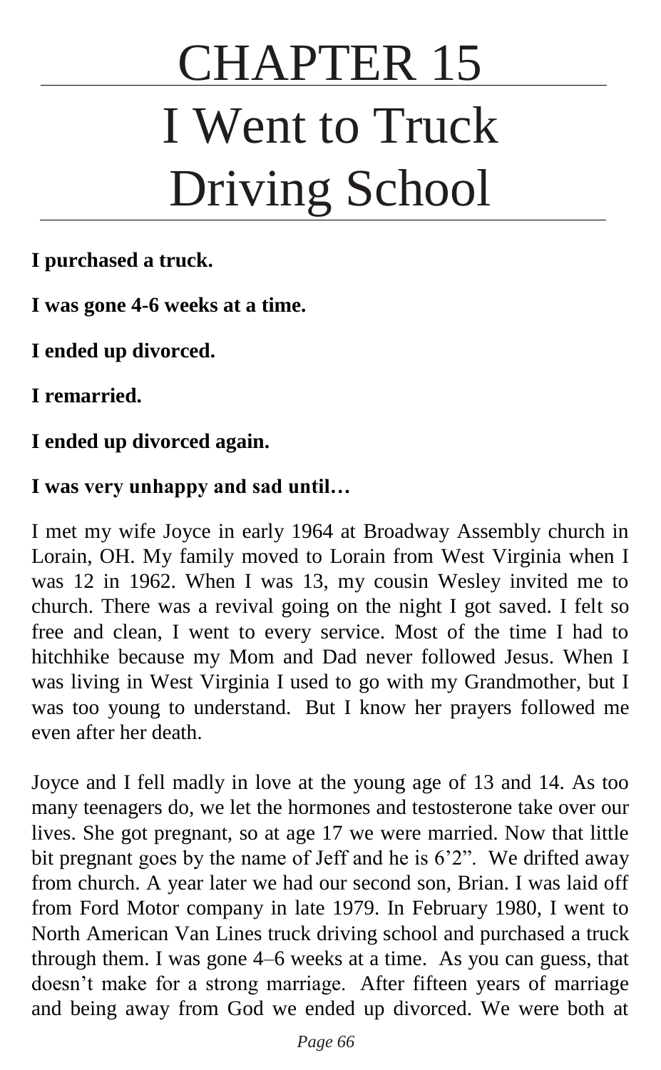# CHAPTER 15

# I Went to Truck Driving School

**I purchased a truck.**

**I was gone 4-6 weeks at a time.**

**I ended up divorced.**

**I remarried.**

**I ended up divorced again.**

**I was very unhappy and sad until…**

I met my wife Joyce in early 1964 at Broadway Assembly church in Lorain, OH. My family moved to Lorain from West Virginia when I was 12 in 1962. When I was 13, my cousin Wesley invited me to church. There was a revival going on the night I got saved. I felt so free and clean, I went to every service. Most of the time I had to hitchhike because my Mom and Dad never followed Jesus. When I was living in West Virginia I used to go with my Grandmother, but I was too young to understand. But I know her prayers followed me even after her death.

Joyce and I fell madly in love at the young age of 13 and 14. As too many teenagers do, we let the hormones and testosterone take over our lives. She got pregnant, so at age 17 we were married. Now that little bit pregnant goes by the name of Jeff and he is 6'2". We drifted away from church. A year later we had our second son, Brian. I was laid off from Ford Motor company in late 1979. In February 1980, I went to North American Van Lines truck driving school and purchased a truck through them. I was gone 4–6 weeks at a time. As you can guess, that doesn't make for a strong marriage. After fifteen years of marriage and being away from God we ended up divorced. We were both at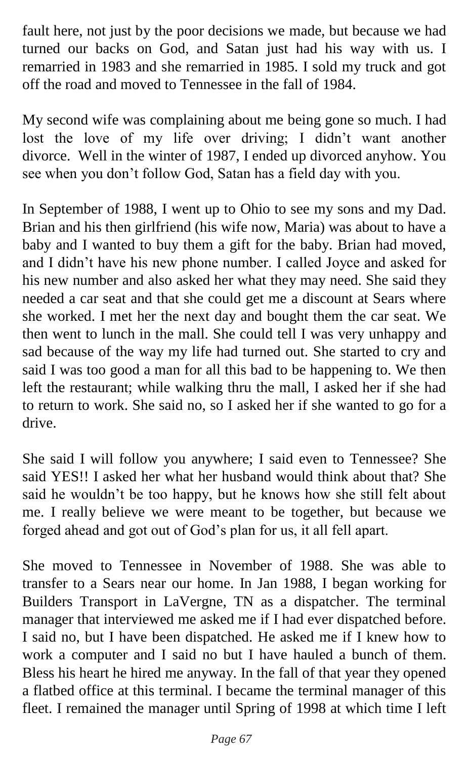fault here, not just by the poor decisions we made, but because we had turned our backs on God, and Satan just had his way with us. I remarried in 1983 and she remarried in 1985. I sold my truck and got off the road and moved to Tennessee in the fall of 1984.

My second wife was complaining about me being gone so much. I had lost the love of my life over driving; I didn't want another divorce. Well in the winter of 1987, I ended up divorced anyhow. You see when you don't follow God, Satan has a field day with you.

In September of 1988, I went up to Ohio to see my sons and my Dad. Brian and his then girlfriend (his wife now, Maria) was about to have a baby and I wanted to buy them a gift for the baby. Brian had moved, and I didn't have his new phone number. I called Joyce and asked for his new number and also asked her what they may need. She said they needed a car seat and that she could get me a discount at Sears where she worked. I met her the next day and bought them the car seat. We then went to lunch in the mall. She could tell I was very unhappy and sad because of the way my life had turned out. She started to cry and said I was too good a man for all this bad to be happening to. We then left the restaurant; while walking thru the mall, I asked her if she had to return to work. She said no, so I asked her if she wanted to go for a drive.

She said I will follow you anywhere; I said even to Tennessee? She said YES!! I asked her what her husband would think about that? She said he wouldn't be too happy, but he knows how she still felt about me. I really believe we were meant to be together, but because we forged ahead and got out of God's plan for us, it all fell apart.

She moved to Tennessee in November of 1988. She was able to transfer to a Sears near our home. In Jan 1988, I began working for Builders Transport in LaVergne, TN as a dispatcher. The terminal manager that interviewed me asked me if I had ever dispatched before. I said no, but I have been dispatched. He asked me if I knew how to work a computer and I said no but I have hauled a bunch of them. Bless his heart he hired me anyway. In the fall of that year they opened a flatbed office at this terminal. I became the terminal manager of this fleet. I remained the manager until Spring of 1998 at which time I left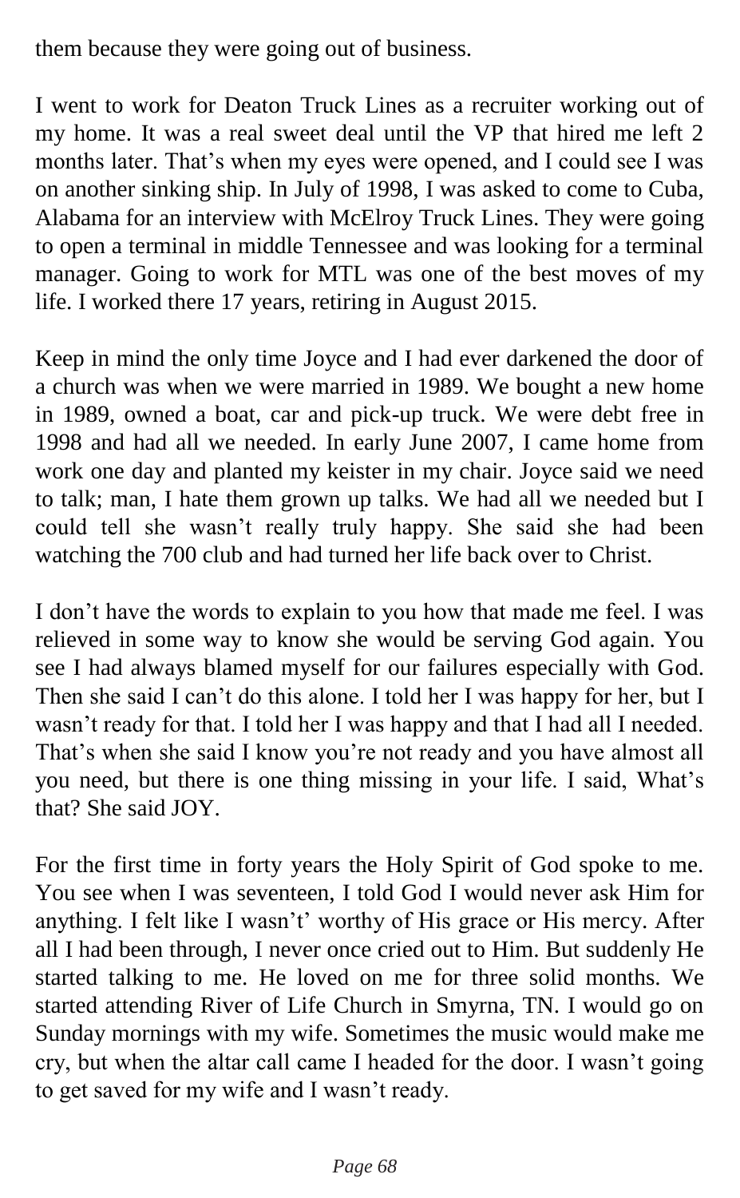them because they were going out of business.

I went to work for Deaton Truck Lines as a recruiter working out of my home. It was a real sweet deal until the VP that hired me left 2 months later. That's when my eyes were opened, and I could see I was on another sinking ship. In July of 1998, I was asked to come to Cuba, Alabama for an interview with McElroy Truck Lines. They were going to open a terminal in middle Tennessee and was looking for a terminal manager. Going to work for MTL was one of the best moves of my life. I worked there 17 years, retiring in August 2015.

Keep in mind the only time Joyce and I had ever darkened the door of a church was when we were married in 1989. We bought a new home in 1989, owned a boat, car and pick-up truck. We were debt free in 1998 and had all we needed. In early June 2007, I came home from work one day and planted my keister in my chair. Joyce said we need to talk; man, I hate them grown up talks. We had all we needed but I could tell she wasn't really truly happy. She said she had been watching the 700 club and had turned her life back over to Christ.

I don't have the words to explain to you how that made me feel. I was relieved in some way to know she would be serving God again. You see I had always blamed myself for our failures especially with God. Then she said I can't do this alone. I told her I was happy for her, but I wasn't ready for that. I told her I was happy and that I had all I needed. That's when she said I know you're not ready and you have almost all you need, but there is one thing missing in your life. I said, What's that? She said JOY.

For the first time in forty years the Holy Spirit of God spoke to me. You see when I was seventeen, I told God I would never ask Him for anything. I felt like I wasn't' worthy of His grace or His mercy. After all I had been through, I never once cried out to Him. But suddenly He started talking to me. He loved on me for three solid months. We started attending River of Life Church in Smyrna, TN. I would go on Sunday mornings with my wife. Sometimes the music would make me cry, but when the altar call came I headed for the door. I wasn't going to get saved for my wife and I wasn't ready.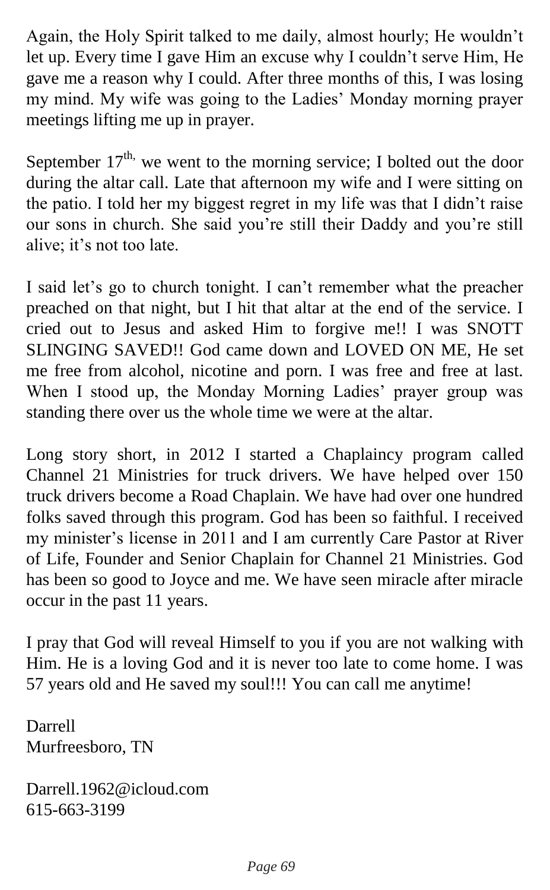Again, the Holy Spirit talked to me daily, almost hourly; He wouldn't let up. Every time I gave Him an excuse why I couldn't serve Him, He gave me a reason why I could. After three months of this, I was losing my mind. My wife was going to the Ladies' Monday morning prayer meetings lifting me up in prayer.

September 17th, we went to the morning service; I bolted out the door during the altar call. Late that afternoon my wife and I were sitting on the patio. I told her my biggest regret in my life was that I didn't raise our sons in church. She said you're still their Daddy and you're still alive; it's not too late.

I said let's go to church tonight. I can't remember what the preacher preached on that night, but I hit that altar at the end of the service. I cried out to Jesus and asked Him to forgive me!! I was SNOTT SLINGING SAVED!! God came down and LOVED ON ME, He set me free from alcohol, nicotine and porn. I was free and free at last. When I stood up, the Monday Morning Ladies' prayer group was standing there over us the whole time we were at the altar.

Long story short, in 2012 I started a Chaplaincy program called Channel 21 Ministries for truck drivers. We have helped over 150 truck drivers become a Road Chaplain. We have had over one hundred folks saved through this program. God has been so faithful. I received my minister's license in 2011 and I am currently Care Pastor at River of Life, Founder and Senior Chaplain for Channel 21 Ministries. God has been so good to Joyce and me. We have seen miracle after miracle occur in the past 11 years.

I pray that God will reveal Himself to you if you are not walking with Him. He is a loving God and it is never too late to come home. I was 57 years old and He saved my soul!!! You can call me anytime!

Darrell
Murfreesboro, TN

Darrell.1962@icloud.com
615-663-3199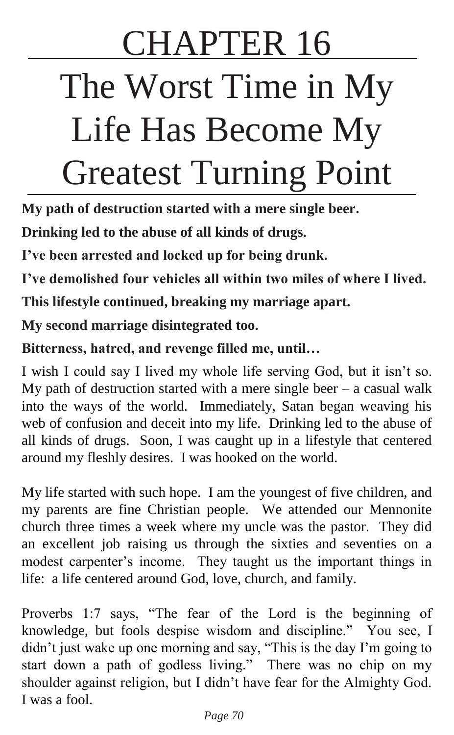# CHAPTER 16

# The Worst Time in My Life Has Become My Greatest Turning Point

**My path of destruction started with a mere single beer.**

**Drinking led to the abuse of all kinds of drugs.**

**I've been arrested and locked up for being drunk.**

**I've demolished four vehicles all within two miles of where I lived.**

**This lifestyle continued, breaking my marriage apart.**

**My second marriage disintegrated too.**

**Bitterness, hatred, and revenge filled me, until…**

I wish I could say I lived my whole life serving God, but it isn't so. My path of destruction started with a mere single beer – a casual walk into the ways of the world. Immediately, Satan began weaving his web of confusion and deceit into my life. Drinking led to the abuse of all kinds of drugs. Soon, I was caught up in a lifestyle that centered around my fleshly desires. I was hooked on the world.

My life started with such hope. I am the youngest of five children, and my parents are fine Christian people. We attended our Mennonite church three times a week where my uncle was the pastor. They did an excellent job raising us through the sixties and seventies on a modest carpenter's income. They taught us the important things in life: a life centered around God, love, church, and family.

Proverbs 1:7 says, "The fear of the Lord is the beginning of knowledge, but fools despise wisdom and discipline." You see, I didn't just wake up one morning and say, "This is the day I'm going to start down a path of godless living." There was no chip on my shoulder against religion, but I didn't have fear for the Almighty God. I was a fool.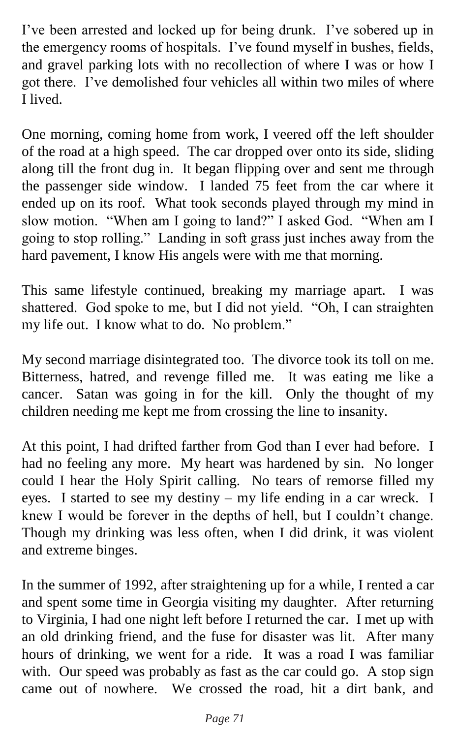I've been arrested and locked up for being drunk. I've sobered up in the emergency rooms of hospitals. I've found myself in bushes, fields, and gravel parking lots with no recollection of where I was or how I got there. I've demolished four vehicles all within two miles of where I lived.

One morning, coming home from work, I veered off the left shoulder of the road at a high speed. The car dropped over onto its side, sliding along till the front dug in. It began flipping over and sent me through the passenger side window. I landed 75 feet from the car where it ended up on its roof. What took seconds played through my mind in slow motion. "When am I going to land?" I asked God. "When am I going to stop rolling." Landing in soft grass just inches away from the hard pavement, I know His angels were with me that morning.

This same lifestyle continued, breaking my marriage apart. I was shattered. God spoke to me, but I did not yield. "Oh, I can straighten my life out. I know what to do. No problem."

My second marriage disintegrated too. The divorce took its toll on me. Bitterness, hatred, and revenge filled me. It was eating me like a cancer. Satan was going in for the kill. Only the thought of my children needing me kept me from crossing the line to insanity.

At this point, I had drifted farther from God than I ever had before. I had no feeling any more. My heart was hardened by sin. No longer could I hear the Holy Spirit calling. No tears of remorse filled my eyes. I started to see my destiny – my life ending in a car wreck. I knew I would be forever in the depths of hell, but I couldn't change. Though my drinking was less often, when I did drink, it was violent and extreme binges.

In the summer of 1992, after straightening up for a while, I rented a car and spent some time in Georgia visiting my daughter. After returning to Virginia, I had one night left before I returned the car. I met up with an old drinking friend, and the fuse for disaster was lit. After many hours of drinking, we went for a ride. It was a road I was familiar with. Our speed was probably as fast as the car could go. A stop sign came out of nowhere. We crossed the road, hit a dirt bank, and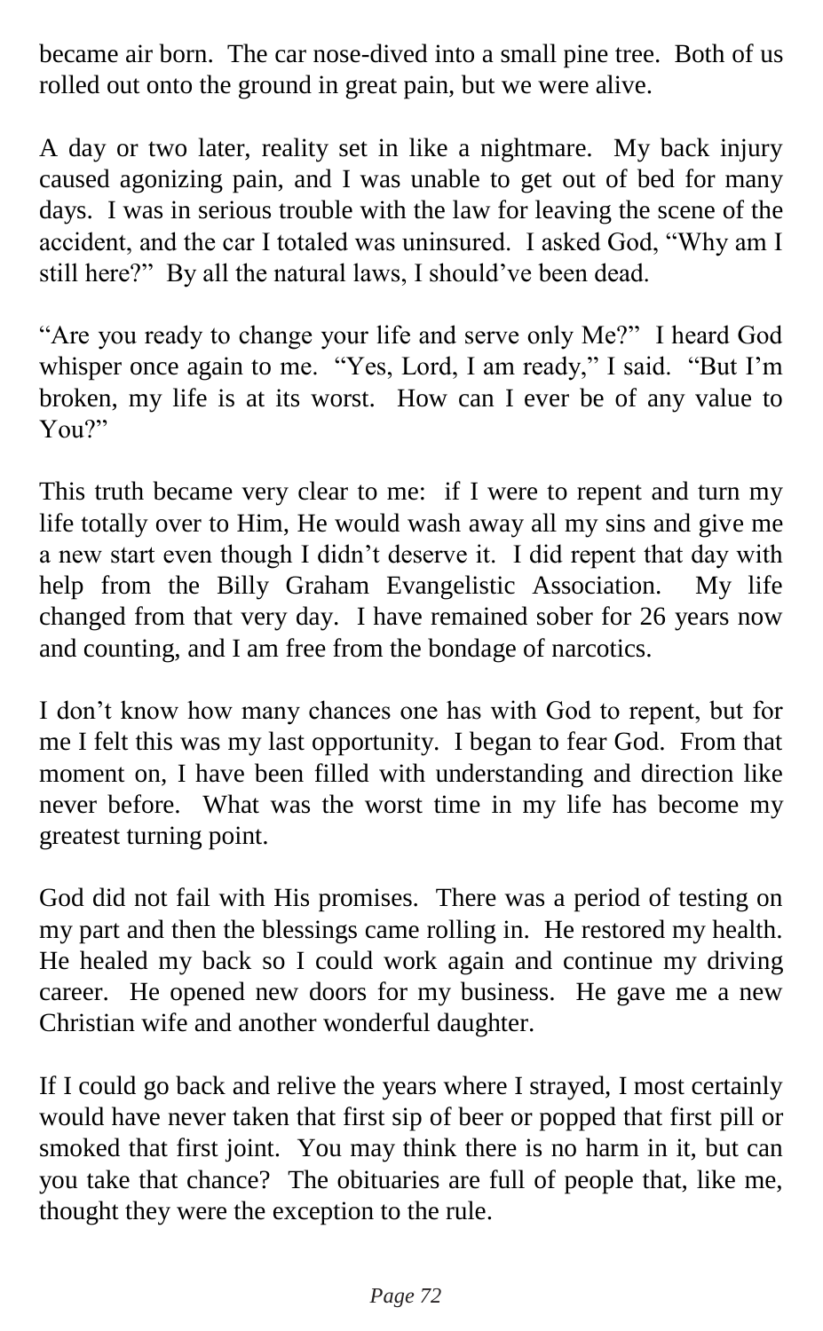became air born. The car nose-dived into a small pine tree. Both of us rolled out onto the ground in great pain, but we were alive.

A day or two later, reality set in like a nightmare. My back injury caused agonizing pain, and I was unable to get out of bed for many days. I was in serious trouble with the law for leaving the scene of the accident, and the car I totaled was uninsured. I asked God, "Why am I still here?" By all the natural laws, I should've been dead.

"Are you ready to change your life and serve only Me?" I heard God whisper once again to me. "Yes, Lord, I am ready," I said. "But I'm broken, my life is at its worst. How can I ever be of any value to You?"

This truth became very clear to me: if I were to repent and turn my life totally over to Him, He would wash away all my sins and give me a new start even though I didn't deserve it. I did repent that day with help from the Billy Graham Evangelistic Association. My life changed from that very day. I have remained sober for 26 years now and counting, and I am free from the bondage of narcotics.

I don't know how many chances one has with God to repent, but for me I felt this was my last opportunity. I began to fear God. From that moment on, I have been filled with understanding and direction like never before. What was the worst time in my life has become my greatest turning point.

God did not fail with His promises. There was a period of testing on my part and then the blessings came rolling in. He restored my health. He healed my back so I could work again and continue my driving career. He opened new doors for my business. He gave me a new Christian wife and another wonderful daughter.

If I could go back and relive the years where I strayed, I most certainly would have never taken that first sip of beer or popped that first pill or smoked that first joint. You may think there is no harm in it, but can you take that chance? The obituaries are full of people that, like me, thought they were the exception to the rule.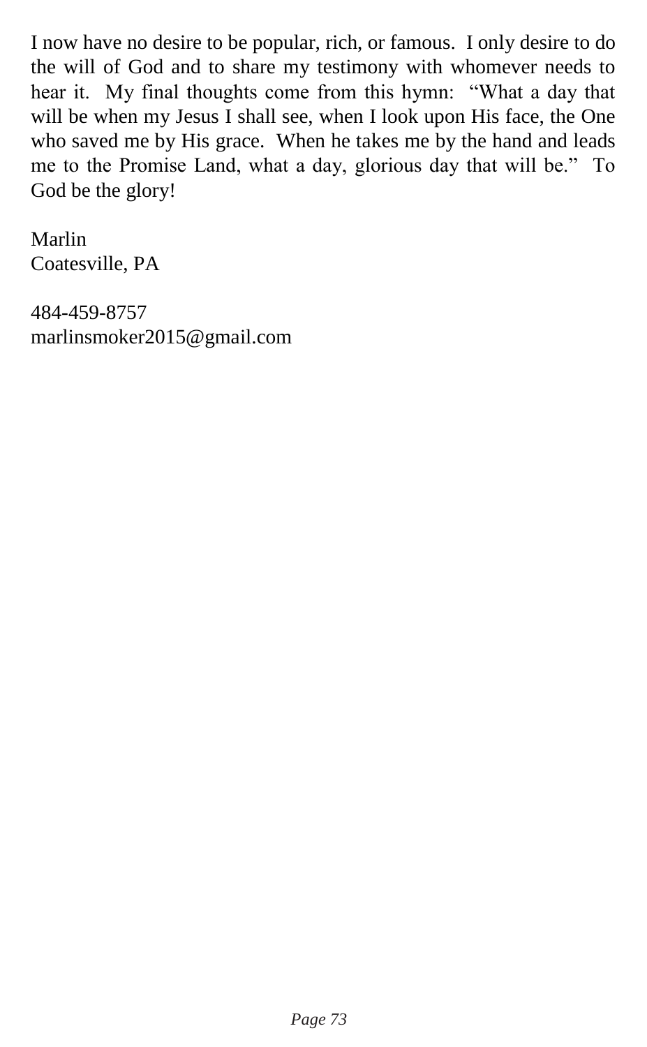I now have no desire to be popular, rich, or famous. I only desire to do the will of God and to share my testimony with whomever needs to hear it. My final thoughts come from this hymn: "What a day that will be when my Jesus I shall see, when I look upon His face, the One who saved me by His grace. When he takes me by the hand and leads me to the Promise Land, what a day, glorious day that will be." To God be the glory!

Marlin
Coatesville, PA

484-459-8757
marlinsmoker2015@gmail.com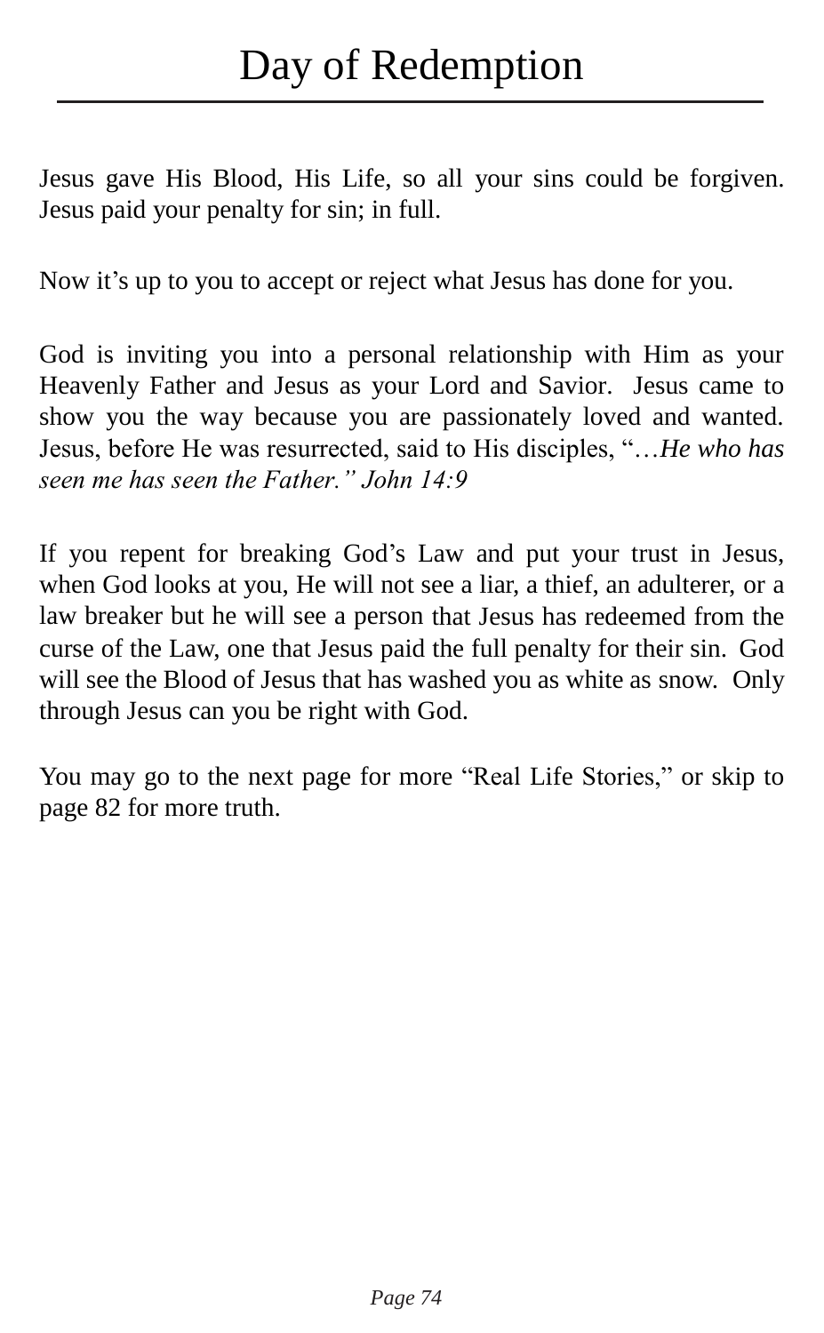# Day of Redemption

Jesus gave His Blood, His Life, so all your sins could be forgiven. Jesus paid your penalty for sin; in full.

Now it's up to you to accept or reject what Jesus has done for you.

God is inviting you into a personal relationship with Him as your Heavenly Father and Jesus as your Lord and Savior. Jesus came to show you the way because you are passionately loved and wanted. Jesus, before He was resurrected, said to His disciples, "*…He who has seen me has seen the Father." John 14:9*

If you repent for breaking God's Law and put your trust in Jesus, when God looks at you, He will not see a liar, a thief, an adulterer, or a law breaker but he will see a person that Jesus has redeemed from the curse of the Law, one that Jesus paid the full penalty for their sin. God will see the Blood of Jesus that has washed you as white as snow. Only through Jesus can you be right with God.

You may go to the next page for more "Real Life Stories," or skip to page 82 for more truth.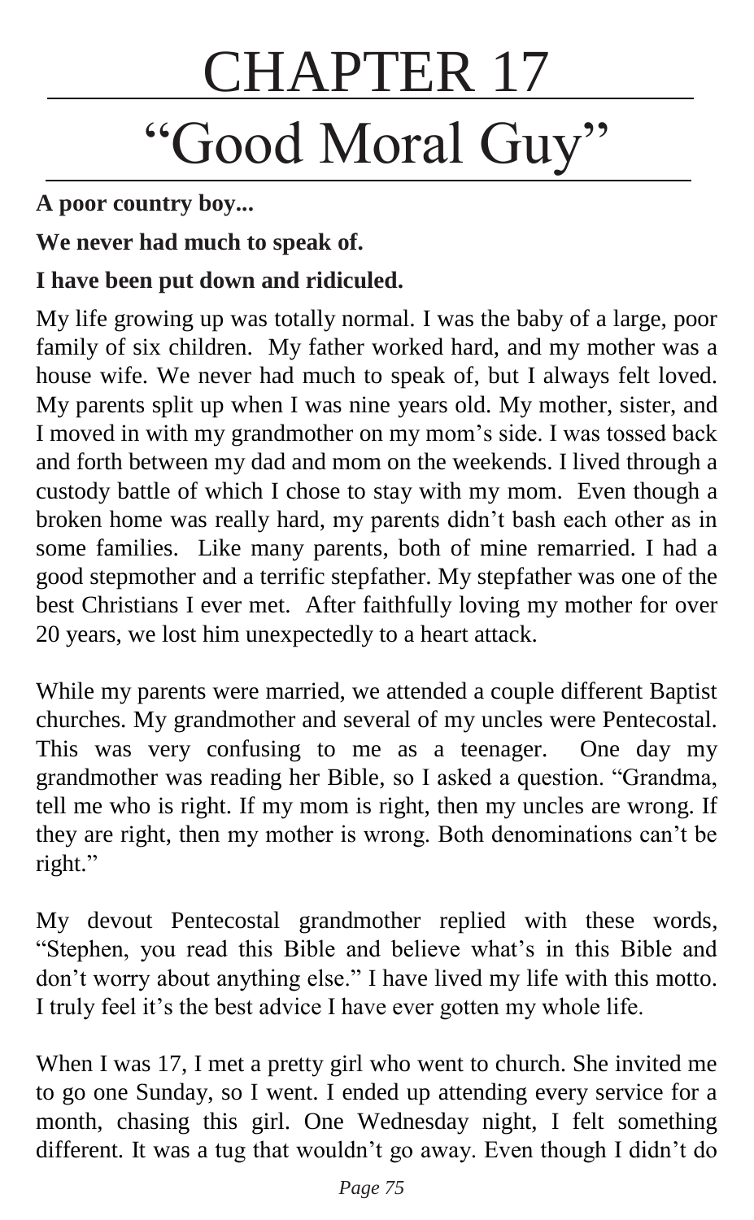# CHAPTER 17

# "Good Moral Guy"

**A poor country boy...**

**We never had much to speak of.**

**I have been put down and ridiculed.**

My life growing up was totally normal. I was the baby of a large, poor family of six children. My father worked hard, and my mother was a house wife. We never had much to speak of, but I always felt loved. My parents split up when I was nine years old. My mother, sister, and I moved in with my grandmother on my mom's side. I was tossed back and forth between my dad and mom on the weekends. I lived through a custody battle of which I chose to stay with my mom. Even though a broken home was really hard, my parents didn't bash each other as in some families. Like many parents, both of mine remarried. I had a good stepmother and a terrific stepfather. My stepfather was one of the best Christians I ever met. After faithfully loving my mother for over 20 years, we lost him unexpectedly to a heart attack.

While my parents were married, we attended a couple different Baptist churches. My grandmother and several of my uncles were Pentecostal. This was very confusing to me as a teenager. One day my grandmother was reading her Bible, so I asked a question. "Grandma, tell me who is right. If my mom is right, then my uncles are wrong. If they are right, then my mother is wrong. Both denominations can't be right."

My devout Pentecostal grandmother replied with these words, "Stephen, you read this Bible and believe what's in this Bible and don't worry about anything else." I have lived my life with this motto. I truly feel it's the best advice I have ever gotten my whole life.

When I was 17, I met a pretty girl who went to church. She invited me to go one Sunday, so I went. I ended up attending every service for a month, chasing this girl. One Wednesday night, I felt something different. It was a tug that wouldn't go away. Even though I didn't do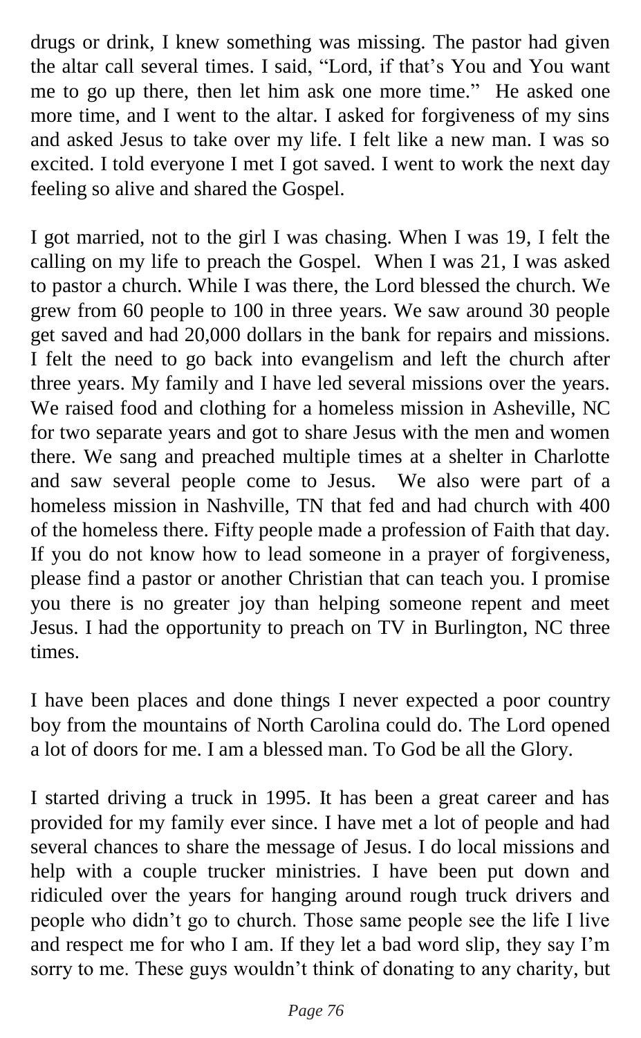drugs or drink, I knew something was missing. The pastor had given the altar call several times. I said, "Lord, if that's You and You want me to go up there, then let him ask one more time." He asked one more time, and I went to the altar. I asked for forgiveness of my sins and asked Jesus to take over my life. I felt like a new man. I was so excited. I told everyone I met I got saved. I went to work the next day feeling so alive and shared the Gospel.

I got married, not to the girl I was chasing. When I was 19, I felt the calling on my life to preach the Gospel. When I was 21, I was asked to pastor a church. While I was there, the Lord blessed the church. We grew from 60 people to 100 in three years. We saw around 30 people get saved and had 20,000 dollars in the bank for repairs and missions. I felt the need to go back into evangelism and left the church after three years. My family and I have led several missions over the years. We raised food and clothing for a homeless mission in Asheville, NC for two separate years and got to share Jesus with the men and women there. We sang and preached multiple times at a shelter in Charlotte and saw several people come to Jesus. We also were part of a homeless mission in Nashville, TN that fed and had church with 400 of the homeless there. Fifty people made a profession of Faith that day. If you do not know how to lead someone in a prayer of forgiveness, please find a pastor or another Christian that can teach you. I promise you there is no greater joy than helping someone repent and meet Jesus. I had the opportunity to preach on TV in Burlington, NC three times.

I have been places and done things I never expected a poor country boy from the mountains of North Carolina could do. The Lord opened a lot of doors for me. I am a blessed man. To God be all the Glory.

I started driving a truck in 1995. It has been a great career and has provided for my family ever since. I have met a lot of people and had several chances to share the message of Jesus. I do local missions and help with a couple trucker ministries. I have been put down and ridiculed over the years for hanging around rough truck drivers and people who didn't go to church. Those same people see the life I live and respect me for who I am. If they let a bad word slip, they say I'm sorry to me. These guys wouldn't think of donating to any charity, but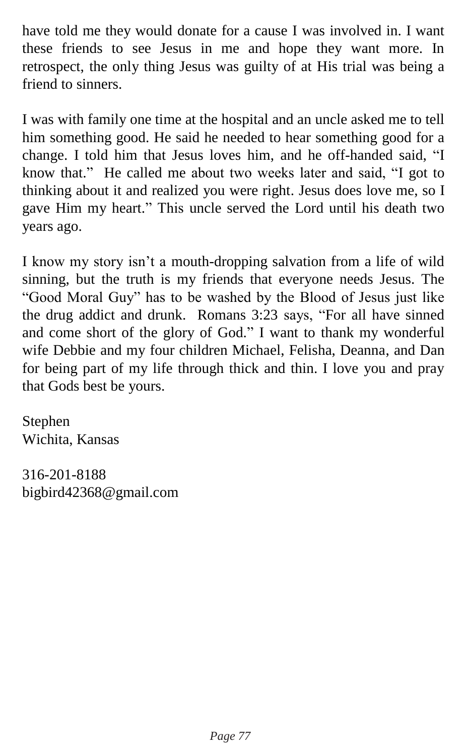have told me they would donate for a cause I was involved in. I want these friends to see Jesus in me and hope they want more. In retrospect, the only thing Jesus was guilty of at His trial was being a friend to sinners.

I was with family one time at the hospital and an uncle asked me to tell him something good. He said he needed to hear something good for a change. I told him that Jesus loves him, and he off-handed said, “I know that.” He called me about two weeks later and said, “I got to thinking about it and realized you were right. Jesus does love me, so I gave Him my heart.” This uncle served the Lord until his death two years ago.

I know my story isn’t a mouth-dropping salvation from a life of wild sinning, but the truth is my friends that everyone needs Jesus. The “Good Moral Guy” has to be washed by the Blood of Jesus just like the drug addict and drunk. Romans 3:23 says, “For all have sinned and come short of the glory of God.” I want to thank my wonderful wife Debbie and my four children Michael, Felisha, Deanna, and Dan for being part of my life through thick and thin. I love you and pray that Gods best be yours.

Stephen
Wichita, Kansas

316-201-8188
bigbird42368@gmail.com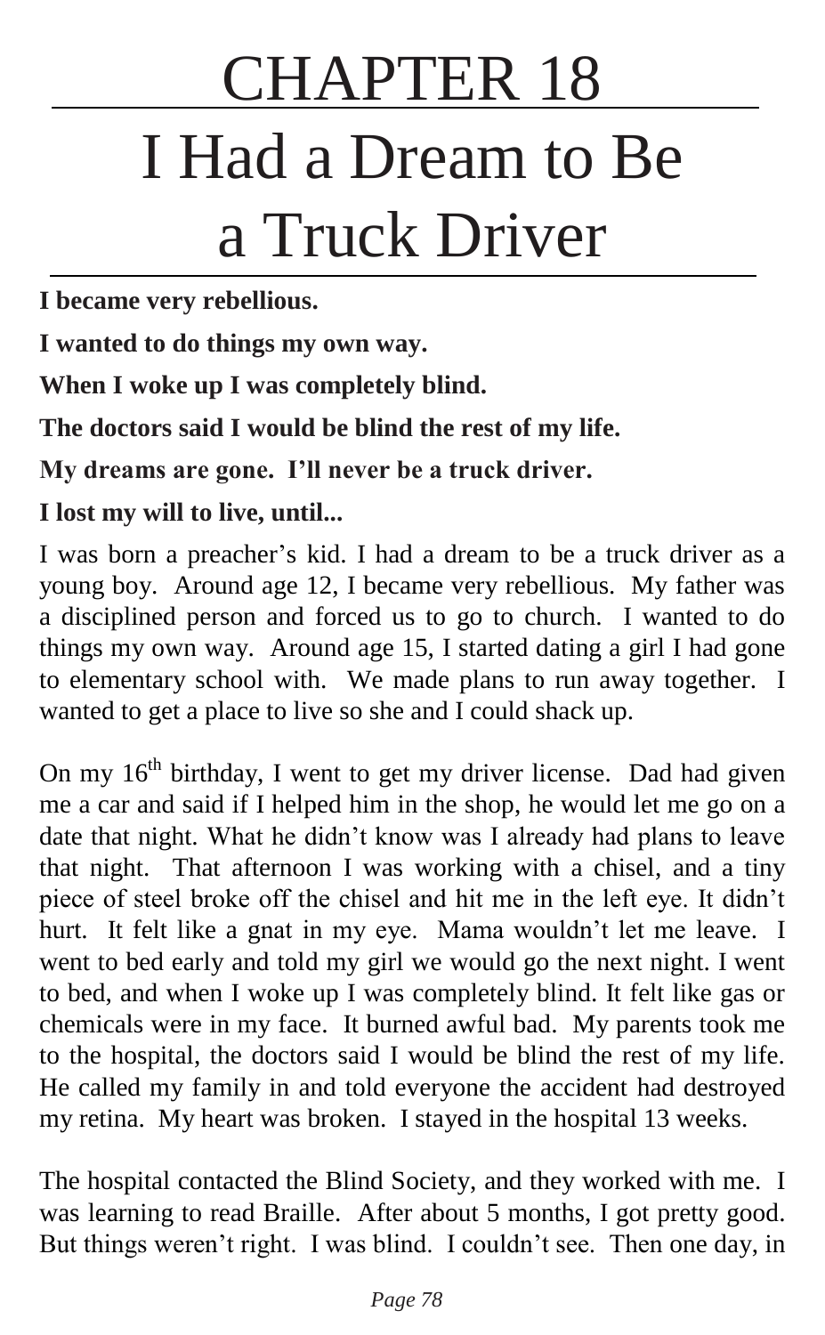# CHAPTER 18

# I Had a Dream to Be a Truck Driver

**I became very rebellious.**

**I wanted to do things my own way.**

**When I woke up I was completely blind.**

**The doctors said I would be blind the rest of my life.**

**My dreams are gone. I'll never be a truck driver.**

**I lost my will to live, until...**

I was born a preacher's kid. I had a dream to be a truck driver as a young boy. Around age 12, I became very rebellious. My father was a disciplined person and forced us to go to church. I wanted to do things my own way. Around age 15, I started dating a girl I had gone to elementary school with. We made plans to run away together. I wanted to get a place to live so she and I could shack up.

On my 16th birthday, I went to get my driver license. Dad had given me a car and said if I helped him in the shop, he would let me go on a date that night. What he didn't know was I already had plans to leave that night. That afternoon I was working with a chisel, and a tiny piece of steel broke off the chisel and hit me in the left eye. It didn't hurt. It felt like a gnat in my eye. Mama wouldn't let me leave. I went to bed early and told my girl we would go the next night. I went to bed, and when I woke up I was completely blind. It felt like gas or chemicals were in my face. It burned awful bad. My parents took me to the hospital, the doctors said I would be blind the rest of my life. He called my family in and told everyone the accident had destroyed my retina. My heart was broken. I stayed in the hospital 13 weeks.

The hospital contacted the Blind Society, and they worked with me. I was learning to read Braille. After about 5 months, I got pretty good. But things weren't right. I was blind. I couldn't see. Then one day, in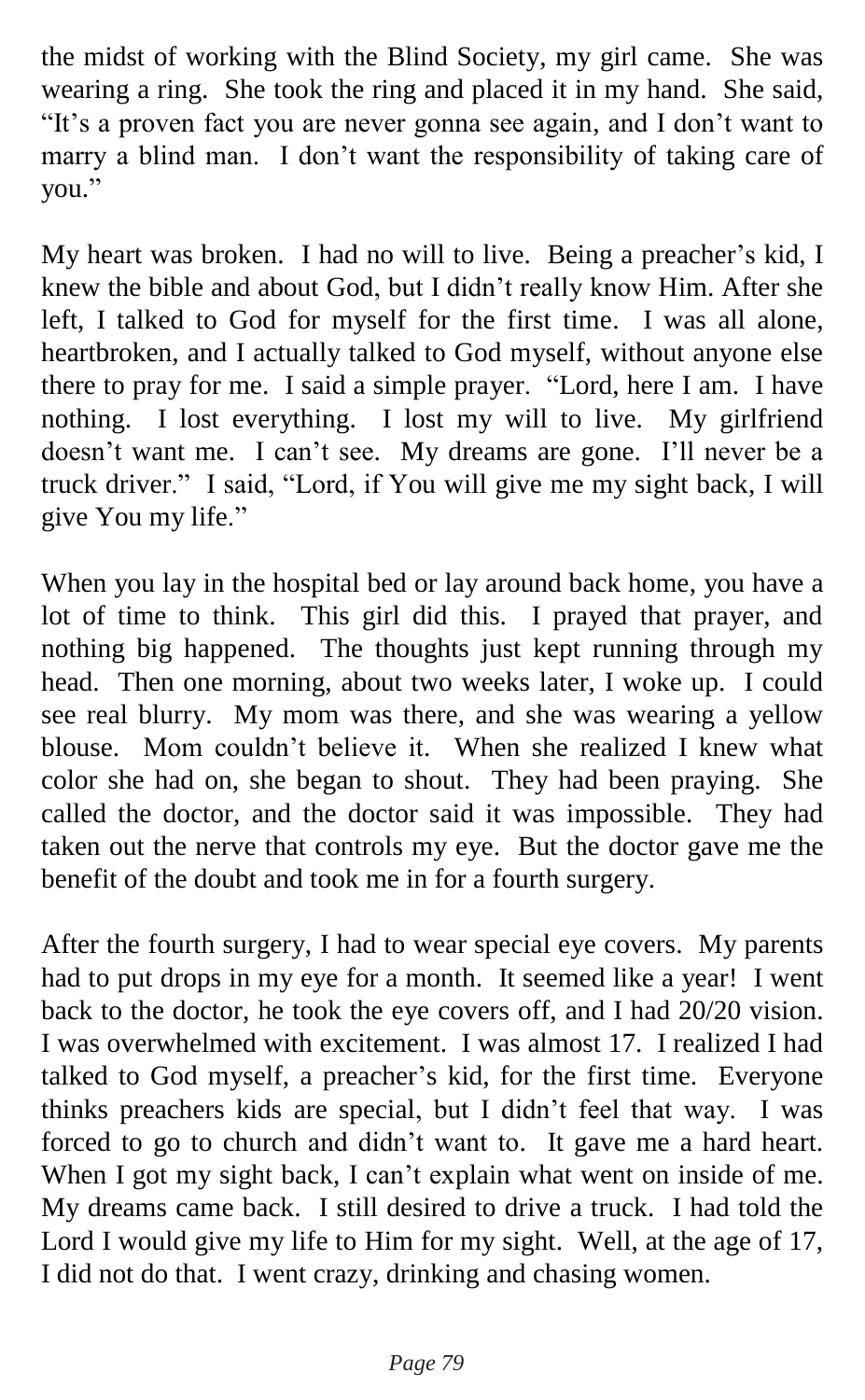the midst of working with the Blind Society, my girl came. She was wearing a ring. She took the ring and placed it in my hand. She said, "It's a proven fact you are never gonna see again, and I don't want to marry a blind man. I don't want the responsibility of taking care of you."

My heart was broken. I had no will to live. Being a preacher's kid, I knew the bible and about God, but I didn't really know Him. After she left, I talked to God for myself for the first time. I was all alone, heartbroken, and I actually talked to God myself, without anyone else there to pray for me. I said a simple prayer. "Lord, here I am. I have nothing. I lost everything. I lost my will to live. My girlfriend doesn't want me. I can't see. My dreams are gone. I'll never be a truck driver." I said, "Lord, if You will give me my sight back, I will give You my life."

When you lay in the hospital bed or lay around back home, you have a lot of time to think. This girl did this. I prayed that prayer, and nothing big happened. The thoughts just kept running through my head. Then one morning, about two weeks later, I woke up. I could see real blurry. My mom was there, and she was wearing a yellow blouse. Mom couldn't believe it. When she realized I knew what color she had on, she began to shout. They had been praying. She called the doctor, and the doctor said it was impossible. They had taken out the nerve that controls my eye. But the doctor gave me the benefit of the doubt and took me in for a fourth surgery.

After the fourth surgery, I had to wear special eye covers. My parents had to put drops in my eye for a month. It seemed like a year! I went back to the doctor, he took the eye covers off, and I had 20/20 vision. I was overwhelmed with excitement. I was almost 17. I realized I had talked to God myself, a preacher's kid, for the first time. Everyone thinks preachers kids are special, but I didn't feel that way. I was forced to go to church and didn't want to. It gave me a hard heart. When I got my sight back, I can't explain what went on inside of me. My dreams came back. I still desired to drive a truck. I had told the Lord I would give my life to Him for my sight. Well, at the age of 17, I did not do that. I went crazy, drinking and chasing women.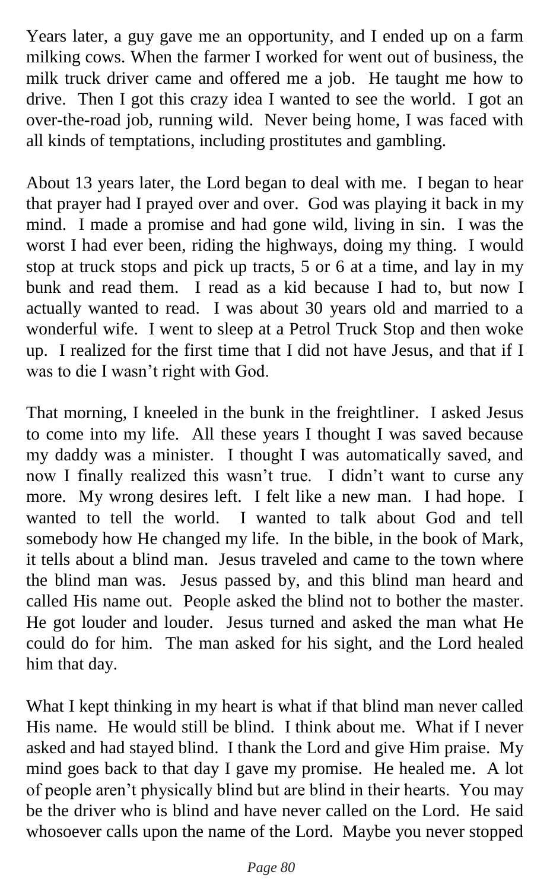Years later, a guy gave me an opportunity, and I ended up on a farm milking cows. When the farmer I worked for went out of business, the milk truck driver came and offered me a job. He taught me how to drive. Then I got this crazy idea I wanted to see the world. I got an over-the-road job, running wild. Never being home, I was faced with all kinds of temptations, including prostitutes and gambling.

About 13 years later, the Lord began to deal with me. I began to hear that prayer had I prayed over and over. God was playing it back in my mind. I made a promise and had gone wild, living in sin. I was the worst I had ever been, riding the highways, doing my thing. I would stop at truck stops and pick up tracts, 5 or 6 at a time, and lay in my bunk and read them. I read as a kid because I had to, but now I actually wanted to read. I was about 30 years old and married to a wonderful wife. I went to sleep at a Petrol Truck Stop and then woke up. I realized for the first time that I did not have Jesus, and that if I was to die I wasn't right with God.

That morning, I kneeled in the bunk in the freightliner. I asked Jesus to come into my life. All these years I thought I was saved because my daddy was a minister. I thought I was automatically saved, and now I finally realized this wasn't true. I didn't want to curse any more. My wrong desires left. I felt like a new man. I had hope. I wanted to tell the world. I wanted to talk about God and tell somebody how He changed my life. In the bible, in the book of Mark, it tells about a blind man. Jesus traveled and came to the town where the blind man was. Jesus passed by, and this blind man heard and called His name out. People asked the blind not to bother the master. He got louder and louder. Jesus turned and asked the man what He could do for him. The man asked for his sight, and the Lord healed him that day.

What I kept thinking in my heart is what if that blind man never called His name. He would still be blind. I think about me. What if I never asked and had stayed blind. I thank the Lord and give Him praise. My mind goes back to that day I gave my promise. He healed me. A lot of people aren't physically blind but are blind in their hearts. You may be the driver who is blind and have never called on the Lord. He said whosoever calls upon the name of the Lord. Maybe you never stopped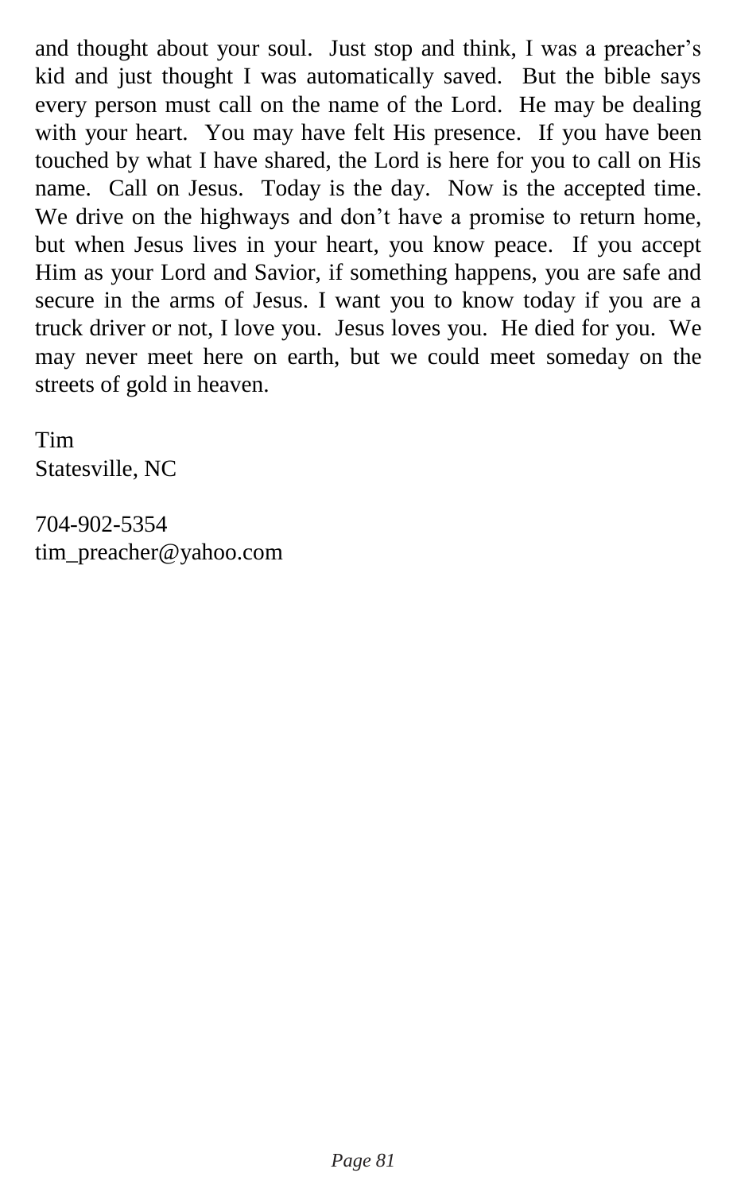and thought about your soul. Just stop and think, I was a preacher's kid and just thought I was automatically saved. But the bible says every person must call on the name of the Lord. He may be dealing with your heart. You may have felt His presence. If you have been touched by what I have shared, the Lord is here for you to call on His name. Call on Jesus. Today is the day. Now is the accepted time. We drive on the highways and don't have a promise to return home, but when Jesus lives in your heart, you know peace. If you accept Him as your Lord and Savior, if something happens, you are safe and secure in the arms of Jesus. I want you to know today if you are a truck driver or not, I love you. Jesus loves you. He died for you. We may never meet here on earth, but we could meet someday on the streets of gold in heaven.

Tim
Statesville, NC

704-902-5354
tim_preacher@yahoo.com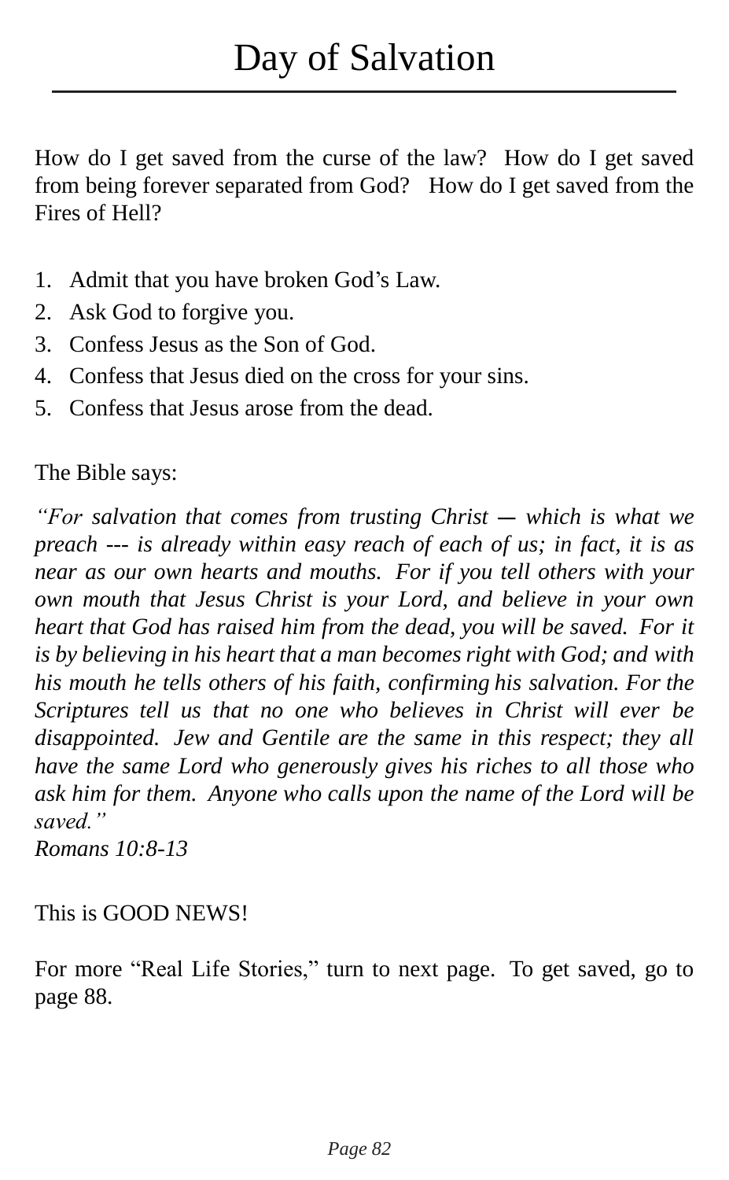# Day of Salvation

How do I get saved from the curse of the law? How do I get saved from being forever separated from God? How do I get saved from the Fires of Hell?

1. Admit that you have broken God's Law.
2. Ask God to forgive you.
3. Confess Jesus as the Son of God.
4. Confess that Jesus died on the cross for your sins.
5. Confess that Jesus arose from the dead.

The Bible says:

*"For salvation that comes from trusting Christ — which is what we preach --- is already within easy reach of each of us; in fact, it is as near as our own hearts and mouths. For if you tell others with your own mouth that Jesus Christ is your Lord, and believe in your own heart that God has raised him from the dead, you will be saved. For it is by believing in his heart that a man becomes right with God; and with his mouth he tells others of his faith, confirming his salvation. For the Scriptures tell us that no one who believes in Christ will ever be disappointed. Jew and Gentile are the same in this respect; they all have the same Lord who generously gives his riches to all those who ask him for them. Anyone who calls upon the name of the Lord will be saved."*
*Romans 10:8-13*

This is GOOD NEWS!

For more "Real Life Stories," turn to next page. To get saved, go to page 88.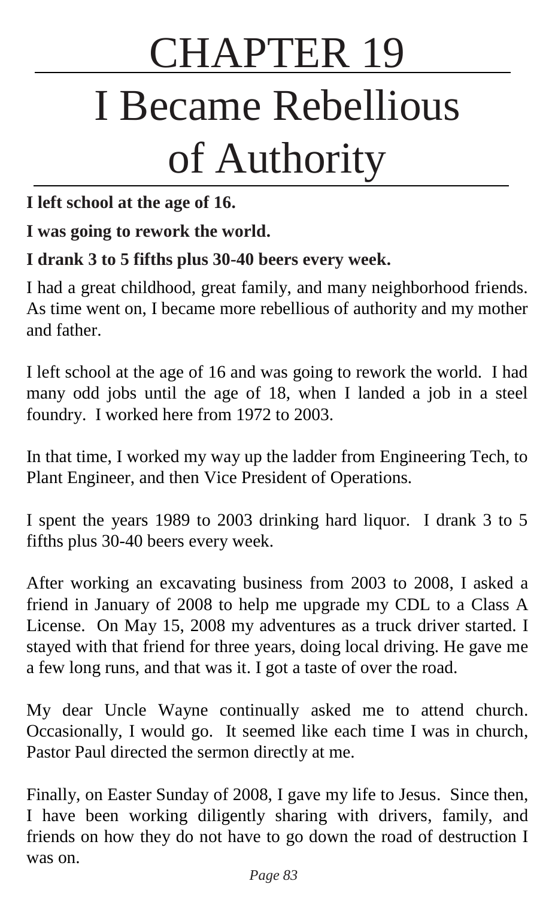// Chapter heading

# CHAPTER 19

# I Became Rebellious of Authority

**I left school at the age of 16.**

**I was going to rework the world.**

**I drank 3 to 5 fifths plus 30-40 beers every week.**

I had a great childhood, great family, and many neighborhood friends. As time went on, I became more rebellious of authority and my mother and father.

I left school at the age of 16 and was going to rework the world. I had many odd jobs until the age of 18, when I landed a job in a steel foundry. I worked here from 1972 to 2003.

In that time, I worked my way up the ladder from Engineering Tech, to Plant Engineer, and then Vice President of Operations.

I spent the years 1989 to 2003 drinking hard liquor. I drank 3 to 5 fifths plus 30-40 beers every week.

After working an excavating business from 2003 to 2008, I asked a friend in January of 2008 to help me upgrade my CDL to a Class A License. On May 15, 2008 my adventures as a truck driver started. I stayed with that friend for three years, doing local driving. He gave me a few long runs, and that was it. I got a taste of over the road.

My dear Uncle Wayne continually asked me to attend church. Occasionally, I would go. It seemed like each time I was in church, Pastor Paul directed the sermon directly at me.

Finally, on Easter Sunday of 2008, I gave my life to Jesus. Since then, I have been working diligently sharing with drivers, family, and friends on how they do not have to go down the road of destruction I was on.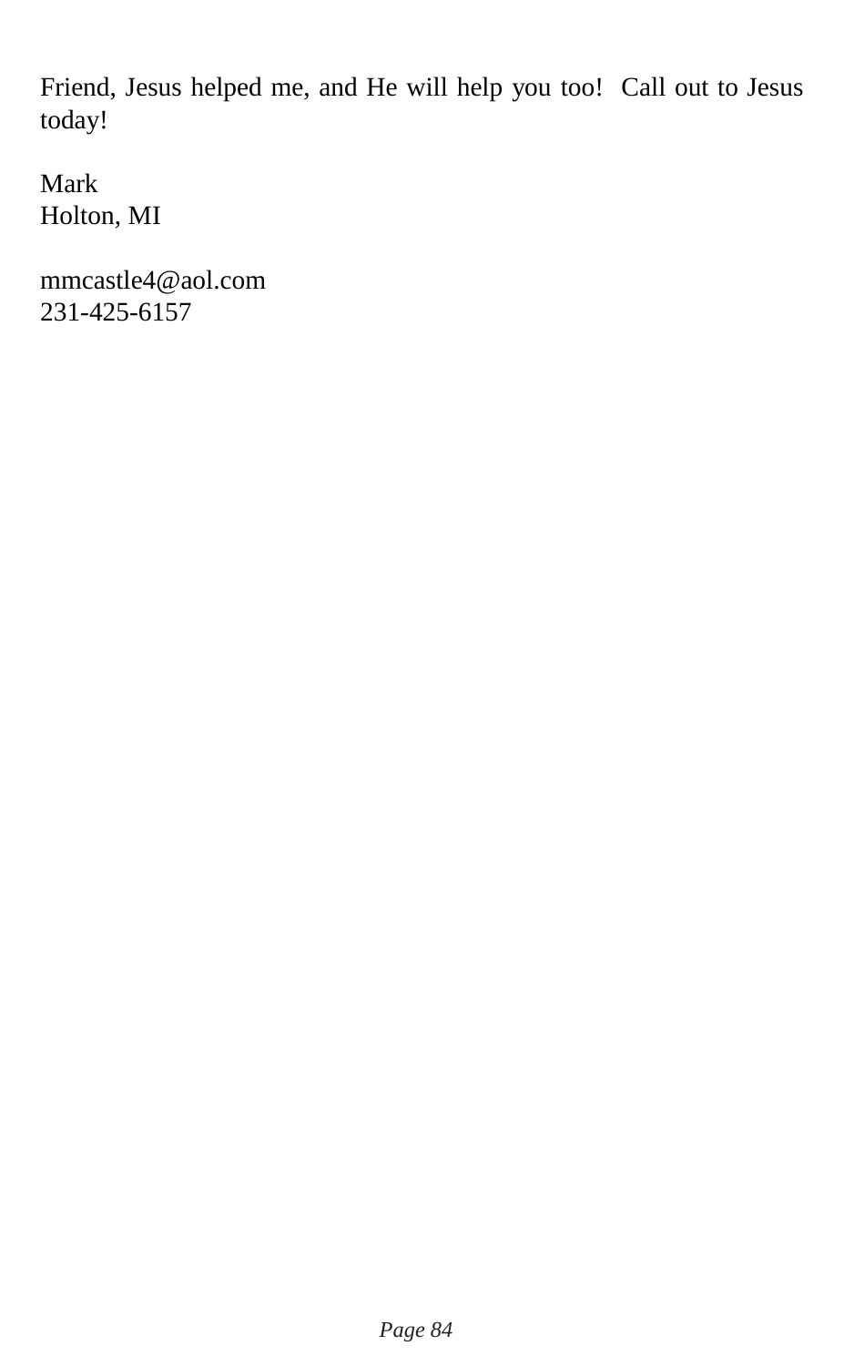Friend, Jesus helped me, and He will help you too!  Call out to Jesus today!

Mark  
Holton, MI

mmcastle4@aol.com  
231-425-6157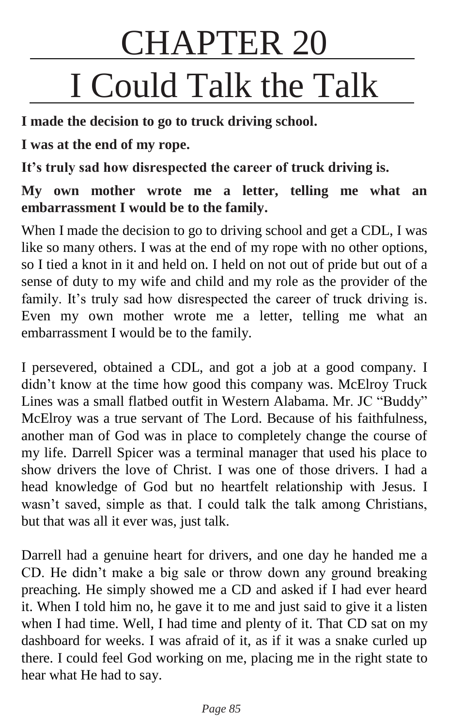# CHAPTER 20

# I Could Talk the Talk

**I made the decision to go to truck driving school.**

**I was at the end of my rope.**

**It's truly sad how disrespected the career of truck driving is.**

**My own mother wrote me a letter, telling me what an embarrassment I would be to the family.**

When I made the decision to go to driving school and get a CDL, I was like so many others. I was at the end of my rope with no other options, so I tied a knot in it and held on. I held on not out of pride but out of a sense of duty to my wife and child and my role as the provider of the family. It's truly sad how disrespected the career of truck driving is. Even my own mother wrote me a letter, telling me what an embarrassment I would be to the family.

I persevered, obtained a CDL, and got a job at a good company. I didn't know at the time how good this company was. McElroy Truck Lines was a small flatbed outfit in Western Alabama. Mr. JC "Buddy" McElroy was a true servant of The Lord. Because of his faithfulness, another man of God was in place to completely change the course of my life. Darrell Spicer was a terminal manager that used his place to show drivers the love of Christ. I was one of those drivers. I had a head knowledge of God but no heartfelt relationship with Jesus. I wasn't saved, simple as that. I could talk the talk among Christians, but that was all it ever was, just talk.

Darrell had a genuine heart for drivers, and one day he handed me a CD. He didn't make a big sale or throw down any ground breaking preaching. He simply showed me a CD and asked if I had ever heard it. When I told him no, he gave it to me and just said to give it a listen when I had time. Well, I had time and plenty of it. That CD sat on my dashboard for weeks. I was afraid of it, as if it was a snake curled up there. I could feel God working on me, placing me in the right state to hear what He had to say.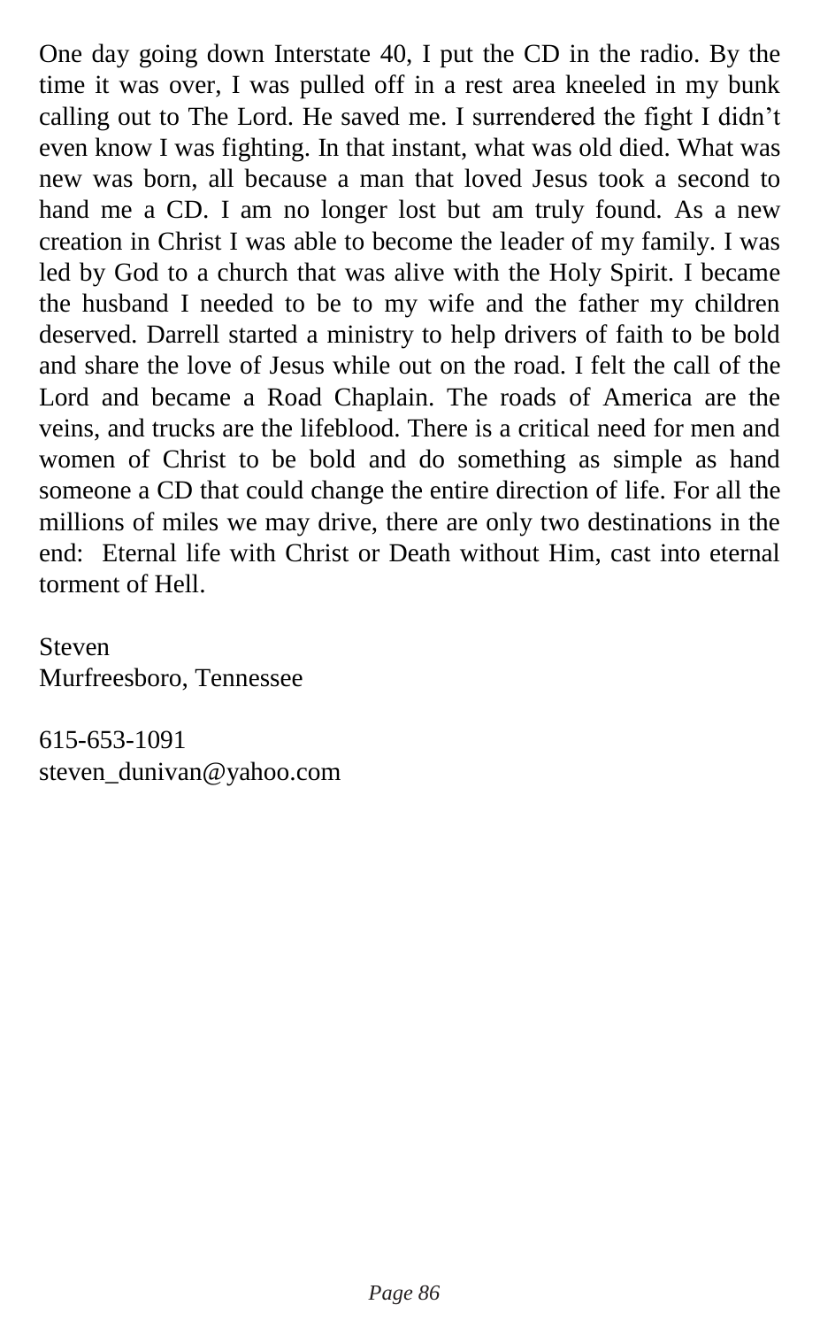One day going down Interstate 40, I put the CD in the radio. By the time it was over, I was pulled off in a rest area kneeled in my bunk calling out to The Lord. He saved me. I surrendered the fight I didn't even know I was fighting. In that instant, what was old died. What was new was born, all because a man that loved Jesus took a second to hand me a CD. I am no longer lost but am truly found. As a new creation in Christ I was able to become the leader of my family. I was led by God to a church that was alive with the Holy Spirit. I became the husband I needed to be to my wife and the father my children deserved. Darrell started a ministry to help drivers of faith to be bold and share the love of Jesus while out on the road. I felt the call of the Lord and became a Road Chaplain. The roads of America are the veins, and trucks are the lifeblood. There is a critical need for men and women of Christ to be bold and do something as simple as hand someone a CD that could change the entire direction of life. For all the millions of miles we may drive, there are only two destinations in the end: Eternal life with Christ or Death without Him, cast into eternal torment of Hell.

Steven
Murfreesboro, Tennessee

615-653-1091
steven_dunivan@yahoo.com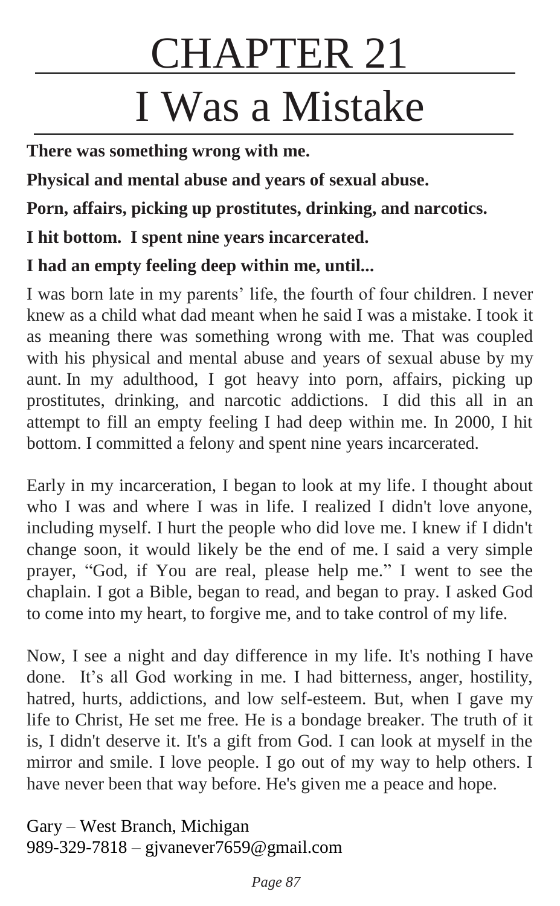# CHAPTER 21

# I Was a Mistake

**There was something wrong with me.**

**Physical and mental abuse and years of sexual abuse.**

**Porn, affairs, picking up prostitutes, drinking, and narcotics.**

**I hit bottom. I spent nine years incarcerated.**

**I had an empty feeling deep within me, until...**

I was born late in my parents' life, the fourth of four children. I never knew as a child what dad meant when he said I was a mistake. I took it as meaning there was something wrong with me. That was coupled with his physical and mental abuse and years of sexual abuse by my aunt. In my adulthood, I got heavy into porn, affairs, picking up prostitutes, drinking, and narcotic addictions. I did this all in an attempt to fill an empty feeling I had deep within me. In 2000, I hit bottom. I committed a felony and spent nine years incarcerated.

Early in my incarceration, I began to look at my life. I thought about who I was and where I was in life. I realized I didn't love anyone, including myself. I hurt the people who did love me. I knew if I didn't change soon, it would likely be the end of me. I said a very simple prayer, "God, if You are real, please help me." I went to see the chaplain. I got a Bible, began to read, and began to pray. I asked God to come into my heart, to forgive me, and to take control of my life.

Now, I see a night and day difference in my life. It's nothing I have done. It's all God working in me. I had bitterness, anger, hostility, hatred, hurts, addictions, and low self-esteem. But, when I gave my life to Christ, He set me free. He is a bondage breaker. The truth of it is, I didn't deserve it. It's a gift from God. I can look at myself in the mirror and smile. I love people. I go out of my way to help others. I have never been that way before. He's given me a peace and hope.

Gary – West Branch, Michigan
989-329-7818 – gjvanever7659@gmail.com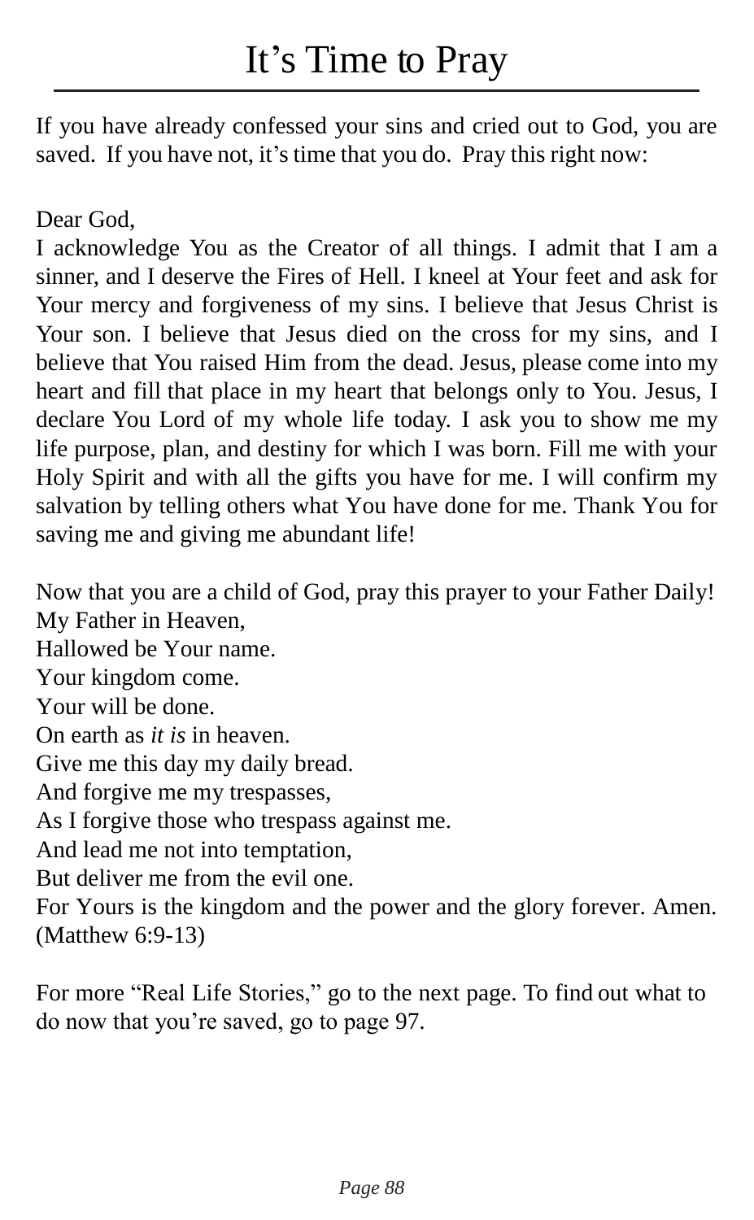# It's Time to Pray

If you have already confessed your sins and cried out to God, you are saved. If you have not, it's time that you do. Pray this right now:

Dear God,
I acknowledge You as the Creator of all things. I admit that I am a sinner, and I deserve the Fires of Hell. I kneel at Your feet and ask for Your mercy and forgiveness of my sins. I believe that Jesus Christ is Your son. I believe that Jesus died on the cross for my sins, and I believe that You raised Him from the dead. Jesus, please come into my heart and fill that place in my heart that belongs only to You. Jesus, I declare You Lord of my whole life today. I ask you to show me my life purpose, plan, and destiny for which I was born. Fill me with your Holy Spirit and with all the gifts you have for me. I will confirm my salvation by telling others what You have done for me. Thank You for saving me and giving me abundant life!

Now that you are a child of God, pray this prayer to your Father Daily!
My Father in Heaven,
Hallowed be Your name.
Your kingdom come.
Your will be done.
On earth as *it is* in heaven.
Give me this day my daily bread.
And forgive me my trespasses,
As I forgive those who trespass against me.
And lead me not into temptation,
But deliver me from the evil one.
For Yours is the kingdom and the power and the glory forever. Amen.
(Matthew 6:9-13)

For more "Real Life Stories," go to the next page. To find out what to do now that you're saved, go to page 97.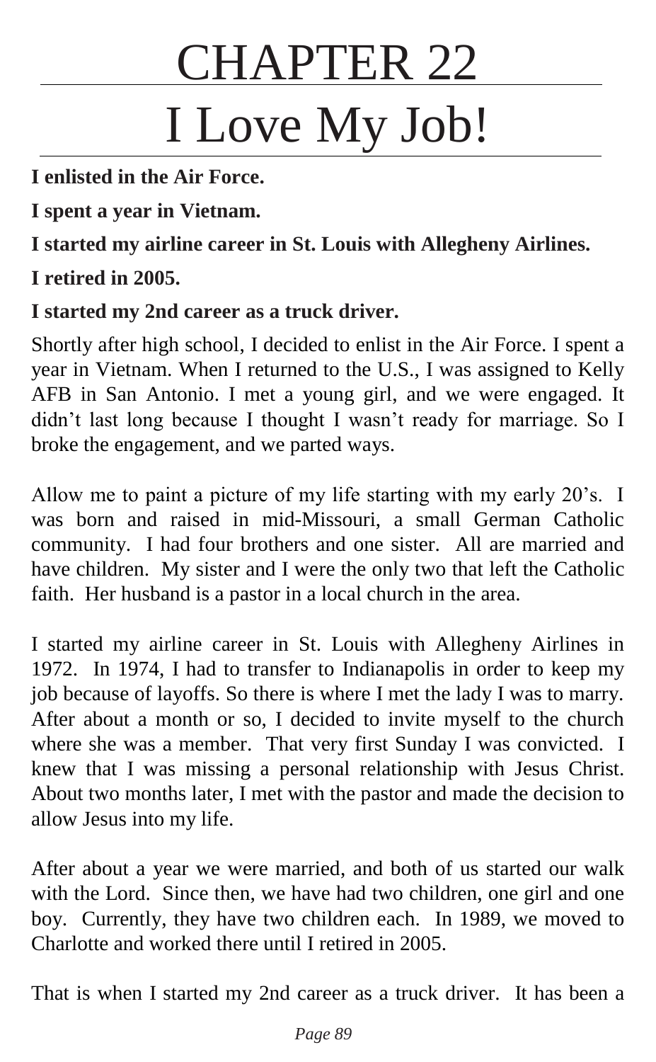# CHAPTER 22

# I Love My Job!

**I enlisted in the Air Force.**

**I spent a year in Vietnam.**

**I started my airline career in St. Louis with Allegheny Airlines.**

**I retired in 2005.**

**I started my 2nd career as a truck driver.**

Shortly after high school, I decided to enlist in the Air Force. I spent a year in Vietnam. When I returned to the U.S., I was assigned to Kelly AFB in San Antonio. I met a young girl, and we were engaged. It didn't last long because I thought I wasn't ready for marriage. So I broke the engagement, and we parted ways.

Allow me to paint a picture of my life starting with my early 20's. I was born and raised in mid-Missouri, a small German Catholic community. I had four brothers and one sister. All are married and have children. My sister and I were the only two that left the Catholic faith. Her husband is a pastor in a local church in the area.

I started my airline career in St. Louis with Allegheny Airlines in 1972. In 1974, I had to transfer to Indianapolis in order to keep my job because of layoffs. So there is where I met the lady I was to marry. After about a month or so, I decided to invite myself to the church where she was a member. That very first Sunday I was convicted. I knew that I was missing a personal relationship with Jesus Christ. About two months later, I met with the pastor and made the decision to allow Jesus into my life.

After about a year we were married, and both of us started our walk with the Lord. Since then, we have had two children, one girl and one boy. Currently, they have two children each. In 1989, we moved to Charlotte and worked there until I retired in 2005.

That is when I started my 2nd career as a truck driver. It has been a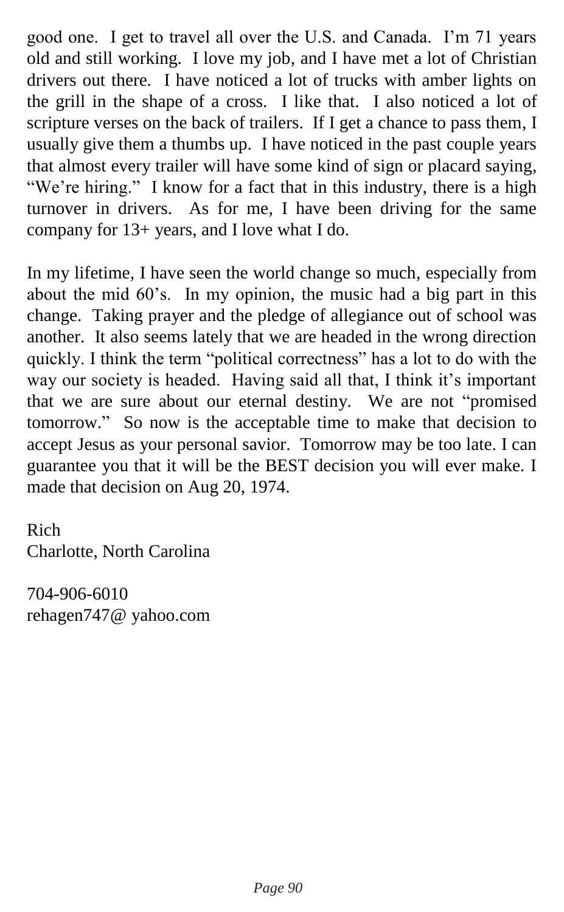good one. I get to travel all over the U.S. and Canada. I'm 71 years old and still working. I love my job, and I have met a lot of Christian drivers out there. I have noticed a lot of trucks with amber lights on the grill in the shape of a cross. I like that. I also noticed a lot of scripture verses on the back of trailers. If I get a chance to pass them, I usually give them a thumbs up. I have noticed in the past couple years that almost every trailer will have some kind of sign or placard saying, "We're hiring." I know for a fact that in this industry, there is a high turnover in drivers. As for me, I have been driving for the same company for 13+ years, and I love what I do.

In my lifetime, I have seen the world change so much, especially from about the mid 60's. In my opinion, the music had a big part in this change. Taking prayer and the pledge of allegiance out of school was another. It also seems lately that we are headed in the wrong direction quickly. I think the term "political correctness" has a lot to do with the way our society is headed. Having said all that, I think it's important that we are sure about our eternal destiny. We are not "promised tomorrow." So now is the acceptable time to make that decision to accept Jesus as your personal savior. Tomorrow may be too late. I can guarantee you that it will be the BEST decision you will ever make. I made that decision on Aug 20, 1974.

Rich
Charlotte, North Carolina

704-906-6010
rehagen747@ yahoo.com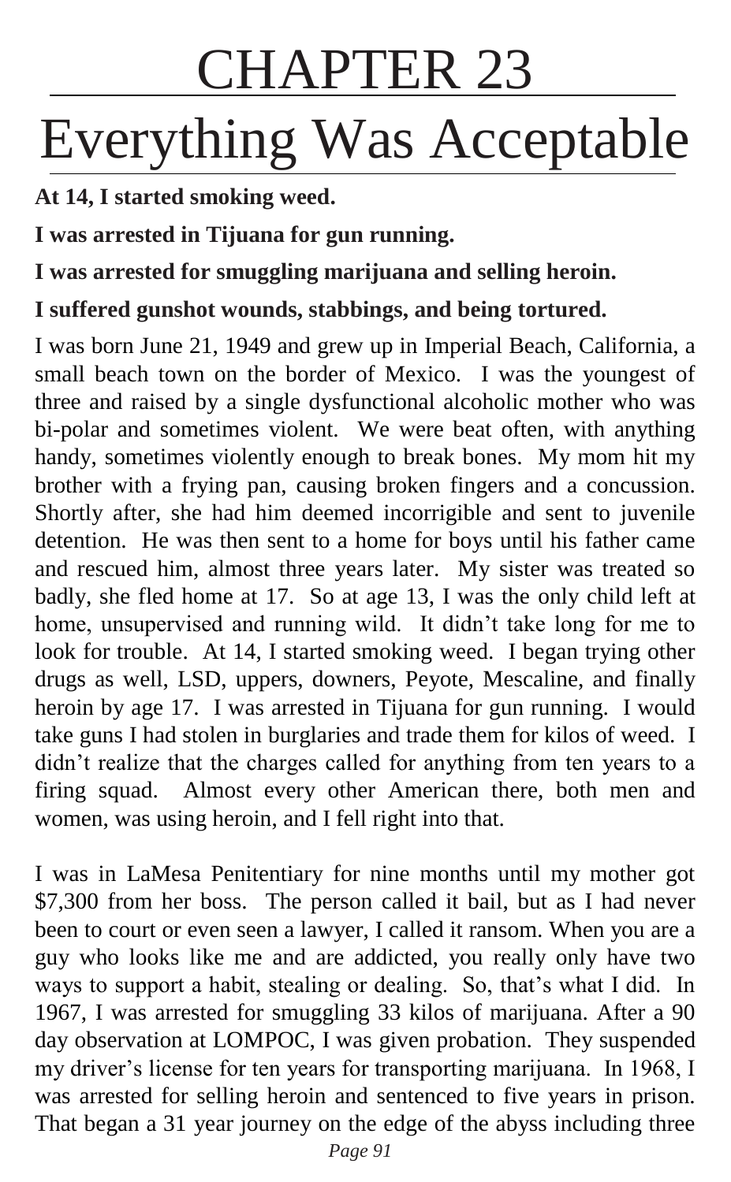# CHAPTER 23

# Everything Was Acceptable

**At 14, I started smoking weed.**

**I was arrested in Tijuana for gun running.**

**I was arrested for smuggling marijuana and selling heroin.**

**I suffered gunshot wounds, stabbings, and being tortured.**

I was born June 21, 1949 and grew up in Imperial Beach, California, a small beach town on the border of Mexico. I was the youngest of three and raised by a single dysfunctional alcoholic mother who was bi-polar and sometimes violent. We were beat often, with anything handy, sometimes violently enough to break bones. My mom hit my brother with a frying pan, causing broken fingers and a concussion. Shortly after, she had him deemed incorrigible and sent to juvenile detention. He was then sent to a home for boys until his father came and rescued him, almost three years later. My sister was treated so badly, she fled home at 17. So at age 13, I was the only child left at home, unsupervised and running wild. It didn't take long for me to look for trouble. At 14, I started smoking weed. I began trying other drugs as well, LSD, uppers, downers, Peyote, Mescaline, and finally heroin by age 17. I was arrested in Tijuana for gun running. I would take guns I had stolen in burglaries and trade them for kilos of weed. I didn't realize that the charges called for anything from ten years to a firing squad. Almost every other American there, both men and women, was using heroin, and I fell right into that.

I was in LaMesa Penitentiary for nine months until my mother got $7,300 from her boss. The person called it bail, but as I had never been to court or even seen a lawyer, I called it ransom. When you are a guy who looks like me and are addicted, you really only have two ways to support a habit, stealing or dealing. So, that's what I did. In 1967, I was arrested for smuggling 33 kilos of marijuana. After a 90 day observation at LOMPOC, I was given probation. They suspended my driver's license for ten years for transporting marijuana. In 1968, I was arrested for selling heroin and sentenced to five years in prison. That began a 31 year journey on the edge of the abyss including three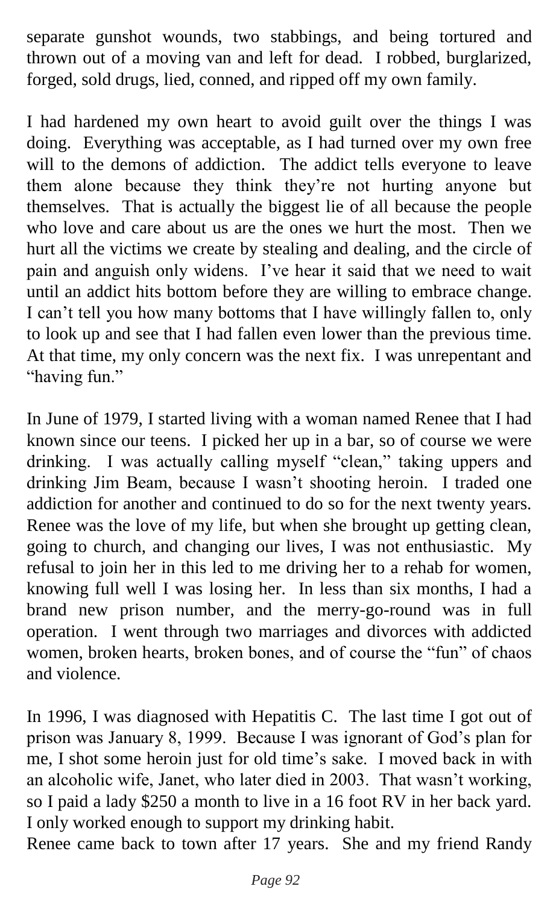separate gunshot wounds, two stabbings, and being tortured and thrown out of a moving van and left for dead. I robbed, burglarized, forged, sold drugs, lied, conned, and ripped off my own family.

I had hardened my own heart to avoid guilt over the things I was doing. Everything was acceptable, as I had turned over my own free will to the demons of addiction. The addict tells everyone to leave them alone because they think they're not hurting anyone but themselves. That is actually the biggest lie of all because the people who love and care about us are the ones we hurt the most. Then we hurt all the victims we create by stealing and dealing, and the circle of pain and anguish only widens. I've hear it said that we need to wait until an addict hits bottom before they are willing to embrace change. I can't tell you how many bottoms that I have willingly fallen to, only to look up and see that I had fallen even lower than the previous time. At that time, my only concern was the next fix. I was unrepentant and "having fun."

In June of 1979, I started living with a woman named Renee that I had known since our teens. I picked her up in a bar, so of course we were drinking. I was actually calling myself "clean," taking uppers and drinking Jim Beam, because I wasn't shooting heroin. I traded one addiction for another and continued to do so for the next twenty years. Renee was the love of my life, but when she brought up getting clean, going to church, and changing our lives, I was not enthusiastic. My refusal to join her in this led to me driving her to a rehab for women, knowing full well I was losing her. In less than six months, I had a brand new prison number, and the merry-go-round was in full operation. I went through two marriages and divorces with addicted women, broken hearts, broken bones, and of course the "fun" of chaos and violence.

In 1996, I was diagnosed with Hepatitis C. The last time I got out of prison was January 8, 1999. Because I was ignorant of God's plan for me, I shot some heroin just for old time's sake. I moved back in with an alcoholic wife, Janet, who later died in 2003. That wasn't working, so I paid a lady $250 a month to live in a 16 foot RV in her back yard. I only worked enough to support my drinking habit.
Renee came back to town after 17 years. She and my friend Randy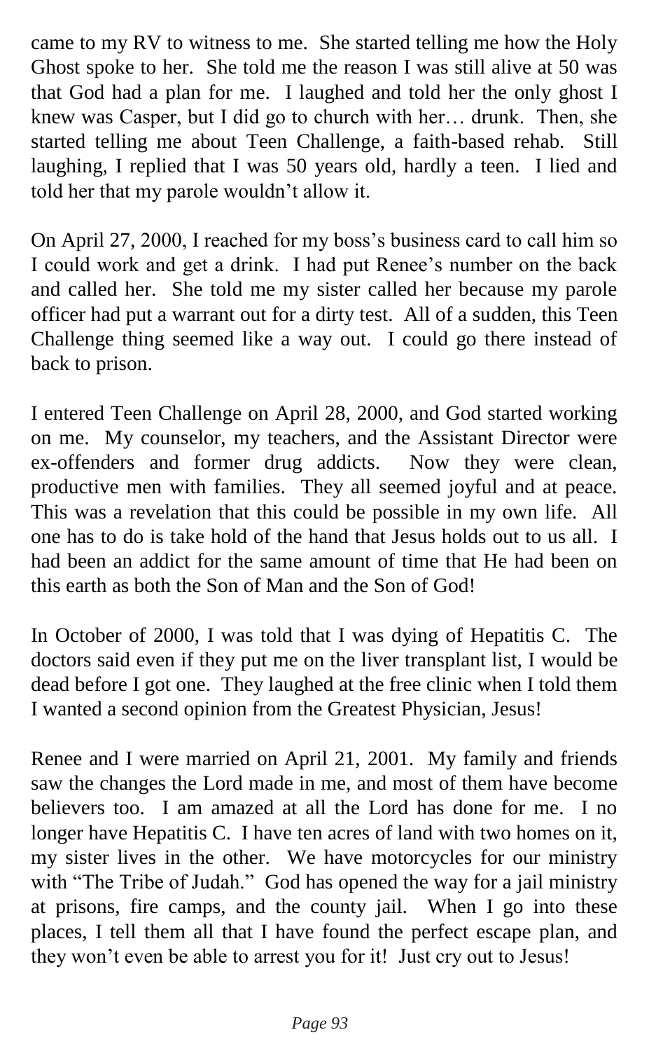came to my RV to witness to me. She started telling me how the Holy Ghost spoke to her. She told me the reason I was still alive at 50 was that God had a plan for me. I laughed and told her the only ghost I knew was Casper, but I did go to church with her… drunk. Then, she started telling me about Teen Challenge, a faith-based rehab. Still laughing, I replied that I was 50 years old, hardly a teen. I lied and told her that my parole wouldn't allow it.

On April 27, 2000, I reached for my boss's business card to call him so I could work and get a drink. I had put Renee's number on the back and called her. She told me my sister called her because my parole officer had put a warrant out for a dirty test. All of a sudden, this Teen Challenge thing seemed like a way out. I could go there instead of back to prison.

I entered Teen Challenge on April 28, 2000, and God started working on me. My counselor, my teachers, and the Assistant Director were ex-offenders and former drug addicts. Now they were clean, productive men with families. They all seemed joyful and at peace. This was a revelation that this could be possible in my own life. All one has to do is take hold of the hand that Jesus holds out to us all. I had been an addict for the same amount of time that He had been on this earth as both the Son of Man and the Son of God!

In October of 2000, I was told that I was dying of Hepatitis C. The doctors said even if they put me on the liver transplant list, I would be dead before I got one. They laughed at the free clinic when I told them I wanted a second opinion from the Greatest Physician, Jesus!

Renee and I were married on April 21, 2001. My family and friends saw the changes the Lord made in me, and most of them have become believers too. I am amazed at all the Lord has done for me. I no longer have Hepatitis C. I have ten acres of land with two homes on it, my sister lives in the other. We have motorcycles for our ministry with "The Tribe of Judah." God has opened the way for a jail ministry at prisons, fire camps, and the county jail. When I go into these places, I tell them all that I have found the perfect escape plan, and they won't even be able to arrest you for it! Just cry out to Jesus!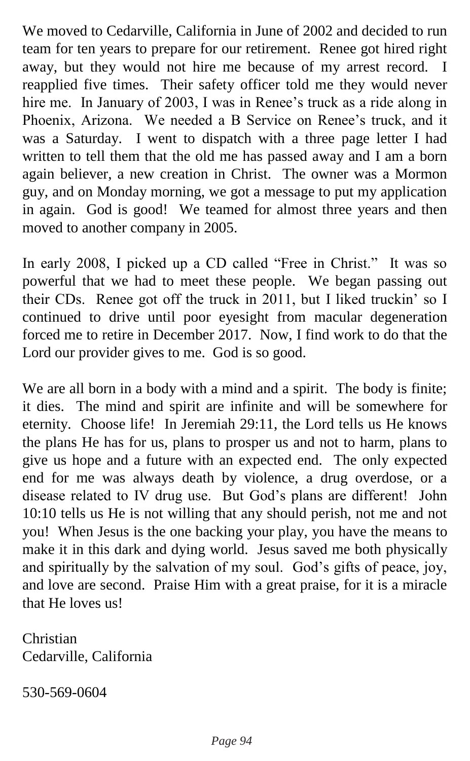We moved to Cedarville, California in June of 2002 and decided to run team for ten years to prepare for our retirement. Renee got hired right away, but they would not hire me because of my arrest record. I reapplied five times. Their safety officer told me they would never hire me. In January of 2003, I was in Renee's truck as a ride along in Phoenix, Arizona. We needed a B Service on Renee's truck, and it was a Saturday. I went to dispatch with a three page letter I had written to tell them that the old me has passed away and I am a born again believer, a new creation in Christ. The owner was a Mormon guy, and on Monday morning, we got a message to put my application in again. God is good! We teamed for almost three years and then moved to another company in 2005.

In early 2008, I picked up a CD called "Free in Christ." It was so powerful that we had to meet these people. We began passing out their CDs. Renee got off the truck in 2011, but I liked truckin' so I continued to drive until poor eyesight from macular degeneration forced me to retire in December 2017. Now, I find work to do that the Lord our provider gives to me. God is so good.

We are all born in a body with a mind and a spirit. The body is finite; it dies. The mind and spirit are infinite and will be somewhere for eternity. Choose life! In Jeremiah 29:11, the Lord tells us He knows the plans He has for us, plans to prosper us and not to harm, plans to give us hope and a future with an expected end. The only expected end for me was always death by violence, a drug overdose, or a disease related to IV drug use. But God's plans are different! John 10:10 tells us He is not willing that any should perish, not me and not you! When Jesus is the one backing your play, you have the means to make it in this dark and dying world. Jesus saved me both physically and spiritually by the salvation of my soul. God's gifts of peace, joy, and love are second. Praise Him with a great praise, for it is a miracle that He loves us!

Christian
Cedarville, California

530-569-0604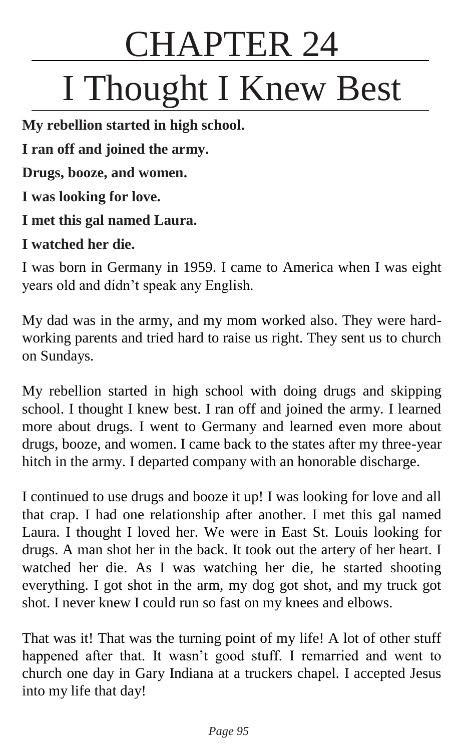# CHAPTER 24

# I Thought I Knew Best

**My rebellion started in high school.**

**I ran off and joined the army.**

**Drugs, booze, and women.**

**I was looking for love.**

**I met this gal named Laura.**

**I watched her die.**

I was born in Germany in 1959. I came to America when I was eight years old and didn't speak any English.

My dad was in the army, and my mom worked also. They were hard-working parents and tried hard to raise us right. They sent us to church on Sundays.

My rebellion started in high school with doing drugs and skipping school. I thought I knew best. I ran off and joined the army. I learned more about drugs. I went to Germany and learned even more about drugs, booze, and women. I came back to the states after my three-year hitch in the army. I departed company with an honorable discharge.

I continued to use drugs and booze it up! I was looking for love and all that crap. I had one relationship after another. I met this gal named Laura. I thought I loved her. We were in East St. Louis looking for drugs. A man shot her in the back. It took out the artery of her heart. I watched her die. As I was watching her die, he started shooting everything. I got shot in the arm, my dog got shot, and my truck got shot. I never knew I could run so fast on my knees and elbows.

That was it! That was the turning point of my life! A lot of other stuff happened after that. It wasn't good stuff. I remarried and went to church one day in Gary Indiana at a truckers chapel. I accepted Jesus into my life that day!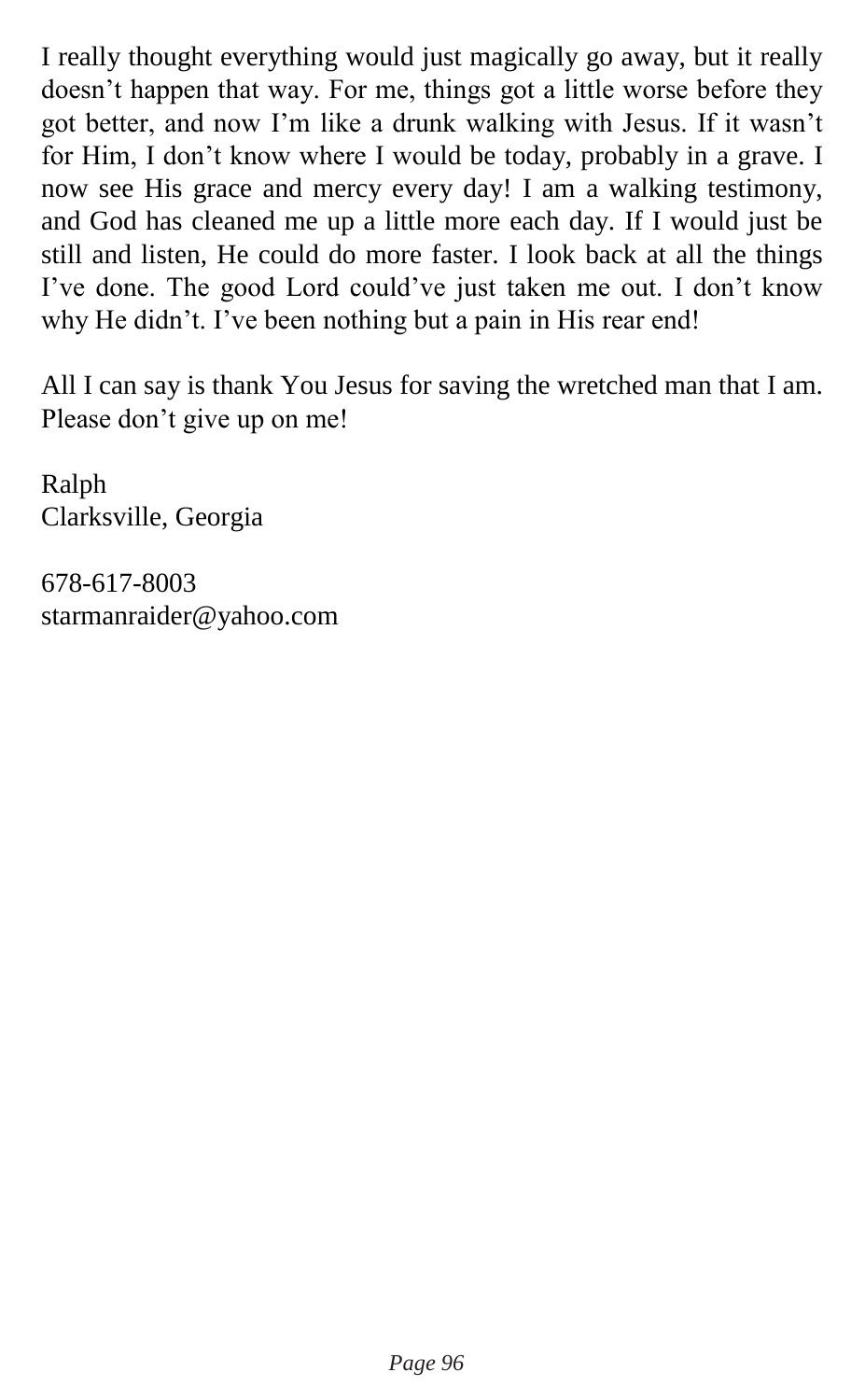I really thought everything would just magically go away, but it really doesn't happen that way. For me, things got a little worse before they got better, and now I'm like a drunk walking with Jesus. If it wasn't for Him, I don't know where I would be today, probably in a grave. I now see His grace and mercy every day! I am a walking testimony, and God has cleaned me up a little more each day. If I would just be still and listen, He could do more faster. I look back at all the things I've done. The good Lord could've just taken me out. I don't know why He didn't. I've been nothing but a pain in His rear end!

All I can say is thank You Jesus for saving the wretched man that I am. Please don't give up on me!

Ralph
Clarksville, Georgia

678-617-8003
starmanraider@yahoo.com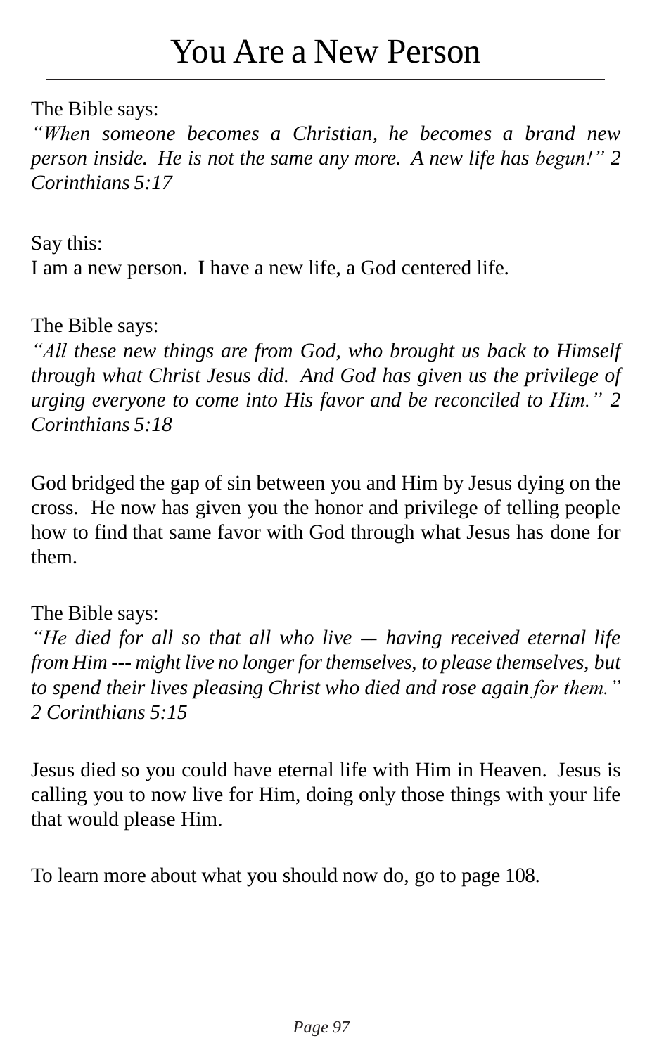# You Are a New Person

The Bible says:
*"When someone becomes a Christian, he becomes a brand new person inside. He is not the same any more. A new life has begun!" 2 Corinthians 5:17*

Say this:
I am a new person. I have a new life, a God centered life.

The Bible says:
*"All these new things are from God, who brought us back to Himself through what Christ Jesus did. And God has given us the privilege of urging everyone to come into His favor and be reconciled to Him." 2 Corinthians 5:18*

God bridged the gap of sin between you and Him by Jesus dying on the cross. He now has given you the honor and privilege of telling people how to find that same favor with God through what Jesus has done for them.

The Bible says:
*"He died for all so that all who live — having received eternal life from Him --- might live no longer for themselves, to please themselves, but to spend their lives pleasing Christ who died and rose again for them." 2 Corinthians 5:15*

Jesus died so you could have eternal life with Him in Heaven. Jesus is calling you to now live for Him, doing only those things with your life that would please Him.

To learn more about what you should now do, go to page 108.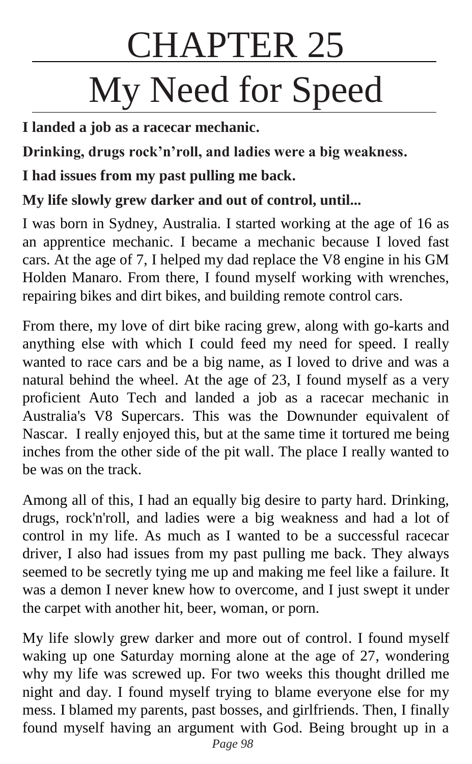# CHAPTER 25

# My Need for Speed

**I landed a job as a racecar mechanic.**

**Drinking, drugs rock'n'roll, and ladies were a big weakness.**

**I had issues from my past pulling me back.**

**My life slowly grew darker and out of control, until...**

I was born in Sydney, Australia. I started working at the age of 16 as an apprentice mechanic. I became a mechanic because I loved fast cars. At the age of 7, I helped my dad replace the V8 engine in his GM Holden Manaro. From there, I found myself working with wrenches, repairing bikes and dirt bikes, and building remote control cars.

From there, my love of dirt bike racing grew, along with go-karts and anything else with which I could feed my need for speed. I really wanted to race cars and be a big name, as I loved to drive and was a natural behind the wheel. At the age of 23, I found myself as a very proficient Auto Tech and landed a job as a racecar mechanic in Australia's V8 Supercars. This was the Downunder equivalent of Nascar. I really enjoyed this, but at the same time it tortured me being inches from the other side of the pit wall. The place I really wanted to be was on the track.

Among all of this, I had an equally big desire to party hard. Drinking, drugs, rock'n'roll, and ladies were a big weakness and had a lot of control in my life. As much as I wanted to be a successful racecar driver, I also had issues from my past pulling me back. They always seemed to be secretly tying me up and making me feel like a failure. It was a demon I never knew how to overcome, and I just swept it under the carpet with another hit, beer, woman, or porn.

My life slowly grew darker and more out of control. I found myself waking up one Saturday morning alone at the age of 27, wondering why my life was screwed up. For two weeks this thought drilled me night and day. I found myself trying to blame everyone else for my mess. I blamed my parents, past bosses, and girlfriends. Then, I finally found myself having an argument with God. Being brought up in a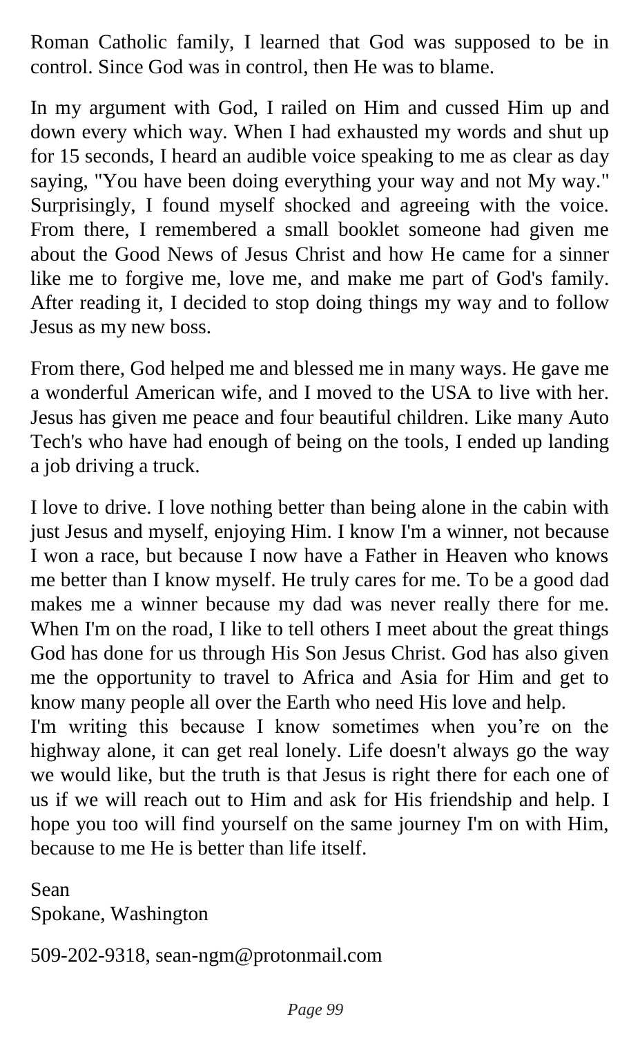Roman Catholic family, I learned that God was supposed to be in control. Since God was in control, then He was to blame.

In my argument with God, I railed on Him and cussed Him up and down every which way. When I had exhausted my words and shut up for 15 seconds, I heard an audible voice speaking to me as clear as day saying, "You have been doing everything your way and not My way." Surprisingly, I found myself shocked and agreeing with the voice. From there, I remembered a small booklet someone had given me about the Good News of Jesus Christ and how He came for a sinner like me to forgive me, love me, and make me part of God's family. After reading it, I decided to stop doing things my way and to follow Jesus as my new boss.

From there, God helped me and blessed me in many ways. He gave me a wonderful American wife, and I moved to the USA to live with her. Jesus has given me peace and four beautiful children. Like many Auto Tech's who have had enough of being on the tools, I ended up landing a job driving a truck.

I love to drive. I love nothing better than being alone in the cabin with just Jesus and myself, enjoying Him. I know I'm a winner, not because I won a race, but because I now have a Father in Heaven who knows me better than I know myself. He truly cares for me. To be a good dad makes me a winner because my dad was never really there for me. When I'm on the road, I like to tell others I meet about the great things God has done for us through His Son Jesus Christ. God has also given me the opportunity to travel to Africa and Asia for Him and get to know many people all over the Earth who need His love and help.
I'm writing this because I know sometimes when you're on the highway alone, it can get real lonely. Life doesn't always go the way we would like, but the truth is that Jesus is right there for each one of us if we will reach out to Him and ask for His friendship and help. I hope you too will find yourself on the same journey I'm on with Him, because to me He is better than life itself.

Sean
Spokane, Washington

509-202-9318, sean-ngm@protonmail.com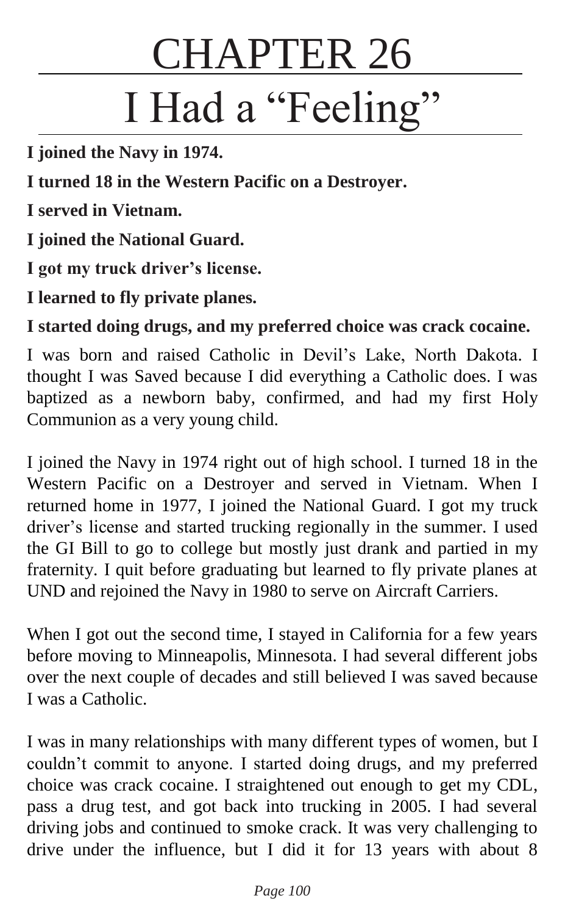# CHAPTER 26

# I Had a "Feeling"

**I joined the Navy in 1974.**

**I turned 18 in the Western Pacific on a Destroyer.**

**I served in Vietnam.**

**I joined the National Guard.**

**I got my truck driver's license.**

**I learned to fly private planes.**

**I started doing drugs, and my preferred choice was crack cocaine.**

I was born and raised Catholic in Devil's Lake, North Dakota. I thought I was Saved because I did everything a Catholic does. I was baptized as a newborn baby, confirmed, and had my first Holy Communion as a very young child.

I joined the Navy in 1974 right out of high school. I turned 18 in the Western Pacific on a Destroyer and served in Vietnam. When I returned home in 1977, I joined the National Guard. I got my truck driver's license and started trucking regionally in the summer. I used the GI Bill to go to college but mostly just drank and partied in my fraternity. I quit before graduating but learned to fly private planes at UND and rejoined the Navy in 1980 to serve on Aircraft Carriers.

When I got out the second time, I stayed in California for a few years before moving to Minneapolis, Minnesota. I had several different jobs over the next couple of decades and still believed I was saved because I was a Catholic.

I was in many relationships with many different types of women, but I couldn't commit to anyone. I started doing drugs, and my preferred choice was crack cocaine. I straightened out enough to get my CDL, pass a drug test, and got back into trucking in 2005. I had several driving jobs and continued to smoke crack. It was very challenging to drive under the influence, but I did it for 13 years with about 8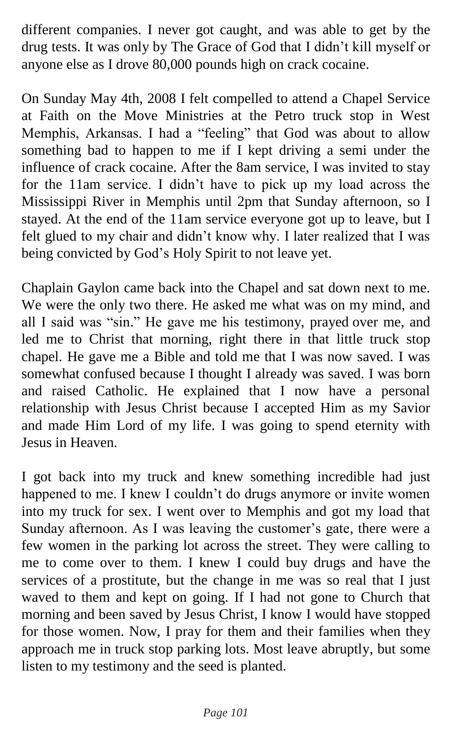different companies. I never got caught, and was able to get by the drug tests. It was only by The Grace of God that I didn't kill myself or anyone else as I drove 80,000 pounds high on crack cocaine.

On Sunday May 4th, 2008 I felt compelled to attend a Chapel Service at Faith on the Move Ministries at the Petro truck stop in West Memphis, Arkansas. I had a "feeling" that God was about to allow something bad to happen to me if I kept driving a semi under the influence of crack cocaine. After the 8am service, I was invited to stay for the 11am service. I didn't have to pick up my load across the Mississippi River in Memphis until 2pm that Sunday afternoon, so I stayed. At the end of the 11am service everyone got up to leave, but I felt glued to my chair and didn't know why. I later realized that I was being convicted by God's Holy Spirit to not leave yet.

Chaplain Gaylon came back into the Chapel and sat down next to me. We were the only two there. He asked me what was on my mind, and all I said was "sin." He gave me his testimony, prayed over me, and led me to Christ that morning, right there in that little truck stop chapel. He gave me a Bible and told me that I was now saved. I was somewhat confused because I thought I already was saved. I was born and raised Catholic. He explained that I now have a personal relationship with Jesus Christ because I accepted Him as my Savior and made Him Lord of my life. I was going to spend eternity with Jesus in Heaven.

I got back into my truck and knew something incredible had just happened to me. I knew I couldn't do drugs anymore or invite women into my truck for sex. I went over to Memphis and got my load that Sunday afternoon. As I was leaving the customer's gate, there were a few women in the parking lot across the street. They were calling to me to come over to them. I knew I could buy drugs and have the services of a prostitute, but the change in me was so real that I just waved to them and kept on going. If I had not gone to Church that morning and been saved by Jesus Christ, I know I would have stopped for those women. Now, I pray for them and their families when they approach me in truck stop parking lots. Most leave abruptly, but some listen to my testimony and the seed is planted.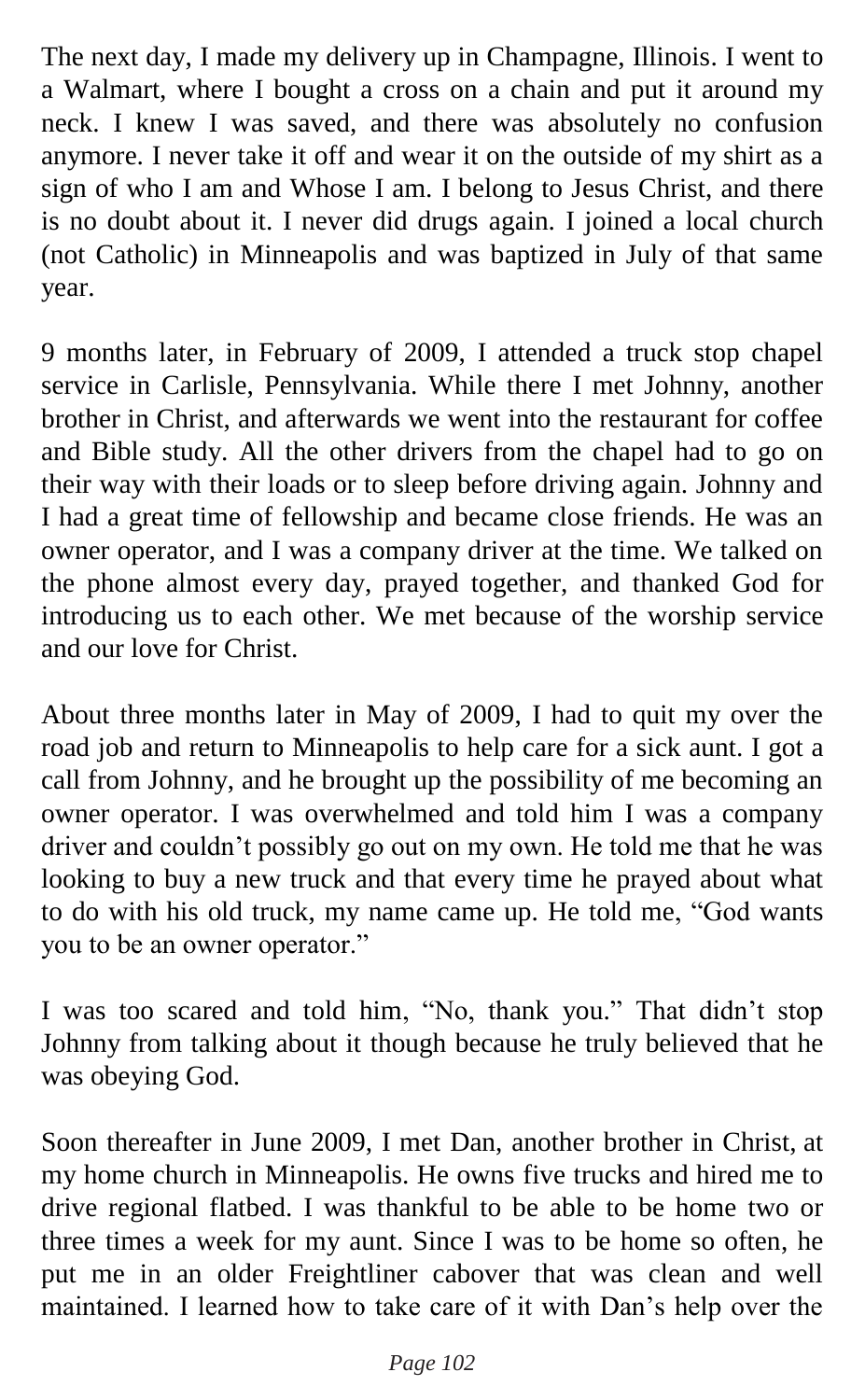The next day, I made my delivery up in Champagne, Illinois. I went to a Walmart, where I bought a cross on a chain and put it around my neck. I knew I was saved, and there was absolutely no confusion anymore. I never take it off and wear it on the outside of my shirt as a sign of who I am and Whose I am. I belong to Jesus Christ, and there is no doubt about it. I never did drugs again. I joined a local church (not Catholic) in Minneapolis and was baptized in July of that same year.

9 months later, in February of 2009, I attended a truck stop chapel service in Carlisle, Pennsylvania. While there I met Johnny, another brother in Christ, and afterwards we went into the restaurant for coffee and Bible study. All the other drivers from the chapel had to go on their way with their loads or to sleep before driving again. Johnny and I had a great time of fellowship and became close friends. He was an owner operator, and I was a company driver at the time. We talked on the phone almost every day, prayed together, and thanked God for introducing us to each other. We met because of the worship service and our love for Christ.

About three months later in May of 2009, I had to quit my over the road job and return to Minneapolis to help care for a sick aunt. I got a call from Johnny, and he brought up the possibility of me becoming an owner operator. I was overwhelmed and told him I was a company driver and couldn't possibly go out on my own. He told me that he was looking to buy a new truck and that every time he prayed about what to do with his old truck, my name came up. He told me, "God wants you to be an owner operator."

I was too scared and told him, "No, thank you." That didn't stop Johnny from talking about it though because he truly believed that he was obeying God.

Soon thereafter in June 2009, I met Dan, another brother in Christ, at my home church in Minneapolis. He owns five trucks and hired me to drive regional flatbed. I was thankful to be able to be home two or three times a week for my aunt. Since I was to be home so often, he put me in an older Freightliner cabover that was clean and well maintained. I learned how to take care of it with Dan's help over the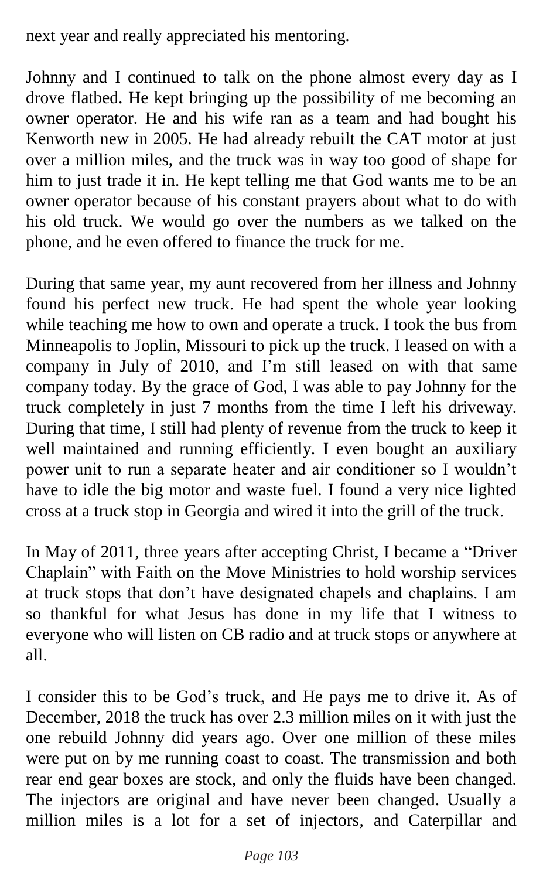next year and really appreciated his mentoring.

Johnny and I continued to talk on the phone almost every day as I drove flatbed. He kept bringing up the possibility of me becoming an owner operator. He and his wife ran as a team and had bought his Kenworth new in 2005. He had already rebuilt the CAT motor at just over a million miles, and the truck was in way too good of shape for him to just trade it in. He kept telling me that God wants me to be an owner operator because of his constant prayers about what to do with his old truck. We would go over the numbers as we talked on the phone, and he even offered to finance the truck for me.

During that same year, my aunt recovered from her illness and Johnny found his perfect new truck. He had spent the whole year looking while teaching me how to own and operate a truck. I took the bus from Minneapolis to Joplin, Missouri to pick up the truck. I leased on with a company in July of 2010, and I'm still leased on with that same company today. By the grace of God, I was able to pay Johnny for the truck completely in just 7 months from the time I left his driveway. During that time, I still had plenty of revenue from the truck to keep it well maintained and running efficiently. I even bought an auxiliary power unit to run a separate heater and air conditioner so I wouldn't have to idle the big motor and waste fuel. I found a very nice lighted cross at a truck stop in Georgia and wired it into the grill of the truck.

In May of 2011, three years after accepting Christ, I became a "Driver Chaplain" with Faith on the Move Ministries to hold worship services at truck stops that don't have designated chapels and chaplains. I am so thankful for what Jesus has done in my life that I witness to everyone who will listen on CB radio and at truck stops or anywhere at all.

I consider this to be God's truck, and He pays me to drive it. As of December, 2018 the truck has over 2.3 million miles on it with just the one rebuild Johnny did years ago. Over one million of these miles were put on by me running coast to coast. The transmission and both rear end gear boxes are stock, and only the fluids have been changed. The injectors are original and have never been changed. Usually a million miles is a lot for a set of injectors, and Caterpillar and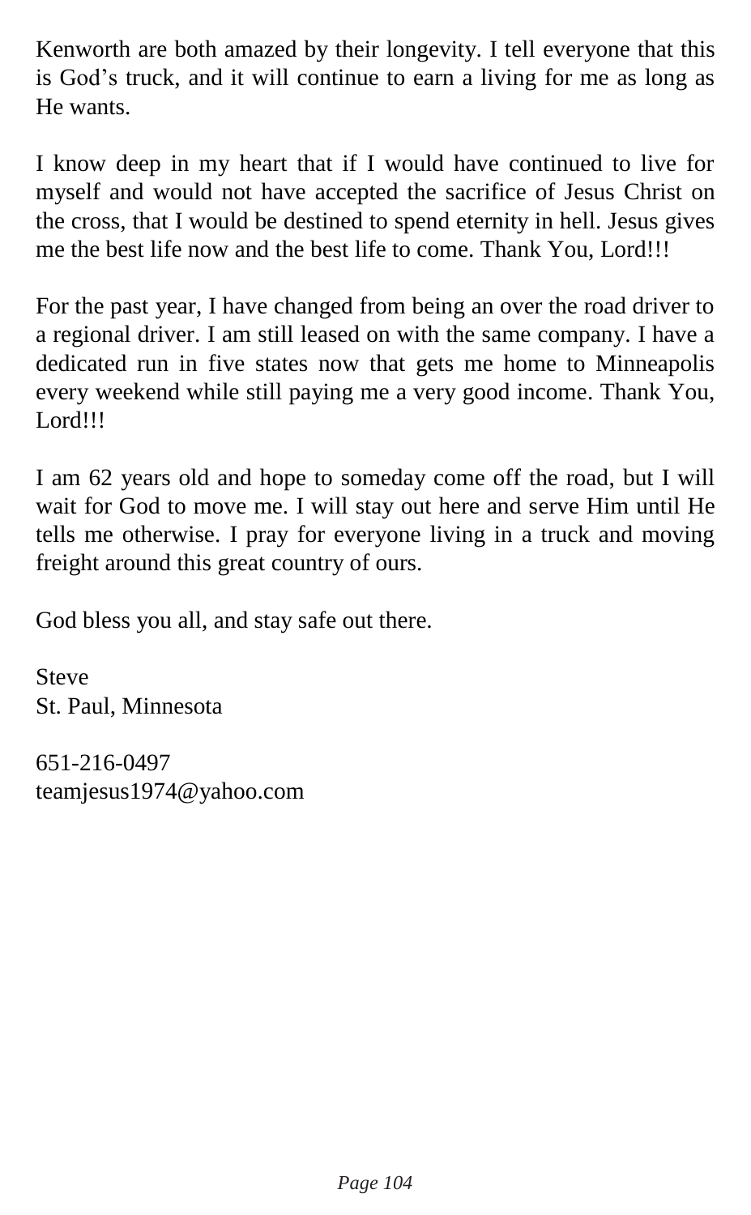Kenworth are both amazed by their longevity. I tell everyone that this is God's truck, and it will continue to earn a living for me as long as He wants.

I know deep in my heart that if I would have continued to live for myself and would not have accepted the sacrifice of Jesus Christ on the cross, that I would be destined to spend eternity in hell. Jesus gives me the best life now and the best life to come. Thank You, Lord!!!

For the past year, I have changed from being an over the road driver to a regional driver. I am still leased on with the same company. I have a dedicated run in five states now that gets me home to Minneapolis every weekend while still paying me a very good income. Thank You, Lord!!!

I am 62 years old and hope to someday come off the road, but I will wait for God to move me. I will stay out here and serve Him until He tells me otherwise. I pray for everyone living in a truck and moving freight around this great country of ours.

God bless you all, and stay safe out there.

Steve
St. Paul, Minnesota

651-216-0497
teamjesus1974@yahoo.com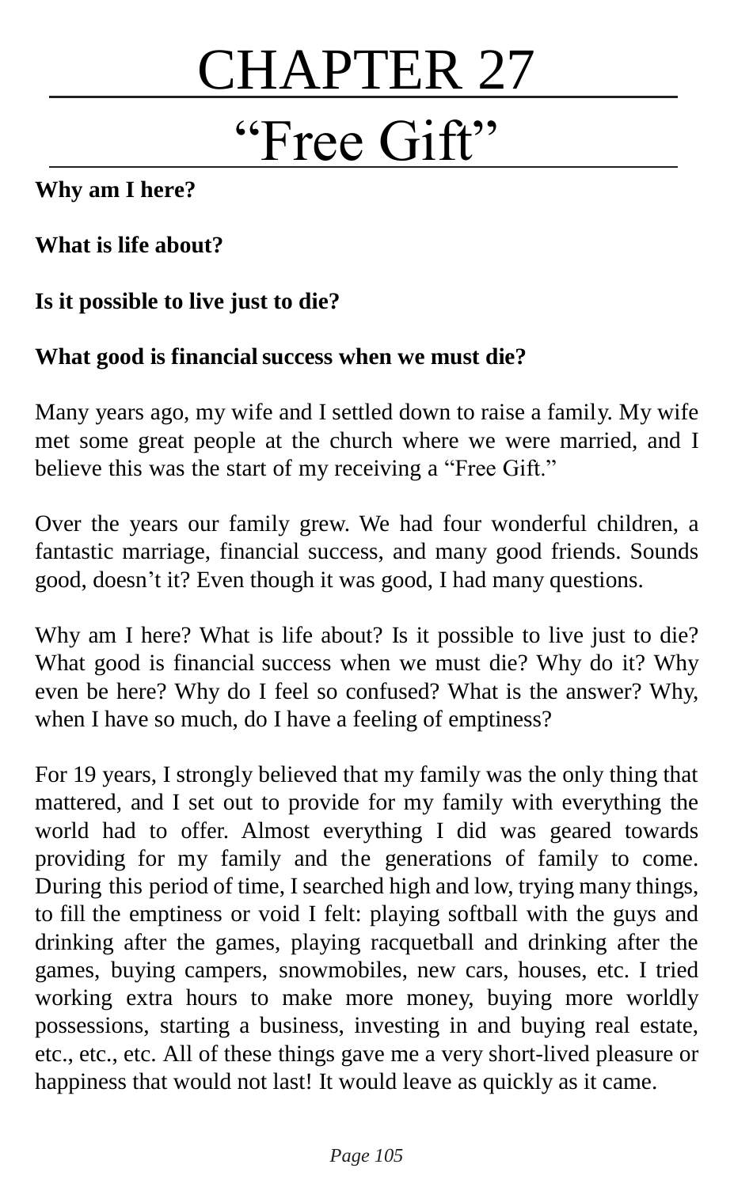# CHAPTER 27

## "Free Gift"

**Why am I here?**

**What is life about?**

**Is it possible to live just to die?**

**What good is financial success when we must die?**

Many years ago, my wife and I settled down to raise a family. My wife met some great people at the church where we were married, and I believe this was the start of my receiving a "Free Gift."

Over the years our family grew. We had four wonderful children, a fantastic marriage, financial success, and many good friends. Sounds good, doesn't it? Even though it was good, I had many questions.

Why am I here? What is life about? Is it possible to live just to die? What good is financial success when we must die? Why do it? Why even be here? Why do I feel so confused? What is the answer? Why, when I have so much, do I have a feeling of emptiness?

For 19 years, I strongly believed that my family was the only thing that mattered, and I set out to provide for my family with everything the world had to offer. Almost everything I did was geared towards providing for my family and the generations of family to come. During this period of time, I searched high and low, trying many things, to fill the emptiness or void I felt: playing softball with the guys and drinking after the games, playing racquetball and drinking after the games, buying campers, snowmobiles, new cars, houses, etc. I tried working extra hours to make more money, buying more worldly possessions, starting a business, investing in and buying real estate, etc., etc., etc. All of these things gave me a very short-lived pleasure or happiness that would not last! It would leave as quickly as it came.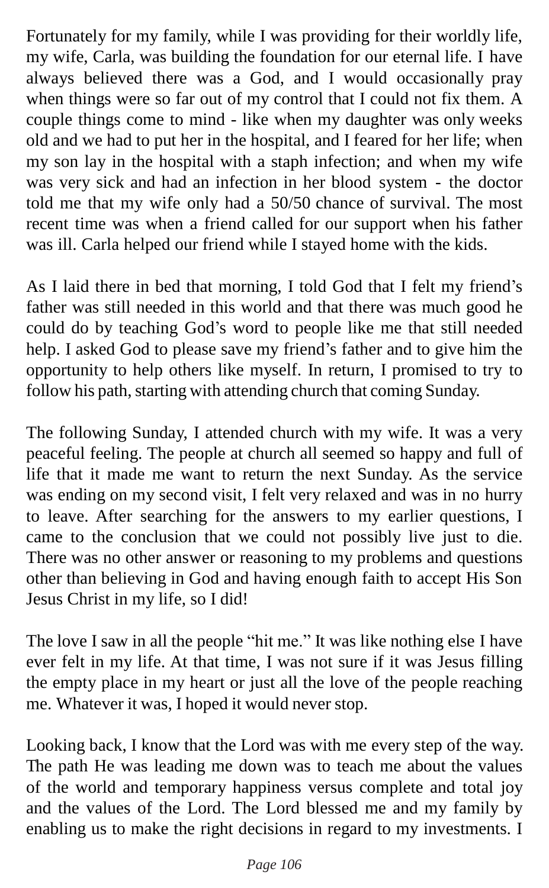Fortunately for my family, while I was providing for their worldly life, my wife, Carla, was building the foundation for our eternal life. I have always believed there was a God, and I would occasionally pray when things were so far out of my control that I could not fix them. A couple things come to mind - like when my daughter was only weeks old and we had to put her in the hospital, and I feared for her life; when my son lay in the hospital with a staph infection; and when my wife was very sick and had an infection in her blood system - the doctor told me that my wife only had a 50/50 chance of survival. The most recent time was when a friend called for our support when his father was ill. Carla helped our friend while I stayed home with the kids.

As I laid there in bed that morning, I told God that I felt my friend's father was still needed in this world and that there was much good he could do by teaching God's word to people like me that still needed help. I asked God to please save my friend's father and to give him the opportunity to help others like myself. In return, I promised to try to follow his path, starting with attending church that coming Sunday.

The following Sunday, I attended church with my wife. It was a very peaceful feeling. The people at church all seemed so happy and full of life that it made me want to return the next Sunday. As the service was ending on my second visit, I felt very relaxed and was in no hurry to leave. After searching for the answers to my earlier questions, I came to the conclusion that we could not possibly live just to die. There was no other answer or reasoning to my problems and questions other than believing in God and having enough faith to accept His Son Jesus Christ in my life, so I did!

The love I saw in all the people "hit me." It was like nothing else I have ever felt in my life. At that time, I was not sure if it was Jesus filling the empty place in my heart or just all the love of the people reaching me. Whatever it was, I hoped it would never stop.

Looking back, I know that the Lord was with me every step of the way. The path He was leading me down was to teach me about the values of the world and temporary happiness versus complete and total joy and the values of the Lord. The Lord blessed me and my family by enabling us to make the right decisions in regard to my investments. I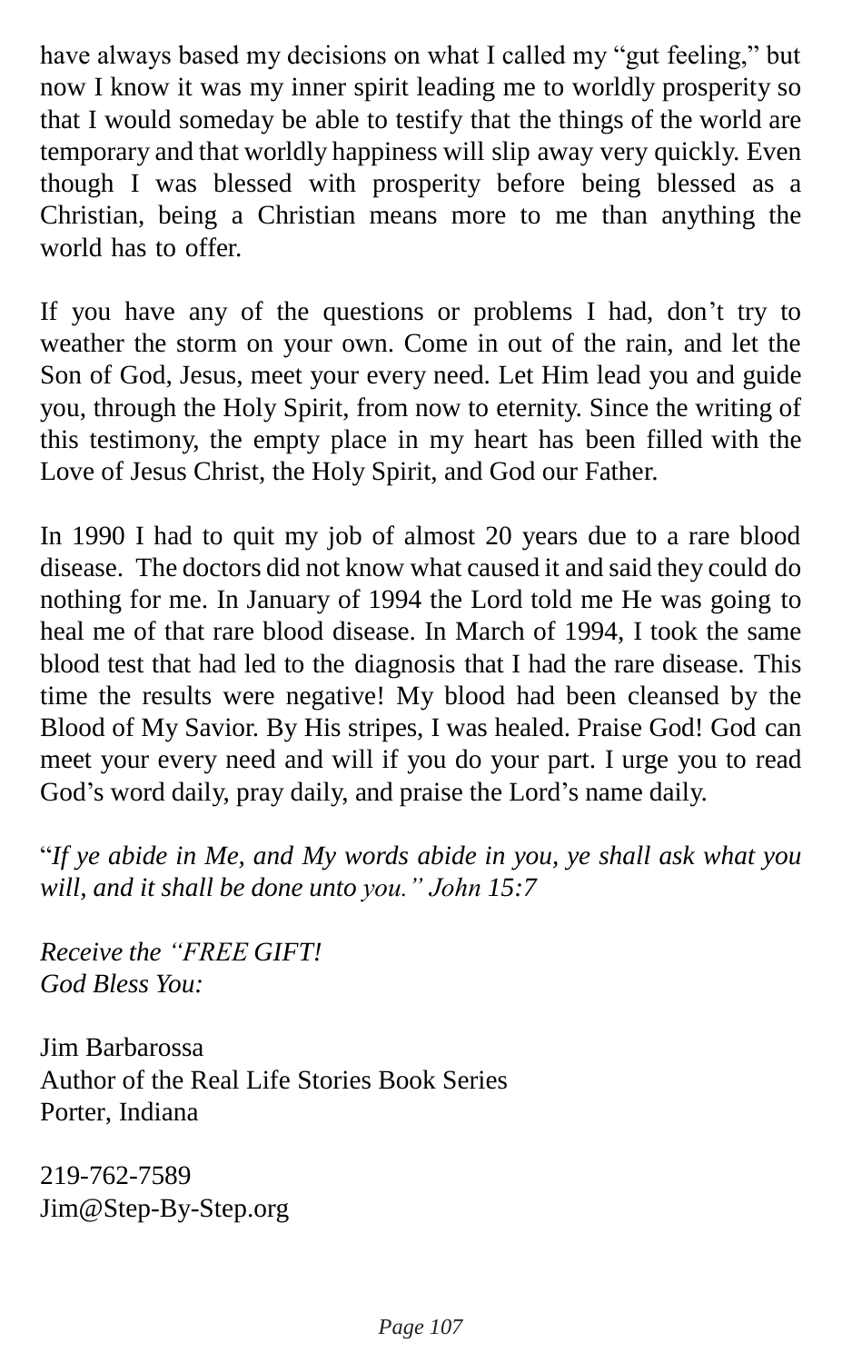have always based my decisions on what I called my "gut feeling," but now I know it was my inner spirit leading me to worldly prosperity so that I would someday be able to testify that the things of the world are temporary and that worldly happiness will slip away very quickly. Even though I was blessed with prosperity before being blessed as a Christian, being a Christian means more to me than anything the world has to offer.

If you have any of the questions or problems I had, don't try to weather the storm on your own. Come in out of the rain, and let the Son of God, Jesus, meet your every need. Let Him lead you and guide you, through the Holy Spirit, from now to eternity. Since the writing of this testimony, the empty place in my heart has been filled with the Love of Jesus Christ, the Holy Spirit, and God our Father.

In 1990 I had to quit my job of almost 20 years due to a rare blood disease. The doctors did not know what caused it and said they could do nothing for me. In January of 1994 the Lord told me He was going to heal me of that rare blood disease. In March of 1994, I took the same blood test that had led to the diagnosis that I had the rare disease. This time the results were negative! My blood had been cleansed by the Blood of My Savior. By His stripes, I was healed. Praise God! God can meet your every need and will if you do your part. I urge you to read God's word daily, pray daily, and praise the Lord's name daily.

"*If ye abide in Me, and My words abide in you, ye shall ask what you will, and it shall be done unto you." John 15:7*

*Receive the "FREE GIFT!*
*God Bless You:*

Jim Barbarossa
Author of the Real Life Stories Book Series
Porter, Indiana

219-762-7589
Jim@Step-By-Step.org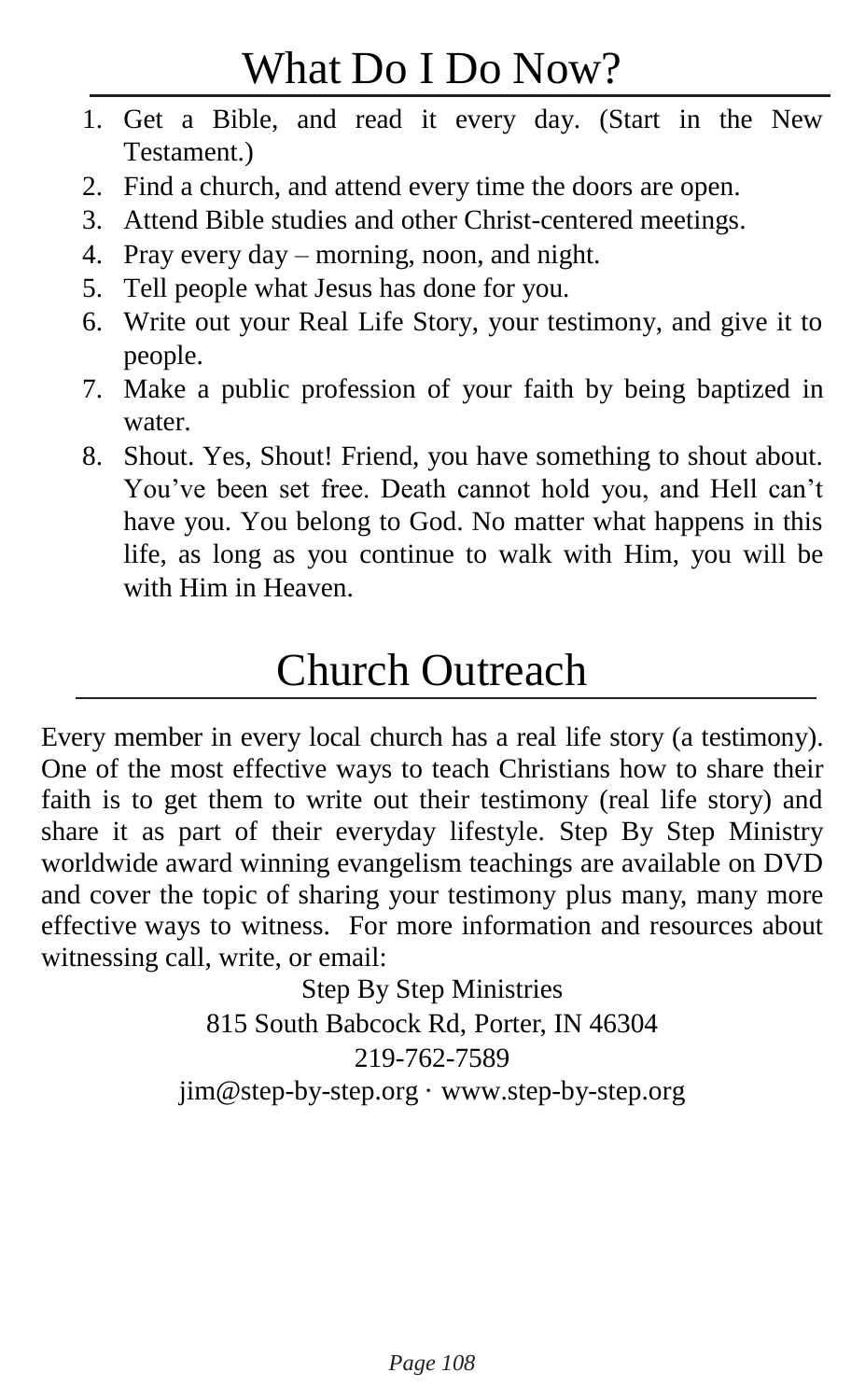# What Do I Do Now?

1. Get a Bible, and read it every day. (Start in the New Testament.)
2. Find a church, and attend every time the doors are open.
3. Attend Bible studies and other Christ-centered meetings.
4. Pray every day – morning, noon, and night.
5. Tell people what Jesus has done for you.
6. Write out your Real Life Story, your testimony, and give it to people.
7. Make a public profession of your faith by being baptized in water.
8. Shout. Yes, Shout! Friend, you have something to shout about. You've been set free. Death cannot hold you, and Hell can't have you. You belong to God. No matter what happens in this life, as long as you continue to walk with Him, you will be with Him in Heaven.

# Church Outreach

Every member in every local church has a real life story (a testimony). One of the most effective ways to teach Christians how to share their faith is to get them to write out their testimony (real life story) and share it as part of their everyday lifestyle. Step By Step Ministry worldwide award winning evangelism teachings are available on DVD and cover the topic of sharing your testimony plus many, many more effective ways to witness. For more information and resources about witnessing call, write, or email:

Step By Step Ministries
815 South Babcock Rd, Porter, IN 46304
219-762-7589
jim@step-by-step.org · www.step-by-step.org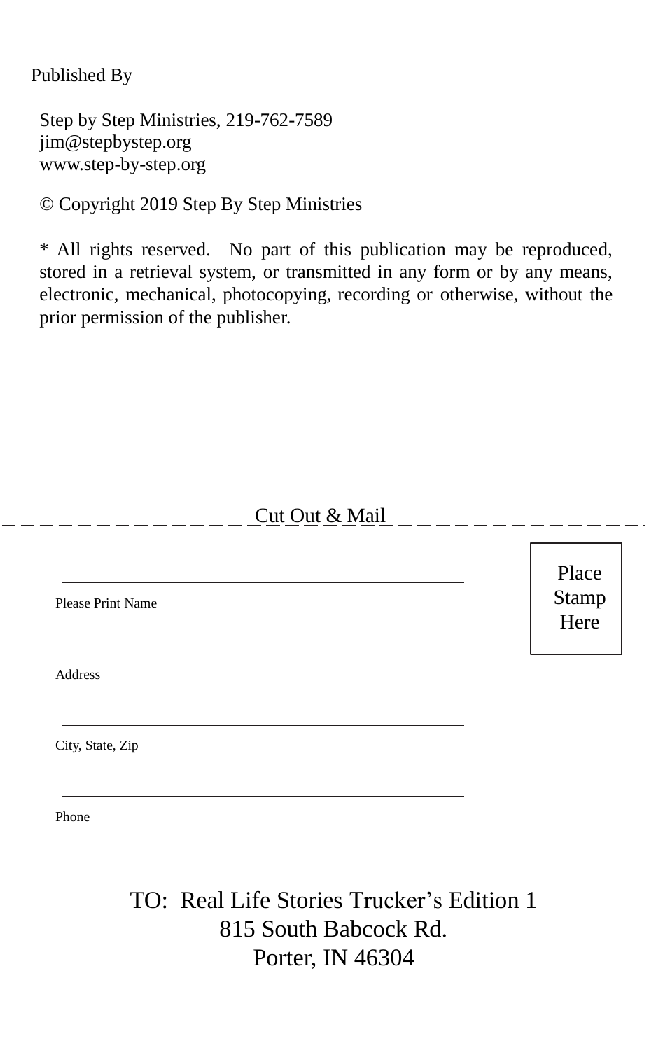Published By

Step by Step Ministries, 219-762-7589
jim@stepbystep.org
www.step-by-step.org

© Copyright 2019 Step By Step Ministries

* All rights reserved. No part of this publication may be reproduced, stored in a retrieval system, or transmitted in any form or by any means, electronic, mechanical, photocopying, recording or otherwise, without the prior permission of the publisher.

\- - - - - - - - - - - - - - - Cut Out & Mail - - - - - - - - - - - - - - -

Place Stamp Here

\_\_\_\_\_\_\_\_\_\_\_\_\_\_\_\_\_\_\_\_\_\_\_\_\_\_\_\_\_\_\_\_\_\_\_\_\_\_\_\_

Please Print Name

\_\_\_\_\_\_\_\_\_\_\_\_\_\_\_\_\_\_\_\_\_\_\_\_\_\_\_\_\_\_\_\_\_\_\_\_\_\_\_\_

Address

\_\_\_\_\_\_\_\_\_\_\_\_\_\_\_\_\_\_\_\_\_\_\_\_\_\_\_\_\_\_\_\_\_\_\_\_\_\_\_\_

City, State, Zip

\_\_\_\_\_\_\_\_\_\_\_\_\_\_\_\_\_\_\_\_\_\_\_\_\_\_\_\_\_\_\_\_\_\_\_\_\_\_\_\_

Phone

TO: Real Life Stories Trucker's Edition 1
815 South Babcock Rd.
Porter, IN 46304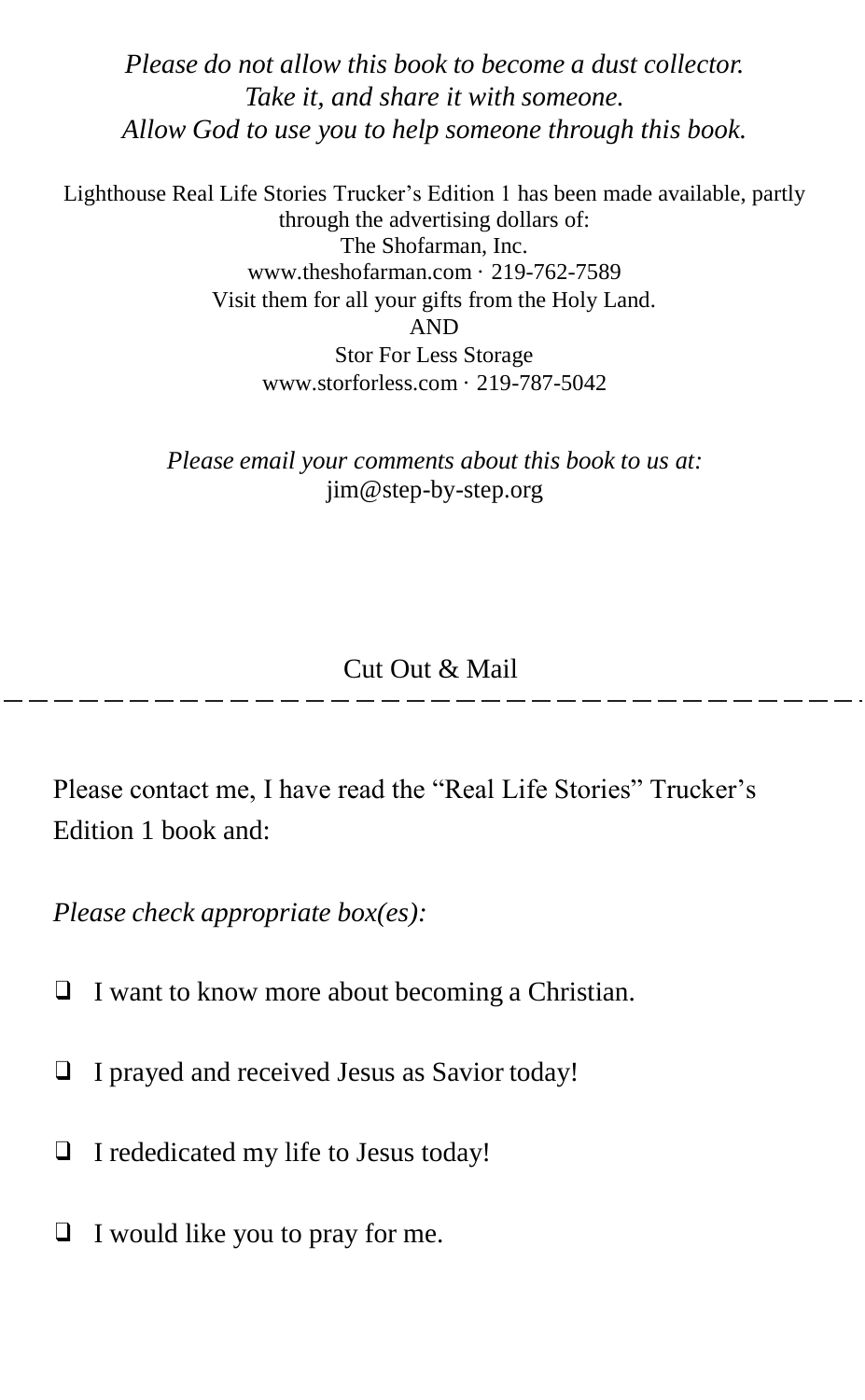*Please do not allow this book to become a dust collector.*
*Take it, and share it with someone.*
*Allow God to use you to help someone through this book.*

Lighthouse Real Life Stories Trucker's Edition 1 has been made available, partly through the advertising dollars of:
The Shofarman, Inc.
www.theshofarman.com · 219-762-7589
Visit them for all your gifts from the Holy Land.
AND
Stor For Less Storage
www.storforless.com · 219-787-5042

*Please email your comments about this book to us at:*
jim@step-by-step.org

Cut Out & Mail

---

Please contact me, I have read the "Real Life Stories" Trucker's Edition 1 book and:

*Please check appropriate box(es):*

- ❑ I want to know more about becoming a Christian.
- ❑ I prayed and received Jesus as Savior today!
- ❑ I rededicated my life to Jesus today!
- ❑ I would like you to pray for me.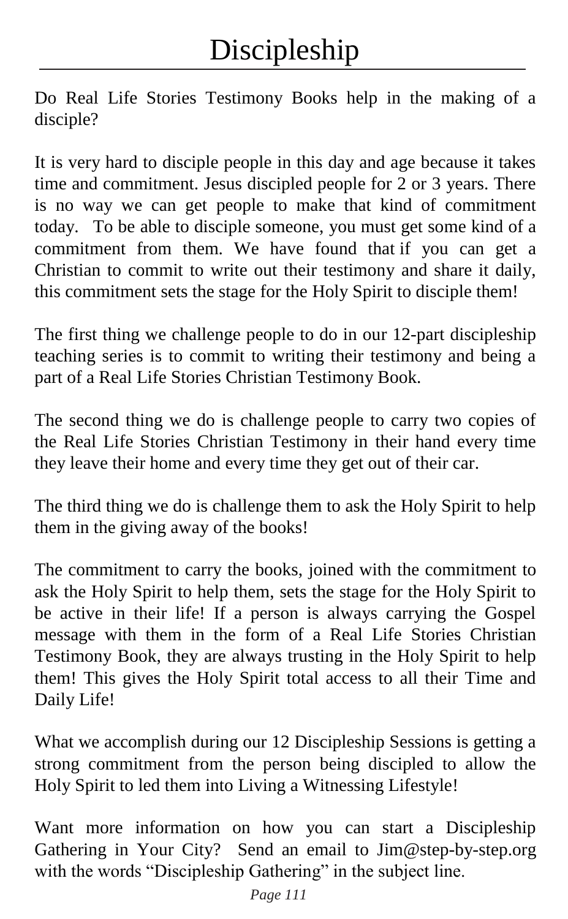# Discipleship

Do Real Life Stories Testimony Books help in the making of a disciple?

It is very hard to disciple people in this day and age because it takes time and commitment. Jesus discipled people for 2 or 3 years. There is no way we can get people to make that kind of commitment today. To be able to disciple someone, you must get some kind of a commitment from them. We have found that if you can get a Christian to commit to write out their testimony and share it daily, this commitment sets the stage for the Holy Spirit to disciple them!

The first thing we challenge people to do in our 12-part discipleship teaching series is to commit to writing their testimony and being a part of a Real Life Stories Christian Testimony Book.

The second thing we do is challenge people to carry two copies of the Real Life Stories Christian Testimony in their hand every time they leave their home and every time they get out of their car.

The third thing we do is challenge them to ask the Holy Spirit to help them in the giving away of the books!

The commitment to carry the books, joined with the commitment to ask the Holy Spirit to help them, sets the stage for the Holy Spirit to be active in their life! If a person is always carrying the Gospel message with them in the form of a Real Life Stories Christian Testimony Book, they are always trusting in the Holy Spirit to help them! This gives the Holy Spirit total access to all their Time and Daily Life!

What we accomplish during our 12 Discipleship Sessions is getting a strong commitment from the person being discipled to allow the Holy Spirit to led them into Living a Witnessing Lifestyle!

Want more information on how you can start a Discipleship Gathering in Your City? Send an email to Jim@step-by-step.org with the words "Discipleship Gathering" in the subject line.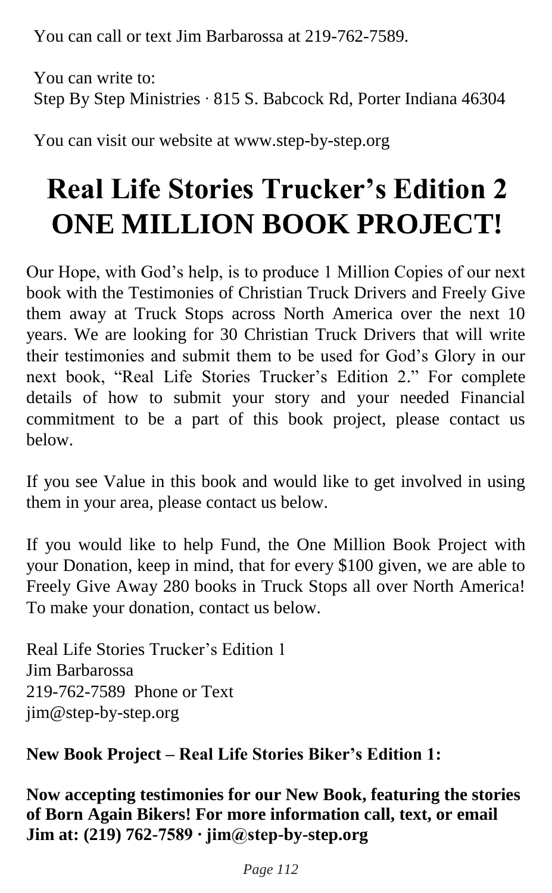You can call or text Jim Barbarossa at 219-762-7589.

You can write to:
Step By Step Ministries · 815 S. Babcock Rd, Porter Indiana 46304

You can visit our website at www.step-by-step.org

# Real Life Stories Trucker's Edition 2
# ONE MILLION BOOK PROJECT!

Our Hope, with God's help, is to produce 1 Million Copies of our next book with the Testimonies of Christian Truck Drivers and Freely Give them away at Truck Stops across North America over the next 10 years. We are looking for 30 Christian Truck Drivers that will write their testimonies and submit them to be used for God's Glory in our next book, "Real Life Stories Trucker's Edition 2." For complete details of how to submit your story and your needed Financial commitment to be a part of this book project, please contact us below.

If you see Value in this book and would like to get involved in using them in your area, please contact us below.

If you would like to help Fund, the One Million Book Project with your Donation, keep in mind, that for every $100 given, we are able to Freely Give Away 280 books in Truck Stops all over North America! To make your donation, contact us below.

Real Life Stories Trucker's Edition 1
Jim Barbarossa
219-762-7589 Phone or Text
jim@step-by-step.org

**New Book Project – Real Life Stories Biker's Edition 1:**

**Now accepting testimonies for our New Book, featuring the stories of Born Again Bikers! For more information call, text, or email Jim at: (219) 762-7589 · jim@step-by-step.org**